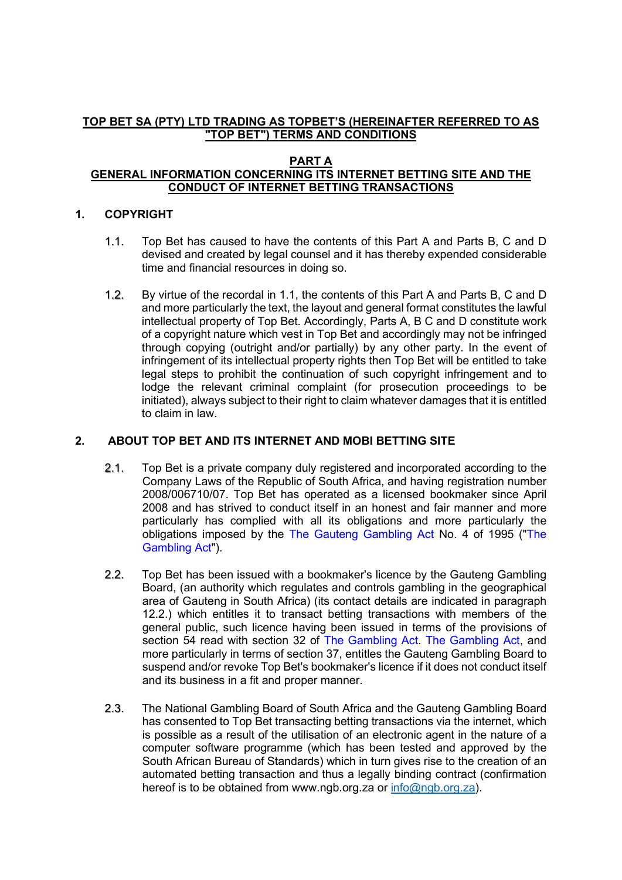# TOP BET SA (PTY) LTD TRADING AS TOPBET'S (HEREINAFTER REFERRED TO AS "TOP BET") TERMS AND CONDITIONS

## PART A
## GENERAL INFORMATION CONCERNING ITS INTERNET BETTING SITE AND THE CONDUCT OF INTERNET BETTING TRANSACTIONS

### 1. COPYRIGHT

1.1. Top Bet has caused to have the contents of this Part A and Parts B, C and D devised and created by legal counsel and it has thereby expended considerable time and financial resources in doing so.

1.2. By virtue of the recordal in 1.1, the contents of this Part A and Parts B, C and D and more particularly the text, the layout and general format constitutes the lawful intellectual property of Top Bet. Accordingly, Parts A, B C and D constitute work of a copyright nature which vest in Top Bet and accordingly may not be infringed through copying (outright and/or partially) by any other party. In the event of infringement of its intellectual property rights then Top Bet will be entitled to take legal steps to prohibit the continuation of such copyright infringement and to lodge the relevant criminal complaint (for prosecution proceedings to be initiated), always subject to their right to claim whatever damages that it is entitled to claim in law.

### 2. ABOUT TOP BET AND ITS INTERNET AND MOBI BETTING SITE

2.1. Top Bet is a private company duly registered and incorporated according to the Company Laws of the Republic of South Africa, and having registration number 2008/006710/07. Top Bet has operated as a licensed bookmaker since April 2008 and has strived to conduct itself in an honest and fair manner and more particularly has complied with all its obligations and more particularly the obligations imposed by the The Gauteng Gambling Act No. 4 of 1995 ("The Gambling Act").

2.2. Top Bet has been issued with a bookmaker's licence by the Gauteng Gambling Board, (an authority which regulates and controls gambling in the geographical area of Gauteng in South Africa) (its contact details are indicated in paragraph 12.2.) which entitles it to transact betting transactions with members of the general public, such licence having been issued in terms of the provisions of section 54 read with section 32 of The Gambling Act. The Gambling Act, and more particularly in terms of section 37, entitles the Gauteng Gambling Board to suspend and/or revoke Top Bet's bookmaker's licence if it does not conduct itself and its business in a fit and proper manner.

2.3. The National Gambling Board of South Africa and the Gauteng Gambling Board has consented to Top Bet transacting betting transactions via the internet, which is possible as a result of the utilisation of an electronic agent in the nature of a computer software programme (which has been tested and approved by the South African Bureau of Standards) which in turn gives rise to the creation of an automated betting transaction and thus a legally binding contract (confirmation hereof is to be obtained from www.ngb.org.za or info@ngb.org.za).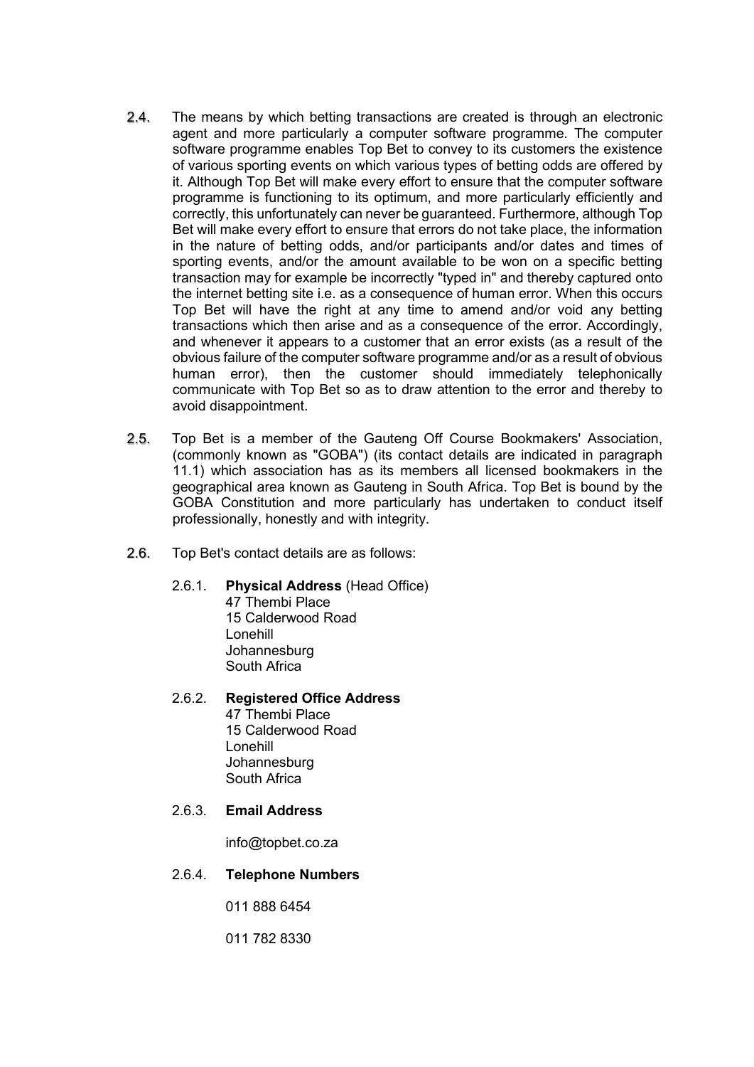2.4. The means by which betting transactions are created is through an electronic agent and more particularly a computer software programme. The computer software programme enables Top Bet to convey to its customers the existence of various sporting events on which various types of betting odds are offered by it. Although Top Bet will make every effort to ensure that the computer software programme is functioning to its optimum, and more particularly efficiently and correctly, this unfortunately can never be guaranteed. Furthermore, although Top Bet will make every effort to ensure that errors do not take place, the information in the nature of betting odds, and/or participants and/or dates and times of sporting events, and/or the amount available to be won on a specific betting transaction may for example be incorrectly "typed in" and thereby captured onto the internet betting site i.e. as a consequence of human error. When this occurs Top Bet will have the right at any time to amend and/or void any betting transactions which then arise and as a consequence of the error. Accordingly, and whenever it appears to a customer that an error exists (as a result of the obvious failure of the computer software programme and/or as a result of obvious human error), then the customer should immediately telephonically communicate with Top Bet so as to draw attention to the error and thereby to avoid disappointment.

2.5. Top Bet is a member of the Gauteng Off Course Bookmakers' Association, (commonly known as "GOBA") (its contact details are indicated in paragraph 11.1) which association has as its members all licensed bookmakers in the geographical area known as Gauteng in South Africa. Top Bet is bound by the GOBA Constitution and more particularly has undertaken to conduct itself professionally, honestly and with integrity.

2.6. Top Bet's contact details are as follows:

2.6.1. **Physical Address** (Head Office)
47 Thembi Place
15 Calderwood Road
Lonehill
Johannesburg
South Africa

2.6.2. **Registered Office Address**
47 Thembi Place
15 Calderwood Road
Lonehill
Johannesburg
South Africa

2.6.3. **Email Address**

info@topbet.co.za

2.6.4. **Telephone Numbers**

011 888 6454

011 782 8330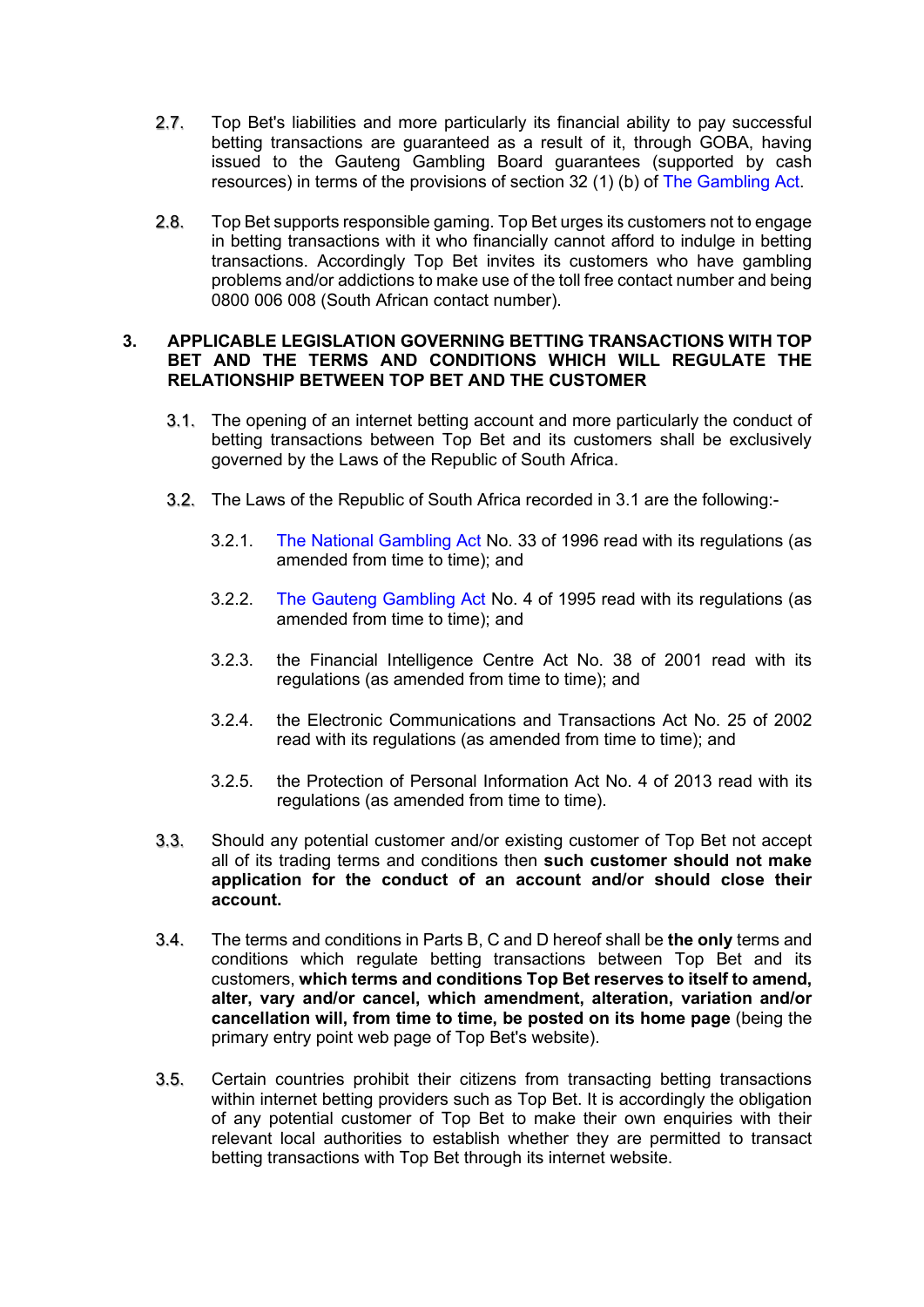2.7. Top Bet's liabilities and more particularly its financial ability to pay successful betting transactions are guaranteed as a result of it, through GOBA, having issued to the Gauteng Gambling Board guarantees (supported by cash resources) in terms of the provisions of section 32 (1) (b) of The Gambling Act.

2.8. Top Bet supports responsible gaming. Top Bet urges its customers not to engage in betting transactions with it who financially cannot afford to indulge in betting transactions. Accordingly Top Bet invites its customers who have gambling problems and/or addictions to make use of the toll free contact number and being 0800 006 008 (South African contact number).

## 3. APPLICABLE LEGISLATION GOVERNING BETTING TRANSACTIONS WITH TOP BET AND THE TERMS AND CONDITIONS WHICH WILL REGULATE THE RELATIONSHIP BETWEEN TOP BET AND THE CUSTOMER

3.1. The opening of an internet betting account and more particularly the conduct of betting transactions between Top Bet and its customers shall be exclusively governed by the Laws of the Republic of South Africa.

3.2. The Laws of the Republic of South Africa recorded in 3.1 are the following:-

3.2.1. The National Gambling Act No. 33 of 1996 read with its regulations (as amended from time to time); and

3.2.2. The Gauteng Gambling Act No. 4 of 1995 read with its regulations (as amended from time to time); and

3.2.3. the Financial Intelligence Centre Act No. 38 of 2001 read with its regulations (as amended from time to time); and

3.2.4. the Electronic Communications and Transactions Act No. 25 of 2002 read with its regulations (as amended from time to time); and

3.2.5. the Protection of Personal Information Act No. 4 of 2013 read with its regulations (as amended from time to time).

3.3. Should any potential customer and/or existing customer of Top Bet not accept all of its trading terms and conditions then **such customer should not make application for the conduct of an account and/or should close their account.**

3.4. The terms and conditions in Parts B, C and D hereof shall be **the only** terms and conditions which regulate betting transactions between Top Bet and its customers, **which terms and conditions Top Bet reserves to itself to amend, alter, vary and/or cancel, which amendment, alteration, variation and/or cancellation will, from time to time, be posted on its home page** (being the primary entry point web page of Top Bet's website).

3.5. Certain countries prohibit their citizens from transacting betting transactions within internet betting providers such as Top Bet. It is accordingly the obligation of any potential customer of Top Bet to make their own enquiries with their relevant local authorities to establish whether they are permitted to transact betting transactions with Top Bet through its internet website.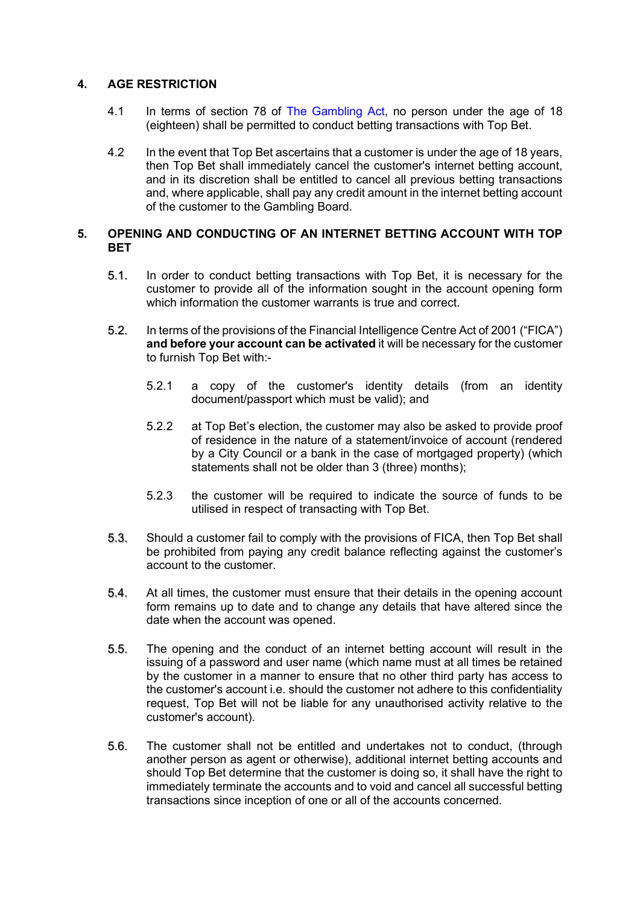## 4. AGE RESTRICTION

4.1 In terms of section 78 of The Gambling Act, no person under the age of 18 (eighteen) shall be permitted to conduct betting transactions with Top Bet.

4.2 In the event that Top Bet ascertains that a customer is under the age of 18 years, then Top Bet shall immediately cancel the customer's internet betting account, and in its discretion shall be entitled to cancel all previous betting transactions and, where applicable, shall pay any credit amount in the internet betting account of the customer to the Gambling Board.

## 5. OPENING AND CONDUCTING OF AN INTERNET BETTING ACCOUNT WITH TOP BET

5.1. In order to conduct betting transactions with Top Bet, it is necessary for the customer to provide all of the information sought in the account opening form which information the customer warrants is true and correct.

5.2. In terms of the provisions of the Financial Intelligence Centre Act of 2001 ("FICA") **and before your account can be activated** it will be necessary for the customer to furnish Top Bet with:-

5.2.1 a copy of the customer's identity details (from an identity document/passport which must be valid); and

5.2.2 at Top Bet's election, the customer may also be asked to provide proof of residence in the nature of a statement/invoice of account (rendered by a City Council or a bank in the case of mortgaged property) (which statements shall not be older than 3 (three) months);

5.2.3 the customer will be required to indicate the source of funds to be utilised in respect of transacting with Top Bet.

5.3. Should a customer fail to comply with the provisions of FICA, then Top Bet shall be prohibited from paying any credit balance reflecting against the customer's account to the customer.

5.4. At all times, the customer must ensure that their details in the opening account form remains up to date and to change any details that have altered since the date when the account was opened.

5.5. The opening and the conduct of an internet betting account will result in the issuing of a password and user name (which name must at all times be retained by the customer in a manner to ensure that no other third party has access to the customer's account i.e. should the customer not adhere to this confidentiality request, Top Bet will not be liable for any unauthorised activity relative to the customer's account).

5.6. The customer shall not be entitled and undertakes not to conduct, (through another person as agent or otherwise), additional internet betting accounts and should Top Bet determine that the customer is doing so, it shall have the right to immediately terminate the accounts and to void and cancel all successful betting transactions since inception of one or all of the accounts concerned.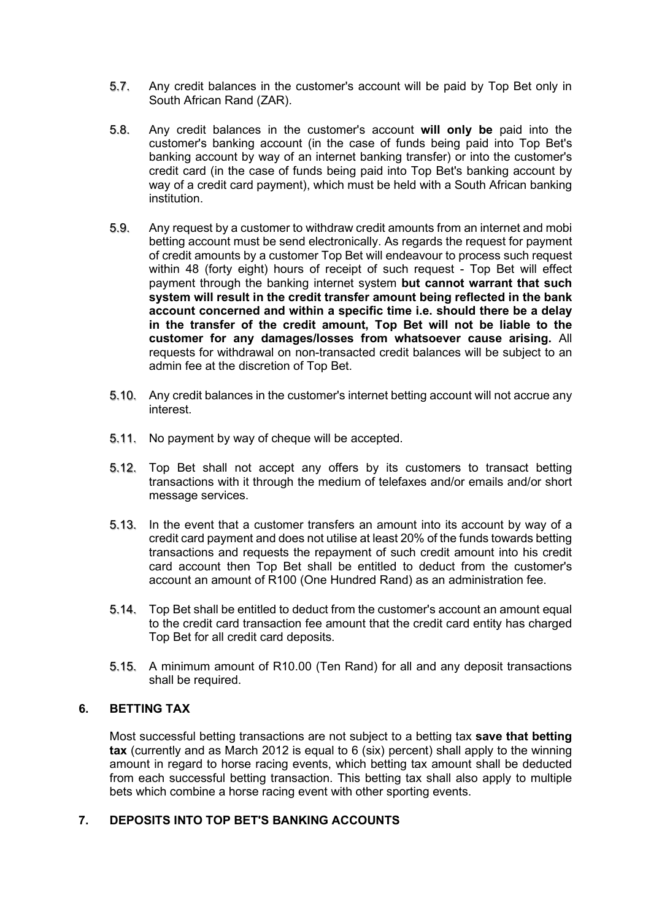5.7. Any credit balances in the customer's account will be paid by Top Bet only in South African Rand (ZAR).

5.8. Any credit balances in the customer's account **will only be** paid into the customer's banking account (in the case of funds being paid into Top Bet's banking account by way of an internet banking transfer) or into the customer's credit card (in the case of funds being paid into Top Bet's banking account by way of a credit card payment), which must be held with a South African banking institution.

5.9. Any request by a customer to withdraw credit amounts from an internet and mobi betting account must be send electronically. As regards the request for payment of credit amounts by a customer Top Bet will endeavour to process such request within 48 (forty eight) hours of receipt of such request - Top Bet will effect payment through the banking internet system **but cannot warrant that such system will result in the credit transfer amount being reflected in the bank account concerned and within a specific time i.e. should there be a delay in the transfer of the credit amount, Top Bet will not be liable to the customer for any damages/losses from whatsoever cause arising.** All requests for withdrawal on non-transacted credit balances will be subject to an admin fee at the discretion of Top Bet.

5.10. Any credit balances in the customer's internet betting account will not accrue any interest.

5.11. No payment by way of cheque will be accepted.

5.12. Top Bet shall not accept any offers by its customers to transact betting transactions with it through the medium of telefaxes and/or emails and/or short message services.

5.13. In the event that a customer transfers an amount into its account by way of a credit card payment and does not utilise at least 20% of the funds towards betting transactions and requests the repayment of such credit amount into his credit card account then Top Bet shall be entitled to deduct from the customer's account an amount of R100 (One Hundred Rand) as an administration fee.

5.14. Top Bet shall be entitled to deduct from the customer's account an amount equal to the credit card transaction fee amount that the credit card entity has charged Top Bet for all credit card deposits.

5.15. A minimum amount of R10.00 (Ten Rand) for all and any deposit transactions shall be required.

## 6. BETTING TAX

Most successful betting transactions are not subject to a betting tax **save that betting tax** (currently and as March 2012 is equal to 6 (six) percent) shall apply to the winning amount in regard to horse racing events, which betting tax amount shall be deducted from each successful betting transaction. This betting tax shall also apply to multiple bets which combine a horse racing event with other sporting events.

## 7. DEPOSITS INTO TOP BET'S BANKING ACCOUNTS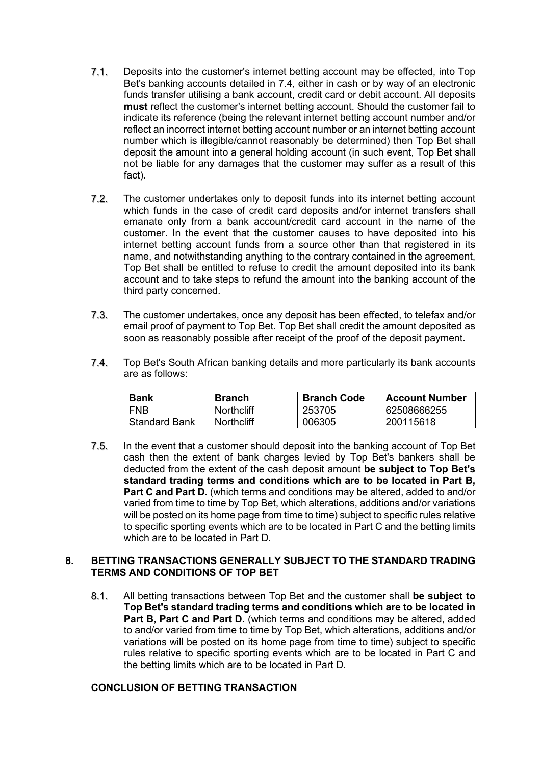7.1. Deposits into the customer's internet betting account may be effected, into Top Bet's banking accounts detailed in 7.4, either in cash or by way of an electronic funds transfer utilising a bank account, credit card or debit account. All deposits **must** reflect the customer's internet betting account. Should the customer fail to indicate its reference (being the relevant internet betting account number and/or reflect an incorrect internet betting account number or an internet betting account number which is illegible/cannot reasonably be determined) then Top Bet shall deposit the amount into a general holding account (in such event, Top Bet shall not be liable for any damages that the customer may suffer as a result of this fact).

7.2. The customer undertakes only to deposit funds into its internet betting account which funds in the case of credit card deposits and/or internet transfers shall emanate only from a bank account/credit card account in the name of the customer. In the event that the customer causes to have deposited into his internet betting account funds from a source other than that registered in its name, and notwithstanding anything to the contrary contained in the agreement, Top Bet shall be entitled to refuse to credit the amount deposited into its bank account and to take steps to refund the amount into the banking account of the third party concerned.

7.3. The customer undertakes, once any deposit has been effected, to telefax and/or email proof of payment to Top Bet. Top Bet shall credit the amount deposited as soon as reasonably possible after receipt of the proof of the deposit payment.

7.4. Top Bet's South African banking details and more particularly its bank accounts are as follows:

| Bank | Branch | Branch Code | Account Number |
|---|---|---|---|
| FNB | Northcliff | 253705 | 62508666255 |
| Standard Bank | Northcliff | 006305 | 200115618 |

7.5. In the event that a customer should deposit into the banking account of Top Bet cash then the extent of bank charges levied by Top Bet's bankers shall be deducted from the extent of the cash deposit amount **be subject to Top Bet's standard trading terms and conditions which are to be located in Part B, Part C and Part D.** (which terms and conditions may be altered, added to and/or varied from time to time by Top Bet, which alterations, additions and/or variations will be posted on its home page from time to time) subject to specific rules relative to specific sporting events which are to be located in Part C and the betting limits which are to be located in Part D.

## 8. BETTING TRANSACTIONS GENERALLY SUBJECT TO THE STANDARD TRADING TERMS AND CONDITIONS OF TOP BET

8.1. All betting transactions between Top Bet and the customer shall **be subject to Top Bet's standard trading terms and conditions which are to be located in Part B, Part C and Part D.** (which terms and conditions may be altered, added to and/or varied from time to time by Top Bet, which alterations, additions and/or variations will be posted on its home page from time to time) subject to specific rules relative to specific sporting events which are to be located in Part C and the betting limits which are to be located in Part D.

### CONCLUSION OF BETTING TRANSACTION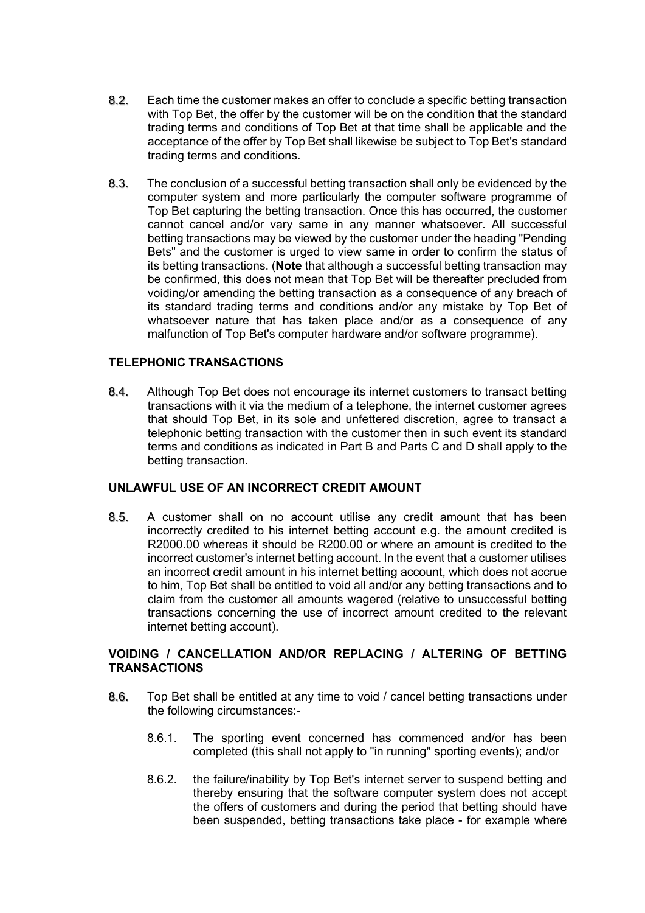8.2. Each time the customer makes an offer to conclude a specific betting transaction with Top Bet, the offer by the customer will be on the condition that the standard trading terms and conditions of Top Bet at that time shall be applicable and the acceptance of the offer by Top Bet shall likewise be subject to Top Bet's standard trading terms and conditions.

8.3. The conclusion of a successful betting transaction shall only be evidenced by the computer system and more particularly the computer software programme of Top Bet capturing the betting transaction. Once this has occurred, the customer cannot cancel and/or vary same in any manner whatsoever. All successful betting transactions may be viewed by the customer under the heading "Pending Bets" and the customer is urged to view same in order to confirm the status of its betting transactions. (**Note** that although a successful betting transaction may be confirmed, this does not mean that Top Bet will be thereafter precluded from voiding/or amending the betting transaction as a consequence of any breach of its standard trading terms and conditions and/or any mistake by Top Bet of whatsoever nature that has taken place and/or as a consequence of any malfunction of Top Bet's computer hardware and/or software programme).

**TELEPHONIC TRANSACTIONS**

8.4. Although Top Bet does not encourage its internet customers to transact betting transactions with it via the medium of a telephone, the internet customer agrees that should Top Bet, in its sole and unfettered discretion, agree to transact a telephonic betting transaction with the customer then in such event its standard terms and conditions as indicated in Part B and Parts C and D shall apply to the betting transaction.

**UNLAWFUL USE OF AN INCORRECT CREDIT AMOUNT**

8.5. A customer shall on no account utilise any credit amount that has been incorrectly credited to his internet betting account e.g. the amount credited is R2000.00 whereas it should be R200.00 or where an amount is credited to the incorrect customer's internet betting account. In the event that a customer utilises an incorrect credit amount in his internet betting account, which does not accrue to him, Top Bet shall be entitled to void all and/or any betting transactions and to claim from the customer all amounts wagered (relative to unsuccessful betting transactions concerning the use of incorrect amount credited to the relevant internet betting account).

**VOIDING / CANCELLATION AND/OR REPLACING / ALTERING OF BETTING TRANSACTIONS**

8.6. Top Bet shall be entitled at any time to void / cancel betting transactions under the following circumstances:-

8.6.1. The sporting event concerned has commenced and/or has been completed (this shall not apply to "in running" sporting events); and/or

8.6.2. the failure/inability by Top Bet's internet server to suspend betting and thereby ensuring that the software computer system does not accept the offers of customers and during the period that betting should have been suspended, betting transactions take place - for example where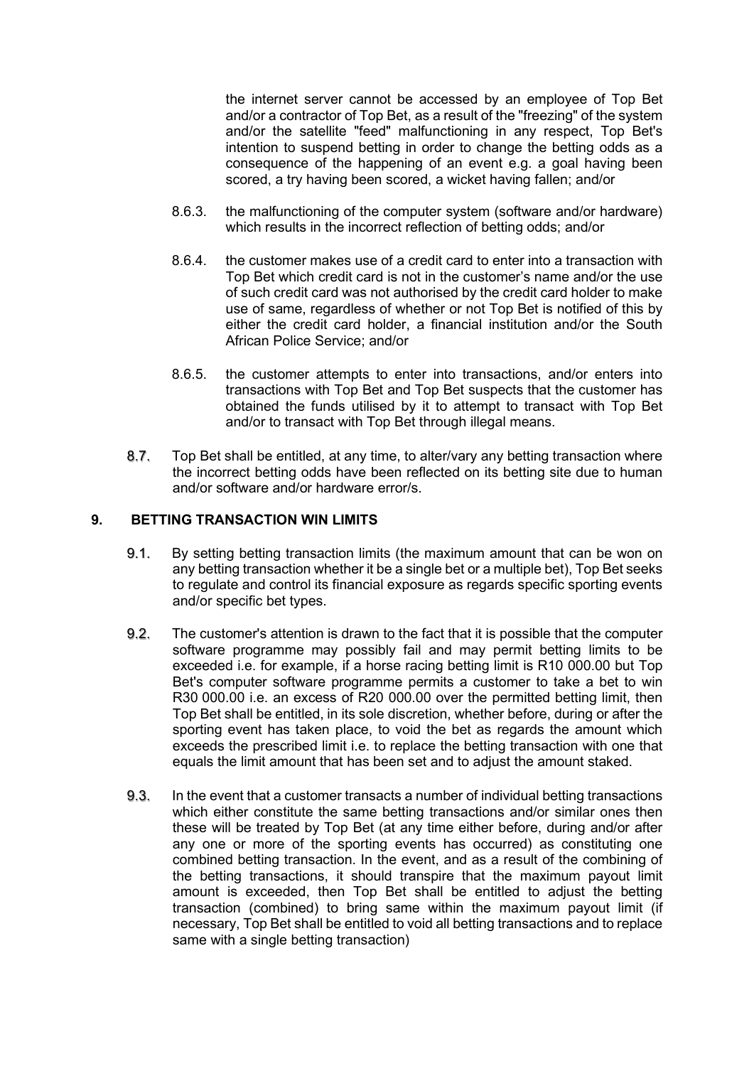the internet server cannot be accessed by an employee of Top Bet and/or a contractor of Top Bet, as a result of the "freezing" of the system and/or the satellite "feed" malfunctioning in any respect, Top Bet's intention to suspend betting in order to change the betting odds as a consequence of the happening of an event e.g. a goal having been scored, a try having been scored, a wicket having fallen; and/or

8.6.3. the malfunctioning of the computer system (software and/or hardware) which results in the incorrect reflection of betting odds; and/or

8.6.4. the customer makes use of a credit card to enter into a transaction with Top Bet which credit card is not in the customer's name and/or the use of such credit card was not authorised by the credit card holder to make use of same, regardless of whether or not Top Bet is notified of this by either the credit card holder, a financial institution and/or the South African Police Service; and/or

8.6.5. the customer attempts to enter into transactions, and/or enters into transactions with Top Bet and Top Bet suspects that the customer has obtained the funds utilised by it to attempt to transact with Top Bet and/or to transact with Top Bet through illegal means.

8.7. Top Bet shall be entitled, at any time, to alter/vary any betting transaction where the incorrect betting odds have been reflected on its betting site due to human and/or software and/or hardware error/s.

## 9. BETTING TRANSACTION WIN LIMITS

9.1. By setting betting transaction limits (the maximum amount that can be won on any betting transaction whether it be a single bet or a multiple bet), Top Bet seeks to regulate and control its financial exposure as regards specific sporting events and/or specific bet types.

9.2. The customer's attention is drawn to the fact that it is possible that the computer software programme may possibly fail and may permit betting limits to be exceeded i.e. for example, if a horse racing betting limit is R10 000.00 but Top Bet's computer software programme permits a customer to take a bet to win R30 000.00 i.e. an excess of R20 000.00 over the permitted betting limit, then Top Bet shall be entitled, in its sole discretion, whether before, during or after the sporting event has taken place, to void the bet as regards the amount which exceeds the prescribed limit i.e. to replace the betting transaction with one that equals the limit amount that has been set and to adjust the amount staked.

9.3. In the event that a customer transacts a number of individual betting transactions which either constitute the same betting transactions and/or similar ones then these will be treated by Top Bet (at any time either before, during and/or after any one or more of the sporting events has occurred) as constituting one combined betting transaction. In the event, and as a result of the combining of the betting transactions, it should transpire that the maximum payout limit amount is exceeded, then Top Bet shall be entitled to adjust the betting transaction (combined) to bring same within the maximum payout limit (if necessary, Top Bet shall be entitled to void all betting transactions and to replace same with a single betting transaction)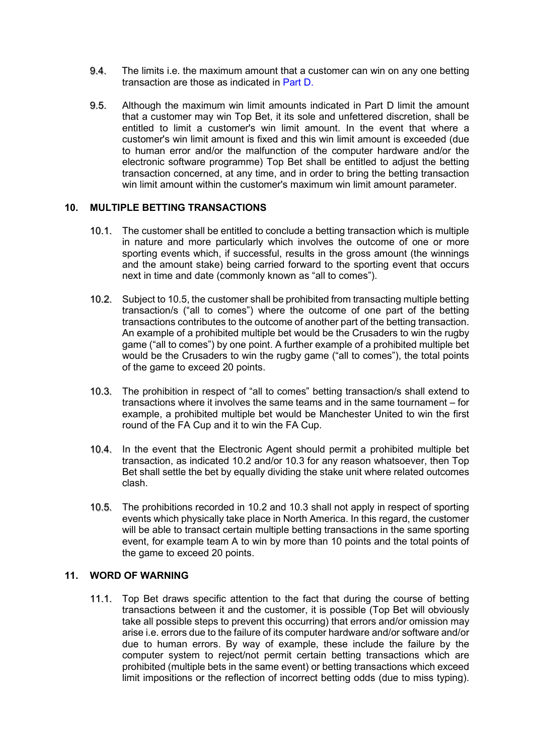9.4. The limits i.e. the maximum amount that a customer can win on any one betting transaction are those as indicated in Part D.

9.5. Although the maximum win limit amounts indicated in Part D limit the amount that a customer may win Top Bet, it its sole and unfettered discretion, shall be entitled to limit a customer's win limit amount. In the event that where a customer's win limit amount is fixed and this win limit amount is exceeded (due to human error and/or the malfunction of the computer hardware and/or the electronic software programme) Top Bet shall be entitled to adjust the betting transaction concerned, at any time, and in order to bring the betting transaction win limit amount within the customer's maximum win limit amount parameter.

## 10. MULTIPLE BETTING TRANSACTIONS

10.1. The customer shall be entitled to conclude a betting transaction which is multiple in nature and more particularly which involves the outcome of one or more sporting events which, if successful, results in the gross amount (the winnings and the amount stake) being carried forward to the sporting event that occurs next in time and date (commonly known as "all to comes").

10.2. Subject to 10.5, the customer shall be prohibited from transacting multiple betting transaction/s ("all to comes") where the outcome of one part of the betting transactions contributes to the outcome of another part of the betting transaction. An example of a prohibited multiple bet would be the Crusaders to win the rugby game ("all to comes") by one point. A further example of a prohibited multiple bet would be the Crusaders to win the rugby game ("all to comes"), the total points of the game to exceed 20 points.

10.3. The prohibition in respect of "all to comes" betting transaction/s shall extend to transactions where it involves the same teams and in the same tournament – for example, a prohibited multiple bet would be Manchester United to win the first round of the FA Cup and it to win the FA Cup.

10.4. In the event that the Electronic Agent should permit a prohibited multiple bet transaction, as indicated 10.2 and/or 10.3 for any reason whatsoever, then Top Bet shall settle the bet by equally dividing the stake unit where related outcomes clash.

10.5. The prohibitions recorded in 10.2 and 10.3 shall not apply in respect of sporting events which physically take place in North America. In this regard, the customer will be able to transact certain multiple betting transactions in the same sporting event, for example team A to win by more than 10 points and the total points of the game to exceed 20 points.

## 11. WORD OF WARNING

11.1. Top Bet draws specific attention to the fact that during the course of betting transactions between it and the customer, it is possible (Top Bet will obviously take all possible steps to prevent this occurring) that errors and/or omission may arise i.e. errors due to the failure of its computer hardware and/or software and/or due to human errors. By way of example, these include the failure by the computer system to reject/not permit certain betting transactions which are prohibited (multiple bets in the same event) or betting transactions which exceed limit impositions or the reflection of incorrect betting odds (due to miss typing).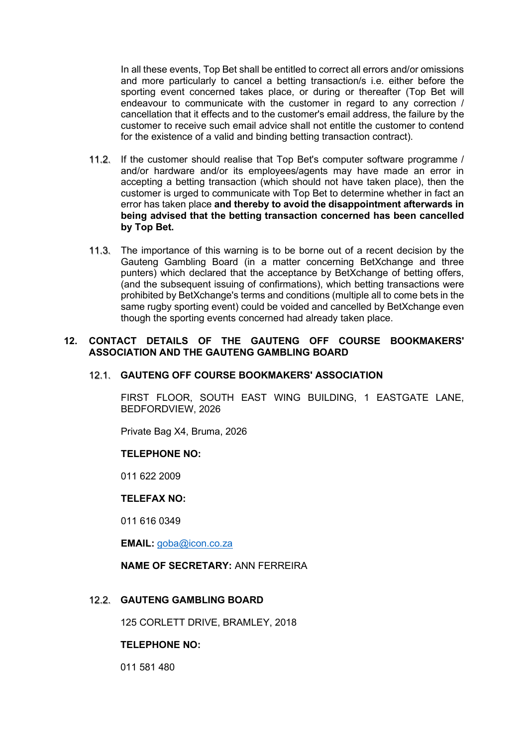In all these events, Top Bet shall be entitled to correct all errors and/or omissions and more particularly to cancel a betting transaction/s i.e. either before the sporting event concerned takes place, or during or thereafter (Top Bet will endeavour to communicate with the customer in regard to any correction / cancellation that it effects and to the customer's email address, the failure by the customer to receive such email advice shall not entitle the customer to contend for the existence of a valid and binding betting transaction contract).

11.2. If the customer should realise that Top Bet's computer software programme / and/or hardware and/or its employees/agents may have made an error in accepting a betting transaction (which should not have taken place), then the customer is urged to communicate with Top Bet to determine whether in fact an error has taken place **and thereby to avoid the disappointment afterwards in being advised that the betting transaction concerned has been cancelled by Top Bet.**

11.3. The importance of this warning is to be borne out of a recent decision by the Gauteng Gambling Board (in a matter concerning BetXchange and three punters) which declared that the acceptance by BetXchange of betting offers, (and the subsequent issuing of confirmations), which betting transactions were prohibited by BetXchange's terms and conditions (multiple all to come bets in the same rugby sporting event) could be voided and cancelled by BetXchange even though the sporting events concerned had already taken place.

## 12. CONTACT DETAILS OF THE GAUTENG OFF COURSE BOOKMAKERS' ASSOCIATION AND THE GAUTENG GAMBLING BOARD

### 12.1. GAUTENG OFF COURSE BOOKMAKERS' ASSOCIATION

FIRST FLOOR, SOUTH EAST WING BUILDING, 1 EASTGATE LANE, BEDFORDVIEW, 2026

Private Bag X4, Bruma, 2026

**TELEPHONE NO:**

011 622 2009

**TELEFAX NO:**

011 616 0349

**EMAIL:** goba@icon.co.za

**NAME OF SECRETARY:** ANN FERREIRA

### 12.2. GAUTENG GAMBLING BOARD

125 CORLETT DRIVE, BRAMLEY, 2018

**TELEPHONE NO:**

011 581 480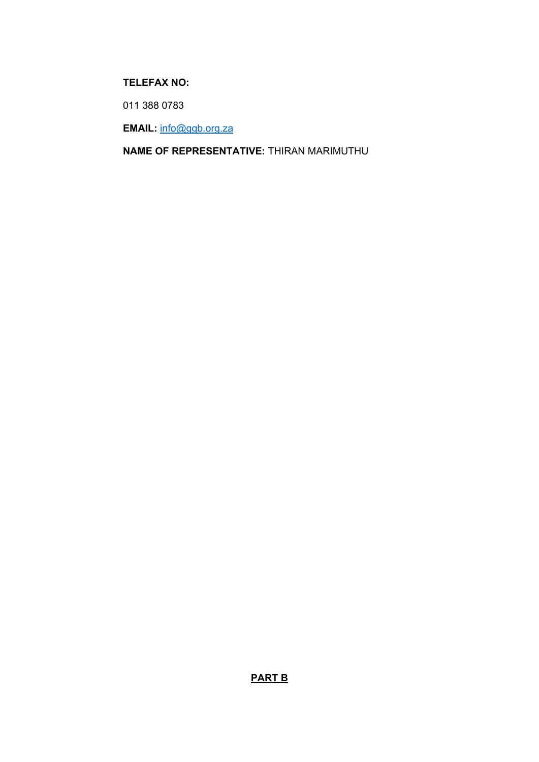**TELEFAX NO:**

011 388 0783

**EMAIL:** info@ggb.org.za

**NAME OF REPRESENTATIVE:** THIRAN MARIMUTHU

## PART B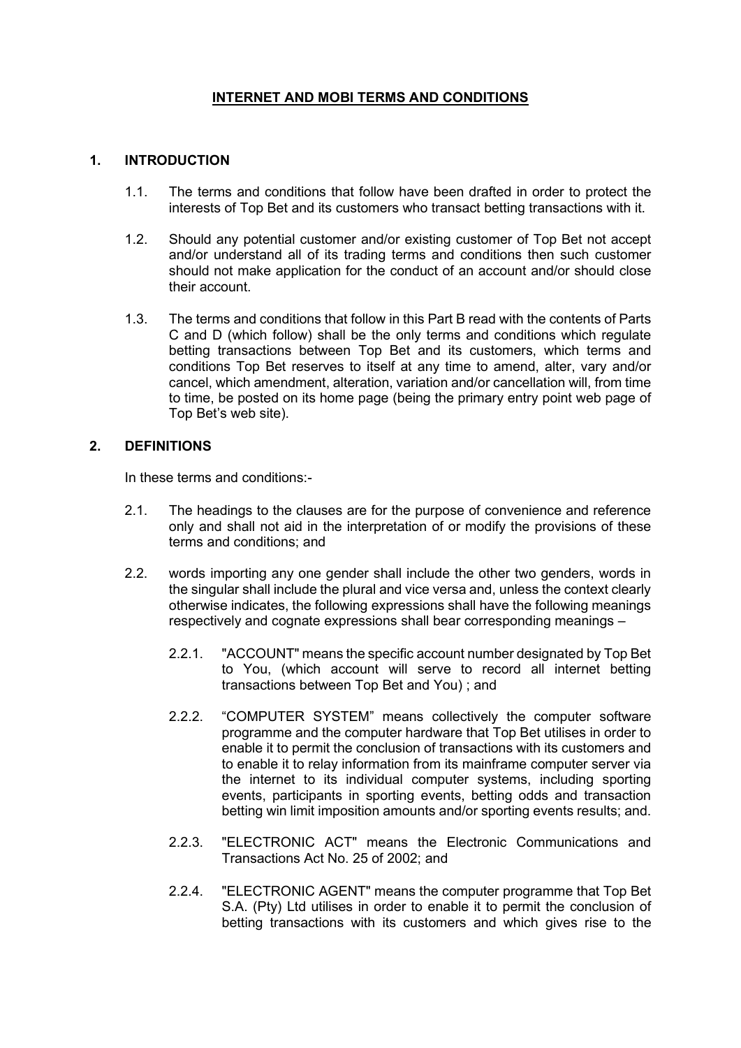# INTERNET AND MOBI TERMS AND CONDITIONS

## 1. INTRODUCTION

1.1. The terms and conditions that follow have been drafted in order to protect the interests of Top Bet and its customers who transact betting transactions with it.

1.2. Should any potential customer and/or existing customer of Top Bet not accept and/or understand all of its trading terms and conditions then such customer should not make application for the conduct of an account and/or should close their account.

1.3. The terms and conditions that follow in this Part B read with the contents of Parts C and D (which follow) shall be the only terms and conditions which regulate betting transactions between Top Bet and its customers, which terms and conditions Top Bet reserves to itself at any time to amend, alter, vary and/or cancel, which amendment, alteration, variation and/or cancellation will, from time to time, be posted on its home page (being the primary entry point web page of Top Bet's web site).

## 2. DEFINITIONS

In these terms and conditions:-

2.1. The headings to the clauses are for the purpose of convenience and reference only and shall not aid in the interpretation of or modify the provisions of these terms and conditions; and

2.2. words importing any one gender shall include the other two genders, words in the singular shall include the plural and vice versa and, unless the context clearly otherwise indicates, the following expressions shall have the following meanings respectively and cognate expressions shall bear corresponding meanings –

2.2.1. "ACCOUNT" means the specific account number designated by Top Bet to You, (which account will serve to record all internet betting transactions between Top Bet and You) ; and

2.2.2. "COMPUTER SYSTEM" means collectively the computer software programme and the computer hardware that Top Bet utilises in order to enable it to permit the conclusion of transactions with its customers and to enable it to relay information from its mainframe computer server via the internet to its individual computer systems, including sporting events, participants in sporting events, betting odds and transaction betting win limit imposition amounts and/or sporting events results; and.

2.2.3. "ELECTRONIC ACT" means the Electronic Communications and Transactions Act No. 25 of 2002; and

2.2.4. "ELECTRONIC AGENT" means the computer programme that Top Bet S.A. (Pty) Ltd utilises in order to enable it to permit the conclusion of betting transactions with its customers and which gives rise to the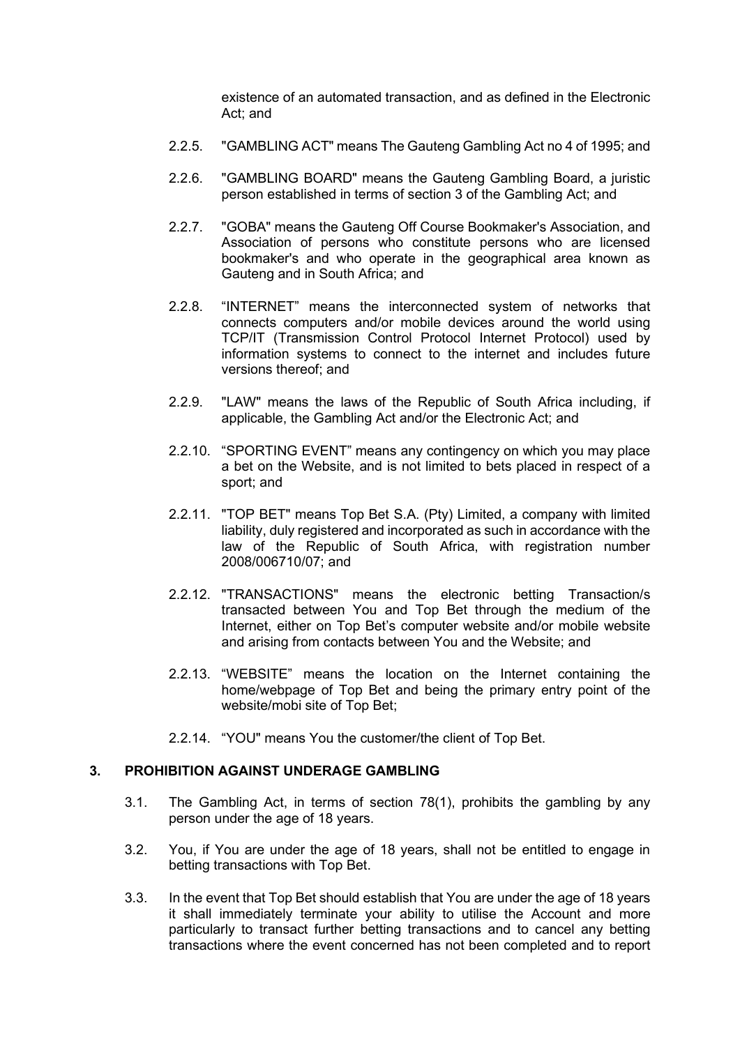existence of an automated transaction, and as defined in the Electronic Act; and

2.2.5. "GAMBLING ACT" means The Gauteng Gambling Act no 4 of 1995; and

2.2.6. "GAMBLING BOARD" means the Gauteng Gambling Board, a juristic person established in terms of section 3 of the Gambling Act; and

2.2.7. "GOBA" means the Gauteng Off Course Bookmaker's Association, and Association of persons who constitute persons who are licensed bookmaker's and who operate in the geographical area known as Gauteng and in South Africa; and

2.2.8. "INTERNET" means the interconnected system of networks that connects computers and/or mobile devices around the world using TCP/IT (Transmission Control Protocol Internet Protocol) used by information systems to connect to the internet and includes future versions thereof; and

2.2.9. "LAW" means the laws of the Republic of South Africa including, if applicable, the Gambling Act and/or the Electronic Act; and

2.2.10. "SPORTING EVENT" means any contingency on which you may place a bet on the Website, and is not limited to bets placed in respect of a sport; and

2.2.11. "TOP BET" means Top Bet S.A. (Pty) Limited, a company with limited liability, duly registered and incorporated as such in accordance with the law of the Republic of South Africa, with registration number 2008/006710/07; and

2.2.12. "TRANSACTIONS" means the electronic betting Transaction/s transacted between You and Top Bet through the medium of the Internet, either on Top Bet's computer website and/or mobile website and arising from contacts between You and the Website; and

2.2.13. "WEBSITE" means the location on the Internet containing the home/webpage of Top Bet and being the primary entry point of the website/mobi site of Top Bet;

2.2.14. "YOU" means You the customer/the client of Top Bet.

## 3. PROHIBITION AGAINST UNDERAGE GAMBLING

3.1. The Gambling Act, in terms of section 78(1), prohibits the gambling by any person under the age of 18 years.

3.2. You, if You are under the age of 18 years, shall not be entitled to engage in betting transactions with Top Bet.

3.3. In the event that Top Bet should establish that You are under the age of 18 years it shall immediately terminate your ability to utilise the Account and more particularly to transact further betting transactions and to cancel any betting transactions where the event concerned has not been completed and to report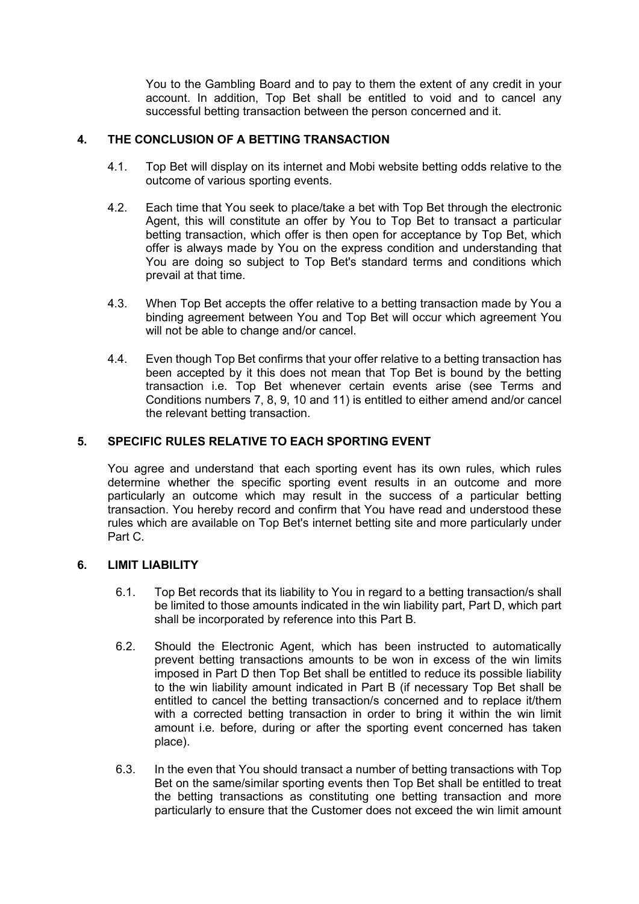You to the Gambling Board and to pay to them the extent of any credit in your account. In addition, Top Bet shall be entitled to void and to cancel any successful betting transaction between the person concerned and it.

## 4. THE CONCLUSION OF A BETTING TRANSACTION

4.1. Top Bet will display on its internet and Mobi website betting odds relative to the outcome of various sporting events.

4.2. Each time that You seek to place/take a bet with Top Bet through the electronic Agent, this will constitute an offer by You to Top Bet to transact a particular betting transaction, which offer is then open for acceptance by Top Bet, which offer is always made by You on the express condition and understanding that You are doing so subject to Top Bet's standard terms and conditions which prevail at that time.

4.3. When Top Bet accepts the offer relative to a betting transaction made by You a binding agreement between You and Top Bet will occur which agreement You will not be able to change and/or cancel.

4.4. Even though Top Bet confirms that your offer relative to a betting transaction has been accepted by it this does not mean that Top Bet is bound by the betting transaction i.e. Top Bet whenever certain events arise (see Terms and Conditions numbers 7, 8, 9, 10 and 11) is entitled to either amend and/or cancel the relevant betting transaction.

## 5. SPECIFIC RULES RELATIVE TO EACH SPORTING EVENT

You agree and understand that each sporting event has its own rules, which rules determine whether the specific sporting event results in an outcome and more particularly an outcome which may result in the success of a particular betting transaction. You hereby record and confirm that You have read and understood these rules which are available on Top Bet's internet betting site and more particularly under Part C.

## 6. LIMIT LIABILITY

6.1. Top Bet records that its liability to You in regard to a betting transaction/s shall be limited to those amounts indicated in the win liability part, Part D, which part shall be incorporated by reference into this Part B.

6.2. Should the Electronic Agent, which has been instructed to automatically prevent betting transactions amounts to be won in excess of the win limits imposed in Part D then Top Bet shall be entitled to reduce its possible liability to the win liability amount indicated in Part B (if necessary Top Bet shall be entitled to cancel the betting transaction/s concerned and to replace it/them with a corrected betting transaction in order to bring it within the win limit amount i.e. before, during or after the sporting event concerned has taken place).

6.3. In the even that You should transact a number of betting transactions with Top Bet on the same/similar sporting events then Top Bet shall be entitled to treat the betting transactions as constituting one betting transaction and more particularly to ensure that the Customer does not exceed the win limit amount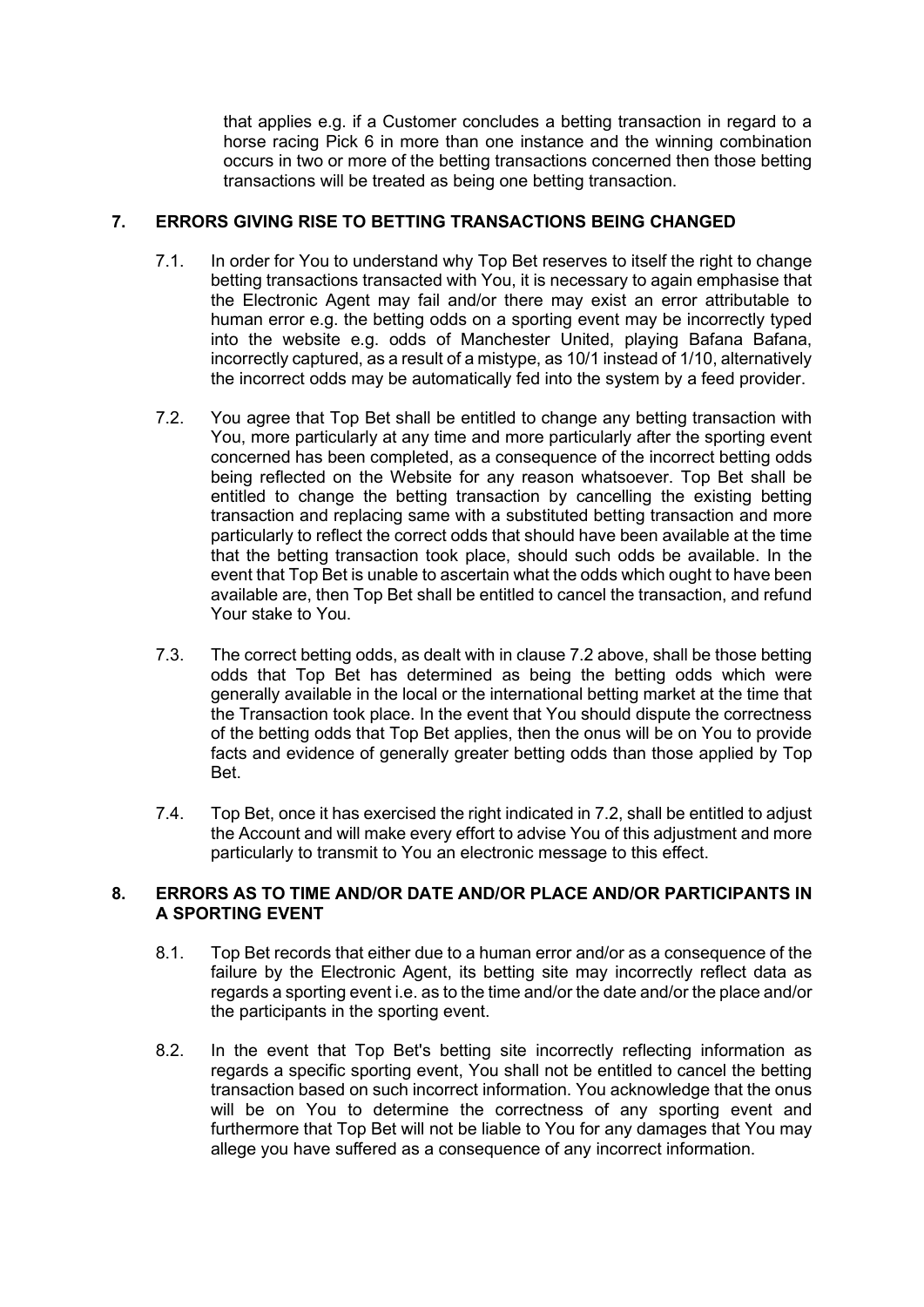that applies e.g. if a Customer concludes a betting transaction in regard to a horse racing Pick 6 in more than one instance and the winning combination occurs in two or more of the betting transactions concerned then those betting transactions will be treated as being one betting transaction.

## 7. ERRORS GIVING RISE TO BETTING TRANSACTIONS BEING CHANGED

7.1. In order for You to understand why Top Bet reserves to itself the right to change betting transactions transacted with You, it is necessary to again emphasise that the Electronic Agent may fail and/or there may exist an error attributable to human error e.g. the betting odds on a sporting event may be incorrectly typed into the website e.g. odds of Manchester United, playing Bafana Bafana, incorrectly captured, as a result of a mistype, as 10/1 instead of 1/10, alternatively the incorrect odds may be automatically fed into the system by a feed provider.

7.2. You agree that Top Bet shall be entitled to change any betting transaction with You, more particularly at any time and more particularly after the sporting event concerned has been completed, as a consequence of the incorrect betting odds being reflected on the Website for any reason whatsoever. Top Bet shall be entitled to change the betting transaction by cancelling the existing betting transaction and replacing same with a substituted betting transaction and more particularly to reflect the correct odds that should have been available at the time that the betting transaction took place, should such odds be available. In the event that Top Bet is unable to ascertain what the odds which ought to have been available are, then Top Bet shall be entitled to cancel the transaction, and refund Your stake to You.

7.3. The correct betting odds, as dealt with in clause 7.2 above, shall be those betting odds that Top Bet has determined as being the betting odds which were generally available in the local or the international betting market at the time that the Transaction took place. In the event that You should dispute the correctness of the betting odds that Top Bet applies, then the onus will be on You to provide facts and evidence of generally greater betting odds than those applied by Top Bet.

7.4. Top Bet, once it has exercised the right indicated in 7.2, shall be entitled to adjust the Account and will make every effort to advise You of this adjustment and more particularly to transmit to You an electronic message to this effect.

## 8. ERRORS AS TO TIME AND/OR DATE AND/OR PLACE AND/OR PARTICIPANTS IN A SPORTING EVENT

8.1. Top Bet records that either due to a human error and/or as a consequence of the failure by the Electronic Agent, its betting site may incorrectly reflect data as regards a sporting event i.e. as to the time and/or the date and/or the place and/or the participants in the sporting event.

8.2. In the event that Top Bet's betting site incorrectly reflecting information as regards a specific sporting event, You shall not be entitled to cancel the betting transaction based on such incorrect information. You acknowledge that the onus will be on You to determine the correctness of any sporting event and furthermore that Top Bet will not be liable to You for any damages that You may allege you have suffered as a consequence of any incorrect information.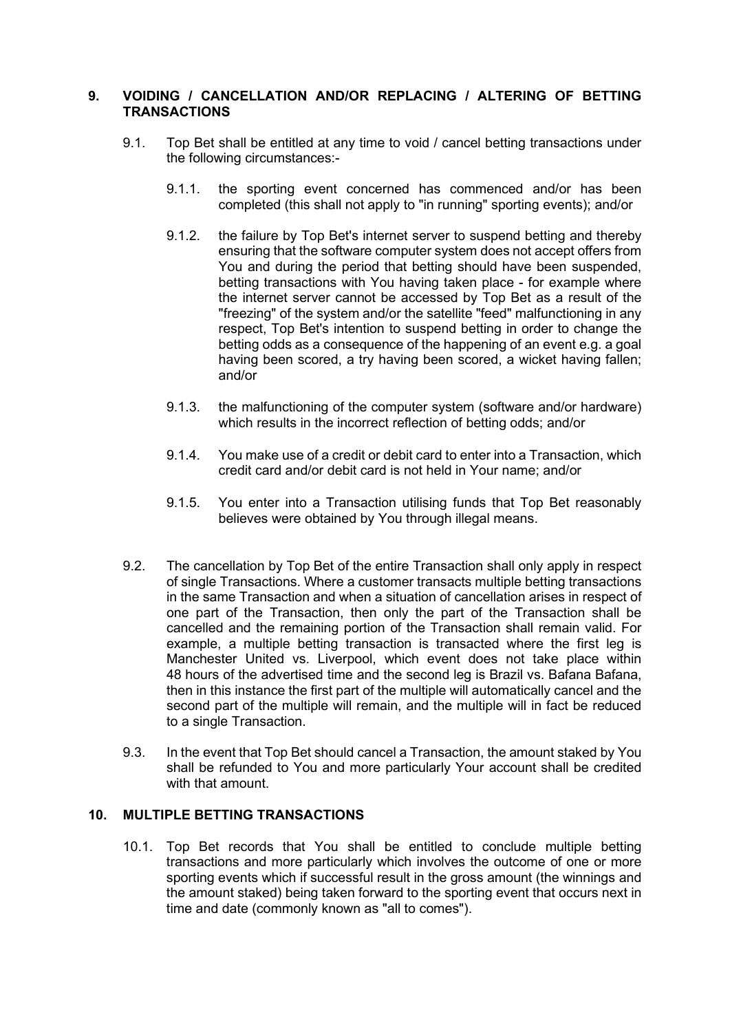## 9. VOIDING / CANCELLATION AND/OR REPLACING / ALTERING OF BETTING TRANSACTIONS

9.1. Top Bet shall be entitled at any time to void / cancel betting transactions under the following circumstances:-

9.1.1. the sporting event concerned has commenced and/or has been completed (this shall not apply to "in running" sporting events); and/or

9.1.2. the failure by Top Bet's internet server to suspend betting and thereby ensuring that the software computer system does not accept offers from You and during the period that betting should have been suspended, betting transactions with You having taken place - for example where the internet server cannot be accessed by Top Bet as a result of the "freezing" of the system and/or the satellite "feed" malfunctioning in any respect, Top Bet's intention to suspend betting in order to change the betting odds as a consequence of the happening of an event e.g. a goal having been scored, a try having been scored, a wicket having fallen; and/or

9.1.3. the malfunctioning of the computer system (software and/or hardware) which results in the incorrect reflection of betting odds; and/or

9.1.4. You make use of a credit or debit card to enter into a Transaction, which credit card and/or debit card is not held in Your name; and/or

9.1.5. You enter into a Transaction utilising funds that Top Bet reasonably believes were obtained by You through illegal means.

9.2. The cancellation by Top Bet of the entire Transaction shall only apply in respect of single Transactions. Where a customer transacts multiple betting transactions in the same Transaction and when a situation of cancellation arises in respect of one part of the Transaction, then only the part of the Transaction shall be cancelled and the remaining portion of the Transaction shall remain valid. For example, a multiple betting transaction is transacted where the first leg is Manchester United vs. Liverpool, which event does not take place within 48 hours of the advertised time and the second leg is Brazil vs. Bafana Bafana, then in this instance the first part of the multiple will automatically cancel and the second part of the multiple will remain, and the multiple will in fact be reduced to a single Transaction.

9.3. In the event that Top Bet should cancel a Transaction, the amount staked by You shall be refunded to You and more particularly Your account shall be credited with that amount.

## 10. MULTIPLE BETTING TRANSACTIONS

10.1. Top Bet records that You shall be entitled to conclude multiple betting transactions and more particularly which involves the outcome of one or more sporting events which if successful result in the gross amount (the winnings and the amount staked) being taken forward to the sporting event that occurs next in time and date (commonly known as "all to comes").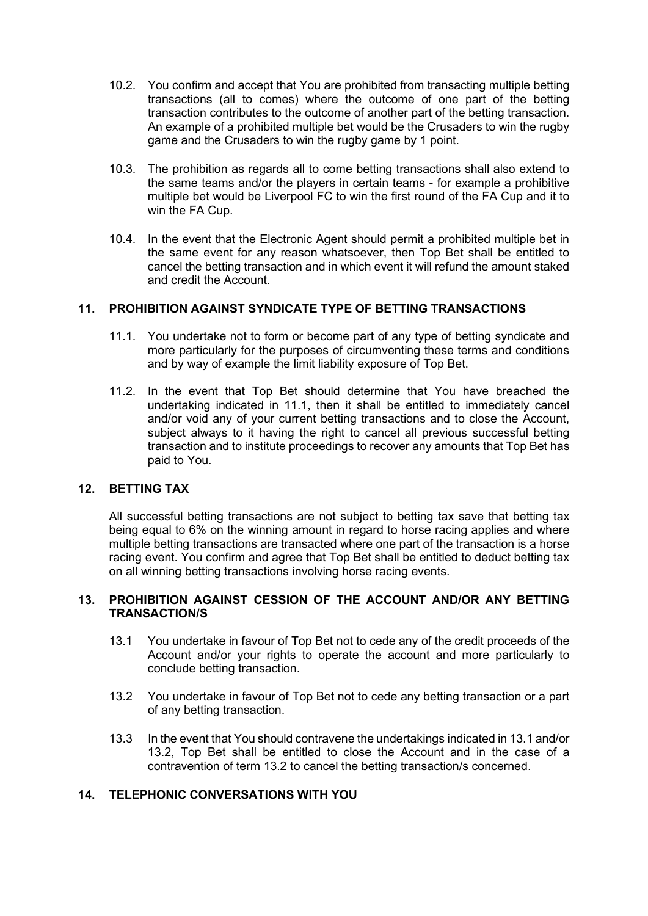10.2. You confirm and accept that You are prohibited from transacting multiple betting transactions (all to comes) where the outcome of one part of the betting transaction contributes to the outcome of another part of the betting transaction. An example of a prohibited multiple bet would be the Crusaders to win the rugby game and the Crusaders to win the rugby game by 1 point.

10.3. The prohibition as regards all to come betting transactions shall also extend to the same teams and/or the players in certain teams - for example a prohibitive multiple bet would be Liverpool FC to win the first round of the FA Cup and it to win the FA Cup.

10.4. In the event that the Electronic Agent should permit a prohibited multiple bet in the same event for any reason whatsoever, then Top Bet shall be entitled to cancel the betting transaction and in which event it will refund the amount staked and credit the Account.

## 11. PROHIBITION AGAINST SYNDICATE TYPE OF BETTING TRANSACTIONS

11.1. You undertake not to form or become part of any type of betting syndicate and more particularly for the purposes of circumventing these terms and conditions and by way of example the limit liability exposure of Top Bet.

11.2. In the event that Top Bet should determine that You have breached the undertaking indicated in 11.1, then it shall be entitled to immediately cancel and/or void any of your current betting transactions and to close the Account, subject always to it having the right to cancel all previous successful betting transaction and to institute proceedings to recover any amounts that Top Bet has paid to You.

## 12. BETTING TAX

All successful betting transactions are not subject to betting tax save that betting tax being equal to 6% on the winning amount in regard to horse racing applies and where multiple betting transactions are transacted where one part of the transaction is a horse racing event. You confirm and agree that Top Bet shall be entitled to deduct betting tax on all winning betting transactions involving horse racing events.

## 13. PROHIBITION AGAINST CESSION OF THE ACCOUNT AND/OR ANY BETTING TRANSACTION/S

13.1 You undertake in favour of Top Bet not to cede any of the credit proceeds of the Account and/or your rights to operate the account and more particularly to conclude betting transaction.

13.2 You undertake in favour of Top Bet not to cede any betting transaction or a part of any betting transaction.

13.3 In the event that You should contravene the undertakings indicated in 13.1 and/or 13.2, Top Bet shall be entitled to close the Account and in the case of a contravention of term 13.2 to cancel the betting transaction/s concerned.

## 14. TELEPHONIC CONVERSATIONS WITH YOU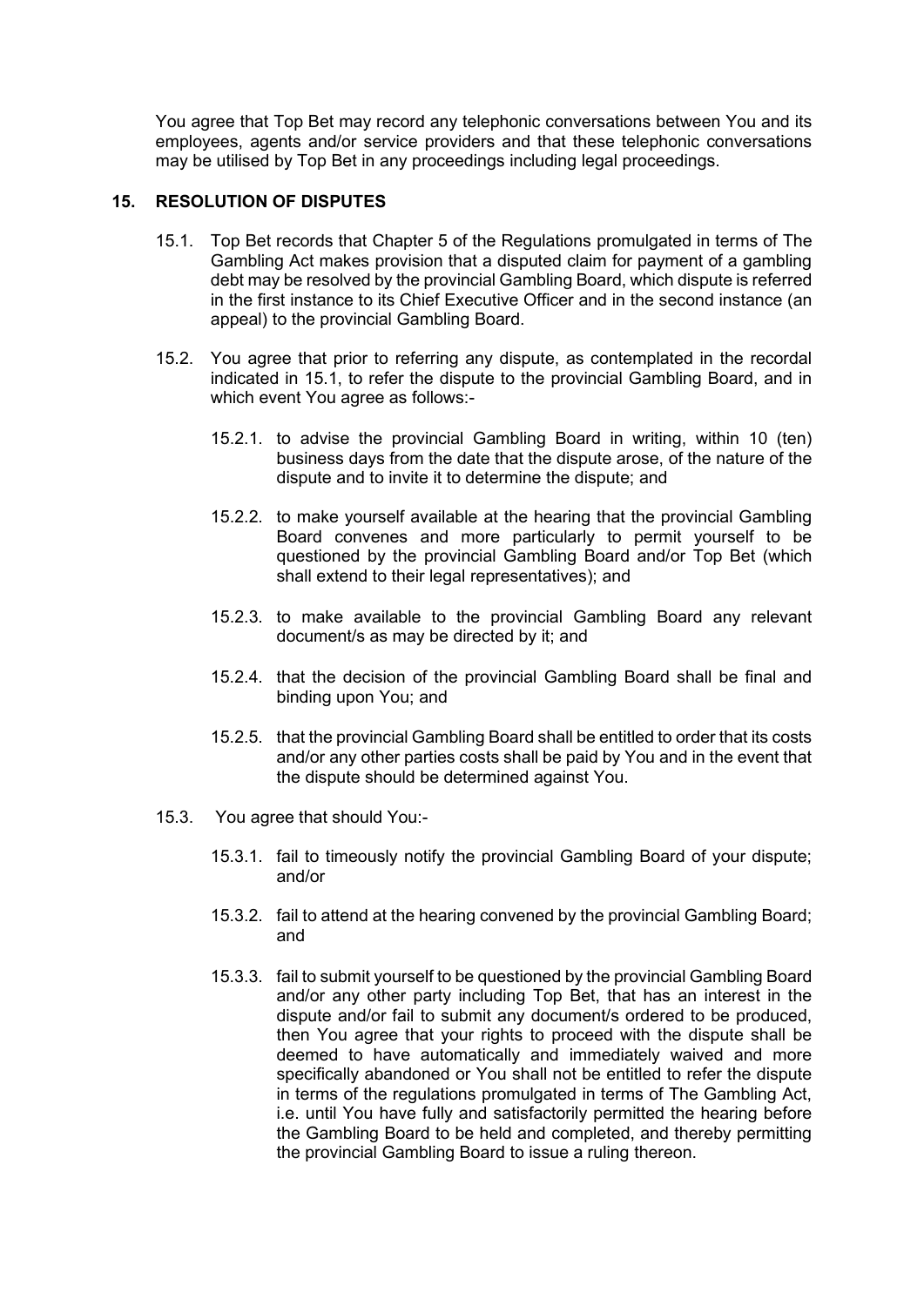You agree that Top Bet may record any telephonic conversations between You and its employees, agents and/or service providers and that these telephonic conversations may be utilised by Top Bet in any proceedings including legal proceedings.

## 15. RESOLUTION OF DISPUTES

15.1. Top Bet records that Chapter 5 of the Regulations promulgated in terms of The Gambling Act makes provision that a disputed claim for payment of a gambling debt may be resolved by the provincial Gambling Board, which dispute is referred in the first instance to its Chief Executive Officer and in the second instance (an appeal) to the provincial Gambling Board.

15.2. You agree that prior to referring any dispute, as contemplated in the recordal indicated in 15.1, to refer the dispute to the provincial Gambling Board, and in which event You agree as follows:-

15.2.1. to advise the provincial Gambling Board in writing, within 10 (ten) business days from the date that the dispute arose, of the nature of the dispute and to invite it to determine the dispute; and

15.2.2. to make yourself available at the hearing that the provincial Gambling Board convenes and more particularly to permit yourself to be questioned by the provincial Gambling Board and/or Top Bet (which shall extend to their legal representatives); and

15.2.3. to make available to the provincial Gambling Board any relevant document/s as may be directed by it; and

15.2.4. that the decision of the provincial Gambling Board shall be final and binding upon You; and

15.2.5. that the provincial Gambling Board shall be entitled to order that its costs and/or any other parties costs shall be paid by You and in the event that the dispute should be determined against You.

15.3. You agree that should You:-

15.3.1. fail to timeously notify the provincial Gambling Board of your dispute; and/or

15.3.2. fail to attend at the hearing convened by the provincial Gambling Board; and

15.3.3. fail to submit yourself to be questioned by the provincial Gambling Board and/or any other party including Top Bet, that has an interest in the dispute and/or fail to submit any document/s ordered to be produced, then You agree that your rights to proceed with the dispute shall be deemed to have automatically and immediately waived and more specifically abandoned or You shall not be entitled to refer the dispute in terms of the regulations promulgated in terms of The Gambling Act, i.e. until You have fully and satisfactorily permitted the hearing before the Gambling Board to be held and completed, and thereby permitting the provincial Gambling Board to issue a ruling thereon.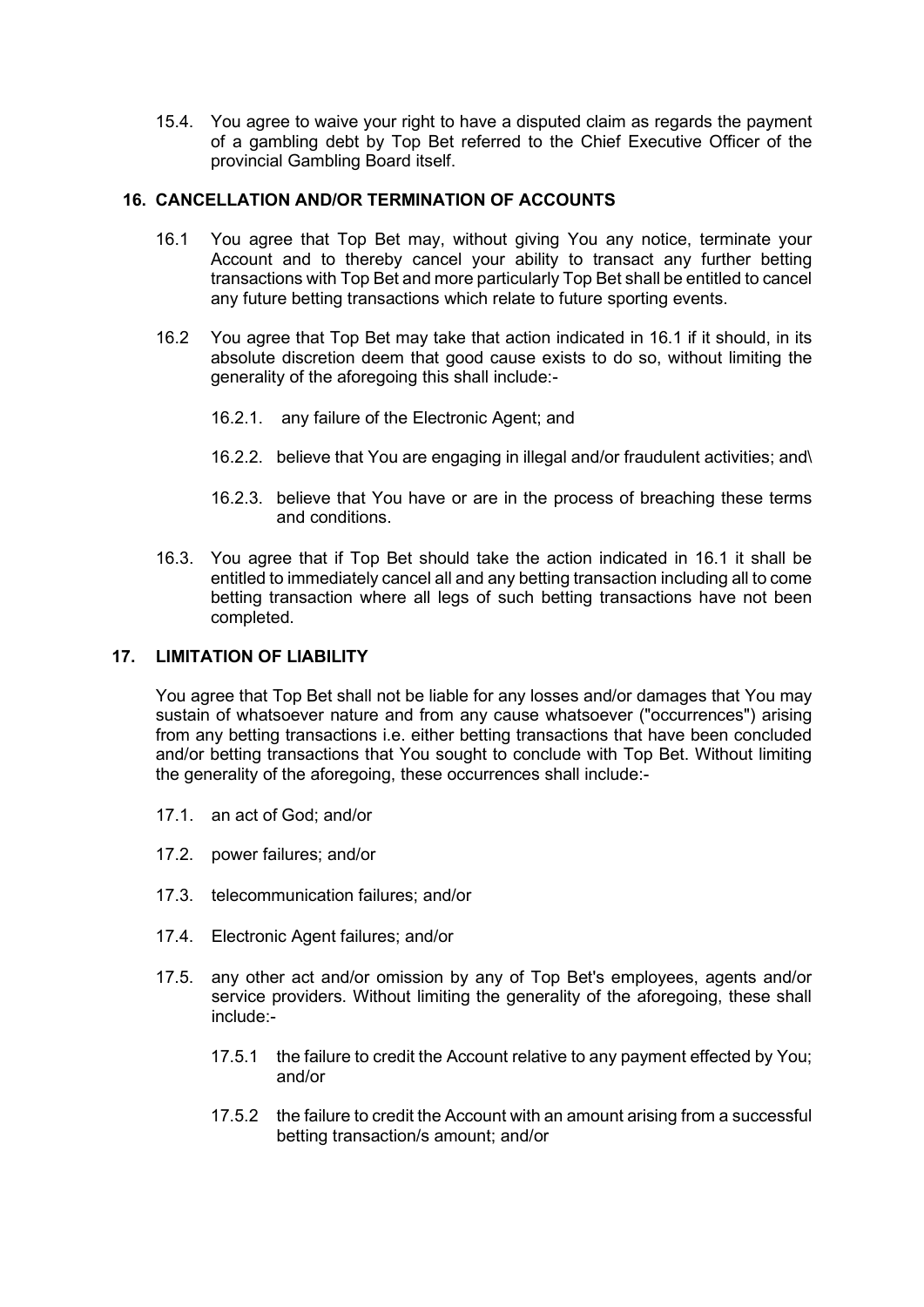15.4. You agree to waive your right to have a disputed claim as regards the payment of a gambling debt by Top Bet referred to the Chief Executive Officer of the provincial Gambling Board itself.

## 16. CANCELLATION AND/OR TERMINATION OF ACCOUNTS

16.1 You agree that Top Bet may, without giving You any notice, terminate your Account and to thereby cancel your ability to transact any further betting transactions with Top Bet and more particularly Top Bet shall be entitled to cancel any future betting transactions which relate to future sporting events.

16.2 You agree that Top Bet may take that action indicated in 16.1 if it should, in its absolute discretion deem that good cause exists to do so, without limiting the generality of the aforegoing this shall include:-

16.2.1. any failure of the Electronic Agent; and

16.2.2. believe that You are engaging in illegal and/or fraudulent activities; and\

16.2.3. believe that You have or are in the process of breaching these terms and conditions.

16.3. You agree that if Top Bet should take the action indicated in 16.1 it shall be entitled to immediately cancel all and any betting transaction including all to come betting transaction where all legs of such betting transactions have not been completed.

## 17. LIMITATION OF LIABILITY

You agree that Top Bet shall not be liable for any losses and/or damages that You may sustain of whatsoever nature and from any cause whatsoever ("occurrences") arising from any betting transactions i.e. either betting transactions that have been concluded and/or betting transactions that You sought to conclude with Top Bet. Without limiting the generality of the aforegoing, these occurrences shall include:-

17.1. an act of God; and/or

17.2. power failures; and/or

17.3. telecommunication failures; and/or

17.4. Electronic Agent failures; and/or

17.5. any other act and/or omission by any of Top Bet's employees, agents and/or service providers. Without limiting the generality of the aforegoing, these shall include:-

17.5.1 the failure to credit the Account relative to any payment effected by You; and/or

17.5.2 the failure to credit the Account with an amount arising from a successful betting transaction/s amount; and/or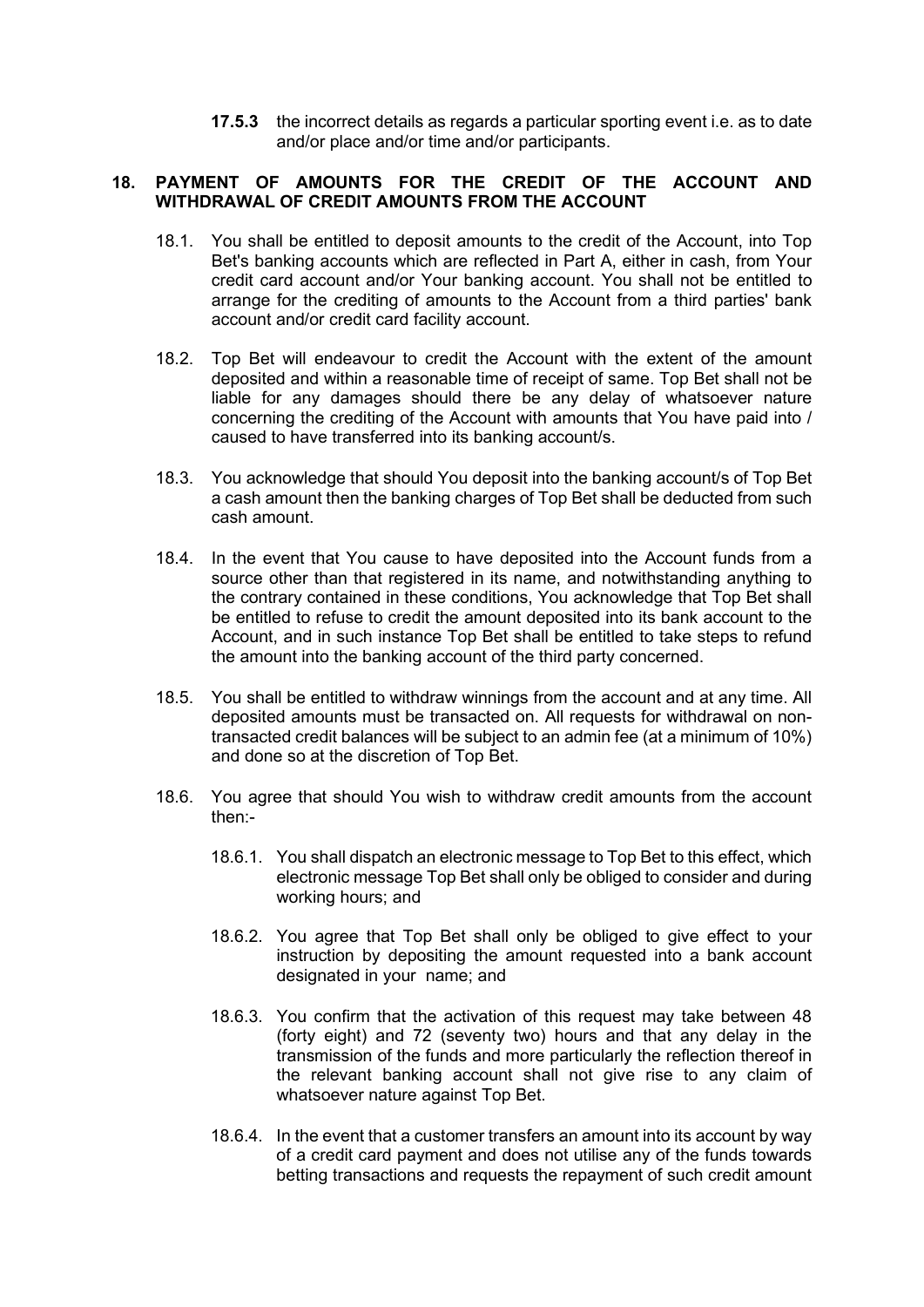**17.5.3** the incorrect details as regards a particular sporting event i.e. as to date and/or place and/or time and/or participants.

## 18. PAYMENT OF AMOUNTS FOR THE CREDIT OF THE ACCOUNT AND WITHDRAWAL OF CREDIT AMOUNTS FROM THE ACCOUNT

18.1. You shall be entitled to deposit amounts to the credit of the Account, into Top Bet's banking accounts which are reflected in Part A, either in cash, from Your credit card account and/or Your banking account. You shall not be entitled to arrange for the crediting of amounts to the Account from a third parties' bank account and/or credit card facility account.

18.2. Top Bet will endeavour to credit the Account with the extent of the amount deposited and within a reasonable time of receipt of same. Top Bet shall not be liable for any damages should there be any delay of whatsoever nature concerning the crediting of the Account with amounts that You have paid into / caused to have transferred into its banking account/s.

18.3. You acknowledge that should You deposit into the banking account/s of Top Bet a cash amount then the banking charges of Top Bet shall be deducted from such cash amount.

18.4. In the event that You cause to have deposited into the Account funds from a source other than that registered in its name, and notwithstanding anything to the contrary contained in these conditions, You acknowledge that Top Bet shall be entitled to refuse to credit the amount deposited into its bank account to the Account, and in such instance Top Bet shall be entitled to take steps to refund the amount into the banking account of the third party concerned.

18.5. You shall be entitled to withdraw winnings from the account and at any time. All deposited amounts must be transacted on. All requests for withdrawal on non-transacted credit balances will be subject to an admin fee (at a minimum of 10%) and done so at the discretion of Top Bet.

18.6. You agree that should You wish to withdraw credit amounts from the account then:-

18.6.1. You shall dispatch an electronic message to Top Bet to this effect, which electronic message Top Bet shall only be obliged to consider and during working hours; and

18.6.2. You agree that Top Bet shall only be obliged to give effect to your instruction by depositing the amount requested into a bank account designated in your name; and

18.6.3. You confirm that the activation of this request may take between 48 (forty eight) and 72 (seventy two) hours and that any delay in the transmission of the funds and more particularly the reflection thereof in the relevant banking account shall not give rise to any claim of whatsoever nature against Top Bet.

18.6.4. In the event that a customer transfers an amount into its account by way of a credit card payment and does not utilise any of the funds towards betting transactions and requests the repayment of such credit amount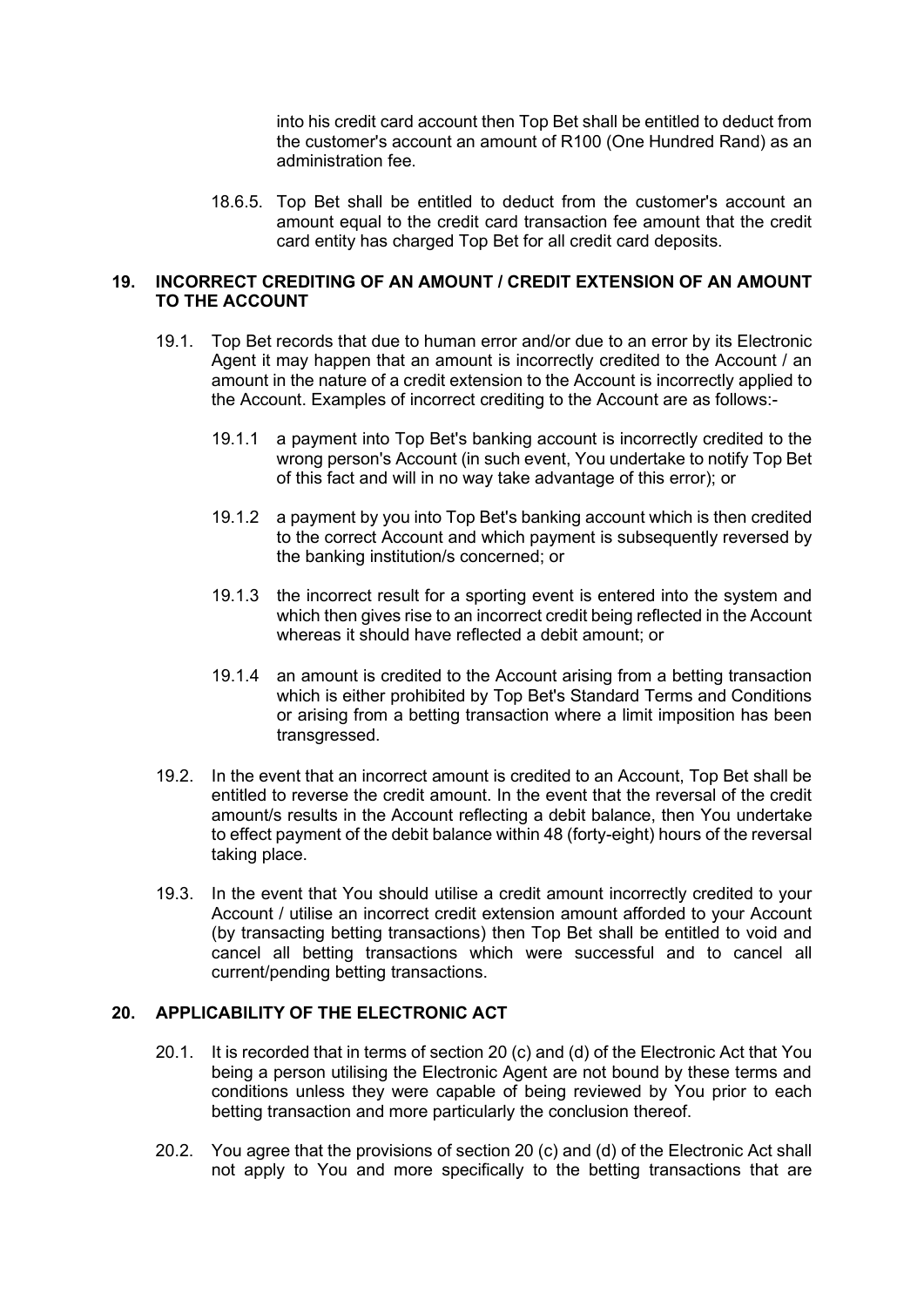into his credit card account then Top Bet shall be entitled to deduct from the customer's account an amount of R100 (One Hundred Rand) as an administration fee.

18.6.5. Top Bet shall be entitled to deduct from the customer's account an amount equal to the credit card transaction fee amount that the credit card entity has charged Top Bet for all credit card deposits.

## 19. INCORRECT CREDITING OF AN AMOUNT / CREDIT EXTENSION OF AN AMOUNT TO THE ACCOUNT

19.1. Top Bet records that due to human error and/or due to an error by its Electronic Agent it may happen that an amount is incorrectly credited to the Account / an amount in the nature of a credit extension to the Account is incorrectly applied to the Account. Examples of incorrect crediting to the Account are as follows:-

19.1.1 a payment into Top Bet's banking account is incorrectly credited to the wrong person's Account (in such event, You undertake to notify Top Bet of this fact and will in no way take advantage of this error); or

19.1.2 a payment by you into Top Bet's banking account which is then credited to the correct Account and which payment is subsequently reversed by the banking institution/s concerned; or

19.1.3 the incorrect result for a sporting event is entered into the system and which then gives rise to an incorrect credit being reflected in the Account whereas it should have reflected a debit amount; or

19.1.4 an amount is credited to the Account arising from a betting transaction which is either prohibited by Top Bet's Standard Terms and Conditions or arising from a betting transaction where a limit imposition has been transgressed.

19.2. In the event that an incorrect amount is credited to an Account, Top Bet shall be entitled to reverse the credit amount. In the event that the reversal of the credit amount/s results in the Account reflecting a debit balance, then You undertake to effect payment of the debit balance within 48 (forty-eight) hours of the reversal taking place.

19.3. In the event that You should utilise a credit amount incorrectly credited to your Account / utilise an incorrect credit extension amount afforded to your Account (by transacting betting transactions) then Top Bet shall be entitled to void and cancel all betting transactions which were successful and to cancel all current/pending betting transactions.

## 20. APPLICABILITY OF THE ELECTRONIC ACT

20.1. It is recorded that in terms of section 20 (c) and (d) of the Electronic Act that You being a person utilising the Electronic Agent are not bound by these terms and conditions unless they were capable of being reviewed by You prior to each betting transaction and more particularly the conclusion thereof.

20.2. You agree that the provisions of section 20 (c) and (d) of the Electronic Act shall not apply to You and more specifically to the betting transactions that are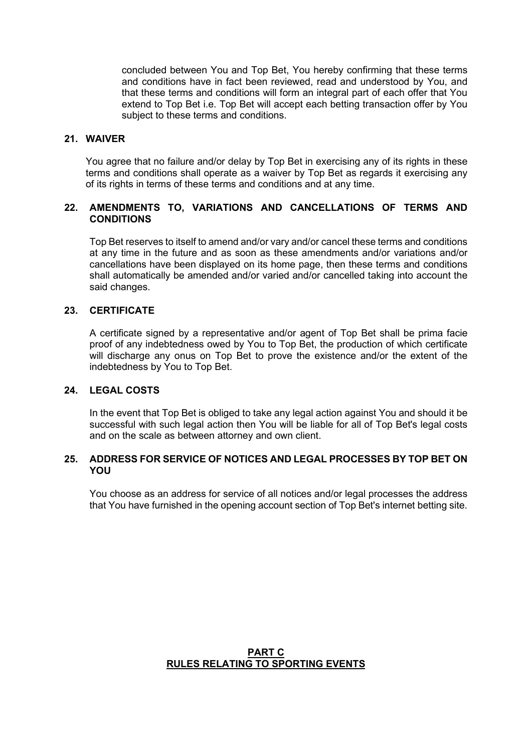concluded between You and Top Bet, You hereby confirming that these terms and conditions have in fact been reviewed, read and understood by You, and that these terms and conditions will form an integral part of each offer that You extend to Top Bet i.e. Top Bet will accept each betting transaction offer by You subject to these terms and conditions.

### 21. WAIVER

You agree that no failure and/or delay by Top Bet in exercising any of its rights in these terms and conditions shall operate as a waiver by Top Bet as regards it exercising any of its rights in terms of these terms and conditions and at any time.

### 22. AMENDMENTS TO, VARIATIONS AND CANCELLATIONS OF TERMS AND CONDITIONS

Top Bet reserves to itself to amend and/or vary and/or cancel these terms and conditions at any time in the future and as soon as these amendments and/or variations and/or cancellations have been displayed on its home page, then these terms and conditions shall automatically be amended and/or varied and/or cancelled taking into account the said changes.

### 23. CERTIFICATE

A certificate signed by a representative and/or agent of Top Bet shall be prima facie proof of any indebtedness owed by You to Top Bet, the production of which certificate will discharge any onus on Top Bet to prove the existence and/or the extent of the indebtedness by You to Top Bet.

### 24. LEGAL COSTS

In the event that Top Bet is obliged to take any legal action against You and should it be successful with such legal action then You will be liable for all of Top Bet's legal costs and on the scale as between attorney and own client.

### 25. ADDRESS FOR SERVICE OF NOTICES AND LEGAL PROCESSES BY TOP BET ON YOU

You choose as an address for service of all notices and/or legal processes the address that You have furnished in the opening account section of Top Bet's internet betting site.

## PART C
## RULES RELATING TO SPORTING EVENTS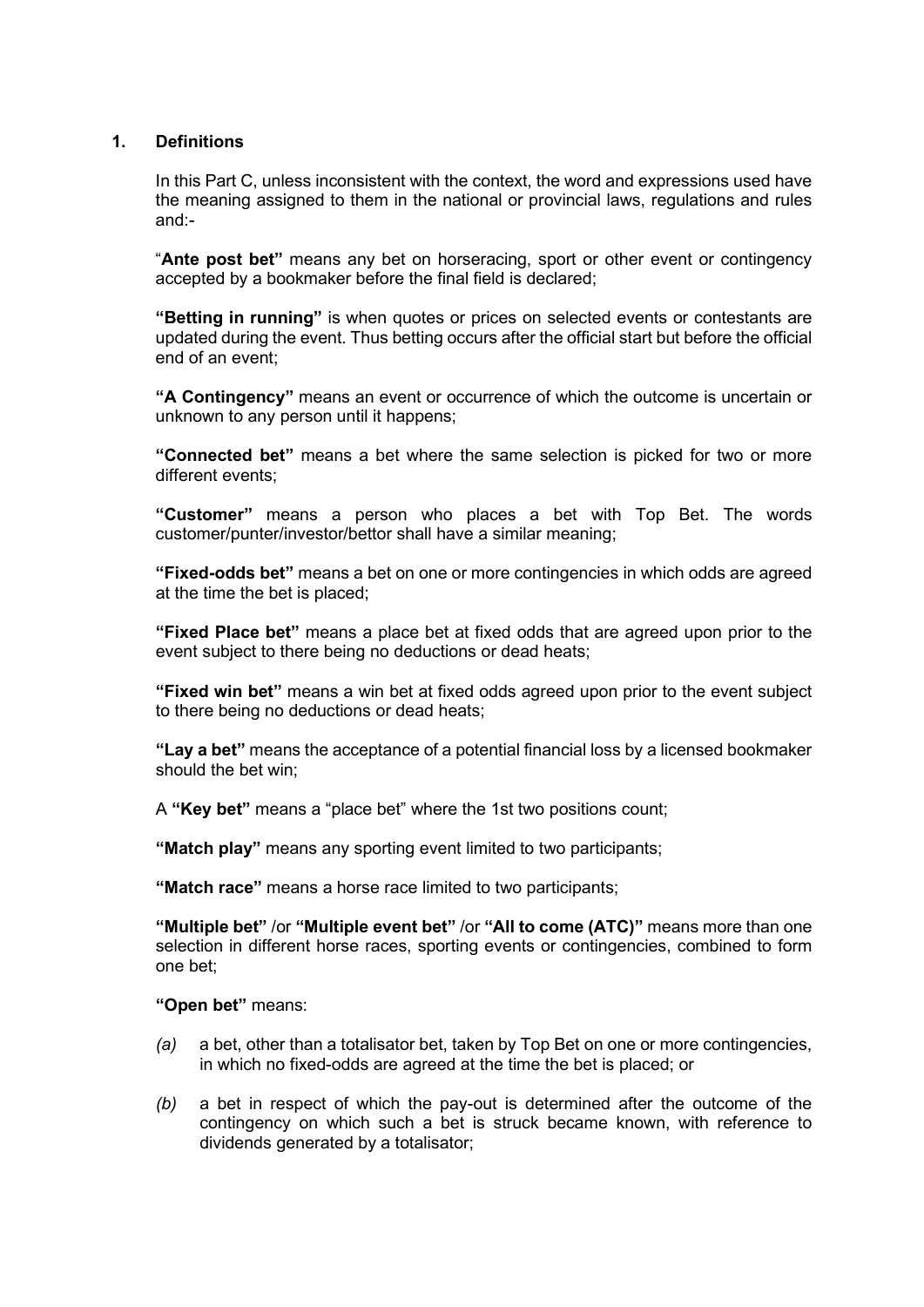## 1. Definitions

In this Part C, unless inconsistent with the context, the word and expressions used have the meaning assigned to them in the national or provincial laws, regulations and rules and:-

"**Ante post bet"** means any bet on horseracing, sport or other event or contingency accepted by a bookmaker before the final field is declared;

**"Betting in running"** is when quotes or prices on selected events or contestants are updated during the event. Thus betting occurs after the official start but before the official end of an event;

**"A Contingency"** means an event or occurrence of which the outcome is uncertain or unknown to any person until it happens;

**"Connected bet"** means a bet where the same selection is picked for two or more different events;

**"Customer"** means a person who places a bet with Top Bet. The words customer/punter/investor/bettor shall have a similar meaning;

**"Fixed-odds bet"** means a bet on one or more contingencies in which odds are agreed at the time the bet is placed;

**"Fixed Place bet"** means a place bet at fixed odds that are agreed upon prior to the event subject to there being no deductions or dead heats;

**"Fixed win bet"** means a win bet at fixed odds agreed upon prior to the event subject to there being no deductions or dead heats;

**"Lay a bet"** means the acceptance of a potential financial loss by a licensed bookmaker should the bet win;

A **"Key bet"** means a "place bet" where the 1st two positions count;

**"Match play"** means any sporting event limited to two participants;

**"Match race"** means a horse race limited to two participants;

**"Multiple bet"** /or **"Multiple event bet"** /or **"All to come (ATC)"** means more than one selection in different horse races, sporting events or contingencies, combined to form one bet;

**"Open bet"** means:

- *(a)* a bet, other than a totalisator bet, taken by Top Bet on one or more contingencies, in which no fixed-odds are agreed at the time the bet is placed; or
- *(b)* a bet in respect of which the pay-out is determined after the outcome of the contingency on which such a bet is struck became known, with reference to dividends generated by a totalisator;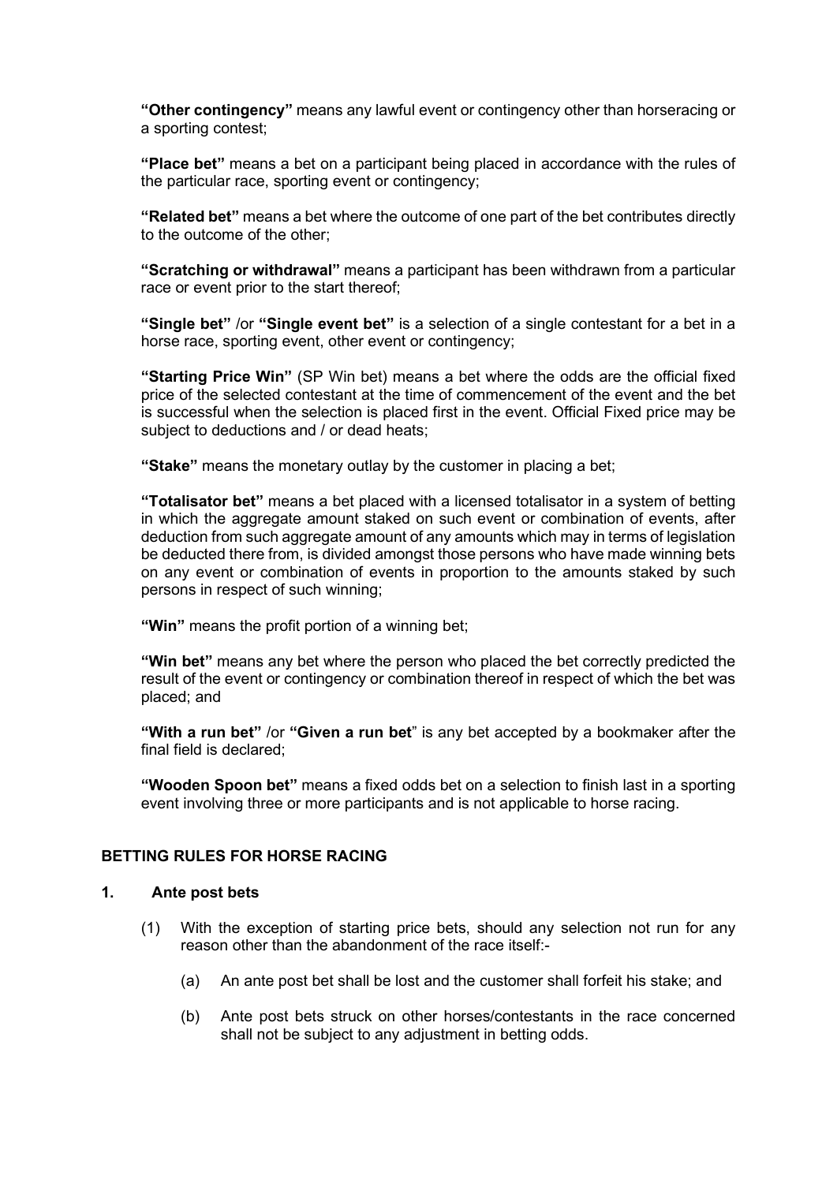**"Other contingency"** means any lawful event or contingency other than horseracing or a sporting contest;

**"Place bet"** means a bet on a participant being placed in accordance with the rules of the particular race, sporting event or contingency;

**"Related bet"** means a bet where the outcome of one part of the bet contributes directly to the outcome of the other;

**"Scratching or withdrawal"** means a participant has been withdrawn from a particular race or event prior to the start thereof;

**"Single bet"** /or **"Single event bet"** is a selection of a single contestant for a bet in a horse race, sporting event, other event or contingency;

**"Starting Price Win"** (SP Win bet) means a bet where the odds are the official fixed price of the selected contestant at the time of commencement of the event and the bet is successful when the selection is placed first in the event. Official Fixed price may be subject to deductions and / or dead heats;

**"Stake"** means the monetary outlay by the customer in placing a bet;

**"Totalisator bet"** means a bet placed with a licensed totalisator in a system of betting in which the aggregate amount staked on such event or combination of events, after deduction from such aggregate amount of any amounts which may in terms of legislation be deducted there from, is divided amongst those persons who have made winning bets on any event or combination of events in proportion to the amounts staked by such persons in respect of such winning;

**"Win"** means the profit portion of a winning bet;

**"Win bet"** means any bet where the person who placed the bet correctly predicted the result of the event or contingency or combination thereof in respect of which the bet was placed; and

**"With a run bet"** /or **"Given a run bet"** is any bet accepted by a bookmaker after the final field is declared;

**"Wooden Spoon bet"** means a fixed odds bet on a selection to finish last in a sporting event involving three or more participants and is not applicable to horse racing.

## BETTING RULES FOR HORSE RACING

### 1. Ante post bets

(1) With the exception of starting price bets, should any selection not run for any reason other than the abandonment of the race itself:-

(a) An ante post bet shall be lost and the customer shall forfeit his stake; and

(b) Ante post bets struck on other horses/contestants in the race concerned shall not be subject to any adjustment in betting odds.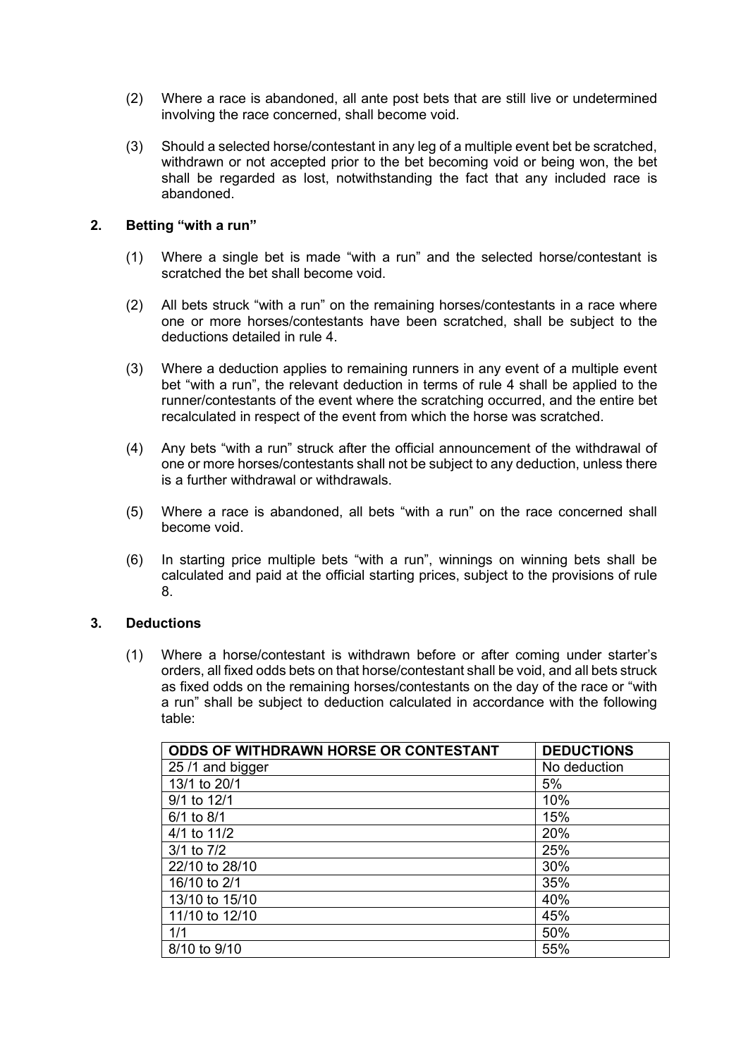(2) Where a race is abandoned, all ante post bets that are still live or undetermined involving the race concerned, shall become void.

(3) Should a selected horse/contestant in any leg of a multiple event bet be scratched, withdrawn or not accepted prior to the bet becoming void or being won, the bet shall be regarded as lost, notwithstanding the fact that any included race is abandoned.

## 2. Betting "with a run"

(1) Where a single bet is made "with a run" and the selected horse/contestant is scratched the bet shall become void.

(2) All bets struck "with a run" on the remaining horses/contestants in a race where one or more horses/contestants have been scratched, shall be subject to the deductions detailed in rule 4.

(3) Where a deduction applies to remaining runners in any event of a multiple event bet "with a run", the relevant deduction in terms of rule 4 shall be applied to the runner/contestants of the event where the scratching occurred, and the entire bet recalculated in respect of the event from which the horse was scratched.

(4) Any bets "with a run" struck after the official announcement of the withdrawal of one or more horses/contestants shall not be subject to any deduction, unless there is a further withdrawal or withdrawals.

(5) Where a race is abandoned, all bets "with a run" on the race concerned shall become void.

(6) In starting price multiple bets "with a run", winnings on winning bets shall be calculated and paid at the official starting prices, subject to the provisions of rule 8.

## 3. Deductions

(1) Where a horse/contestant is withdrawn before or after coming under starter's orders, all fixed odds bets on that horse/contestant shall be void, and all bets struck as fixed odds on the remaining horses/contestants on the day of the race or "with a run" shall be subject to deduction calculated in accordance with the following table:

| **ODDS OF WITHDRAWN HORSE OR CONTESTANT** | **DEDUCTIONS** |
|---|---|
| 25 /1 and bigger | No deduction |
| 13/1 to 20/1 | 5% |
| 9/1 to 12/1 | 10% |
| 6/1 to 8/1 | 15% |
| 4/1 to 11/2 | 20% |
| 3/1 to 7/2 | 25% |
| 22/10 to 28/10 | 30% |
| 16/10 to 2/1 | 35% |
| 13/10 to 15/10 | 40% |
| 11/10 to 12/10 | 45% |
| 1/1 | 50% |
| 8/10 to 9/10 | 55% |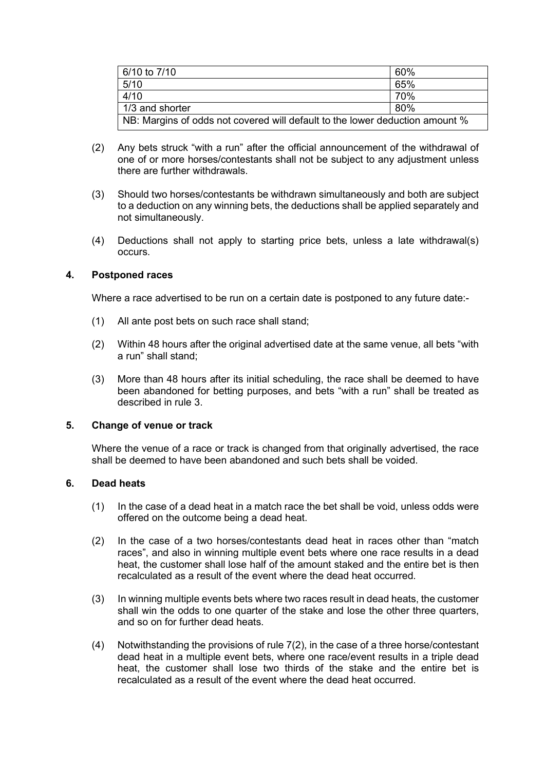| 6/10 to 7/10 | 60% |
| --- | --- |
| 5/10 | 65% |
| 4/10 | 70% |
| 1/3 and shorter | 80% |
| NB: Margins of odds not covered will default to the lower deduction amount % | |

(2) Any bets struck "with a run" after the official announcement of the withdrawal of one of or more horses/contestants shall not be subject to any adjustment unless there are further withdrawals.

(3) Should two horses/contestants be withdrawn simultaneously and both are subject to a deduction on any winning bets, the deductions shall be applied separately and not simultaneously.

(4) Deductions shall not apply to starting price bets, unless a late withdrawal(s) occurs.

## 4. Postponed races

Where a race advertised to be run on a certain date is postponed to any future date:-

(1) All ante post bets on such race shall stand;

(2) Within 48 hours after the original advertised date at the same venue, all bets "with a run" shall stand;

(3) More than 48 hours after its initial scheduling, the race shall be deemed to have been abandoned for betting purposes, and bets "with a run" shall be treated as described in rule 3.

## 5. Change of venue or track

Where the venue of a race or track is changed from that originally advertised, the race shall be deemed to have been abandoned and such bets shall be voided.

## 6. Dead heats

(1) In the case of a dead heat in a match race the bet shall be void, unless odds were offered on the outcome being a dead heat.

(2) In the case of a two horses/contestants dead heat in races other than "match races", and also in winning multiple event bets where one race results in a dead heat, the customer shall lose half of the amount staked and the entire bet is then recalculated as a result of the event where the dead heat occurred.

(3) In winning multiple events bets where two races result in dead heats, the customer shall win the odds to one quarter of the stake and lose the other three quarters, and so on for further dead heats.

(4) Notwithstanding the provisions of rule 7(2), in the case of a three horse/contestant dead heat in a multiple event bets, where one race/event results in a triple dead heat, the customer shall lose two thirds of the stake and the entire bet is recalculated as a result of the event where the dead heat occurred.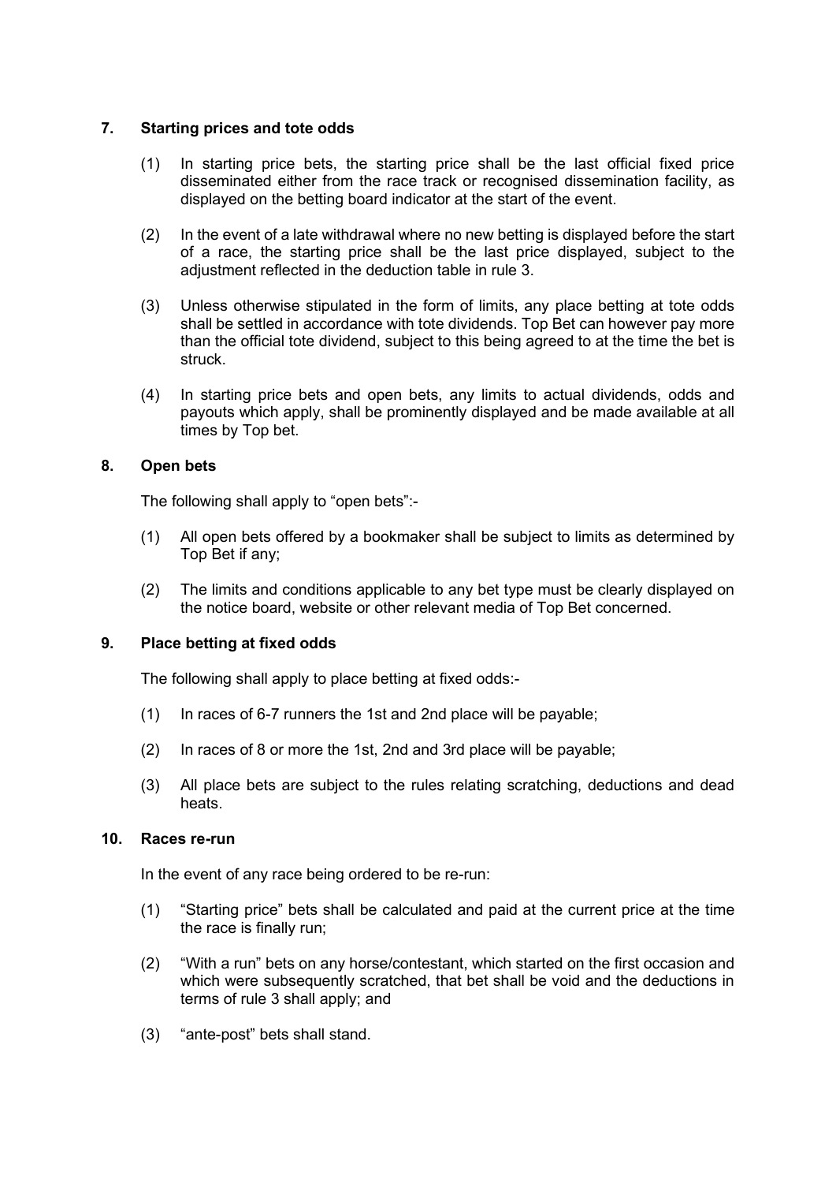## 7. Starting prices and tote odds

(1) In starting price bets, the starting price shall be the last official fixed price disseminated either from the race track or recognised dissemination facility, as displayed on the betting board indicator at the start of the event.

(2) In the event of a late withdrawal where no new betting is displayed before the start of a race, the starting price shall be the last price displayed, subject to the adjustment reflected in the deduction table in rule 3.

(3) Unless otherwise stipulated in the form of limits, any place betting at tote odds shall be settled in accordance with tote dividends. Top Bet can however pay more than the official tote dividend, subject to this being agreed to at the time the bet is struck.

(4) In starting price bets and open bets, any limits to actual dividends, odds and payouts which apply, shall be prominently displayed and be made available at all times by Top bet.

## 8. Open bets

The following shall apply to "open bets":-

(1) All open bets offered by a bookmaker shall be subject to limits as determined by Top Bet if any;

(2) The limits and conditions applicable to any bet type must be clearly displayed on the notice board, website or other relevant media of Top Bet concerned.

## 9. Place betting at fixed odds

The following shall apply to place betting at fixed odds:-

(1) In races of 6-7 runners the 1st and 2nd place will be payable;

(2) In races of 8 or more the 1st, 2nd and 3rd place will be payable;

(3) All place bets are subject to the rules relating scratching, deductions and dead heats.

## 10. Races re-run

In the event of any race being ordered to be re-run:

(1) "Starting price" bets shall be calculated and paid at the current price at the time the race is finally run;

(2) "With a run" bets on any horse/contestant, which started on the first occasion and which were subsequently scratched, that bet shall be void and the deductions in terms of rule 3 shall apply; and

(3) "ante-post" bets shall stand.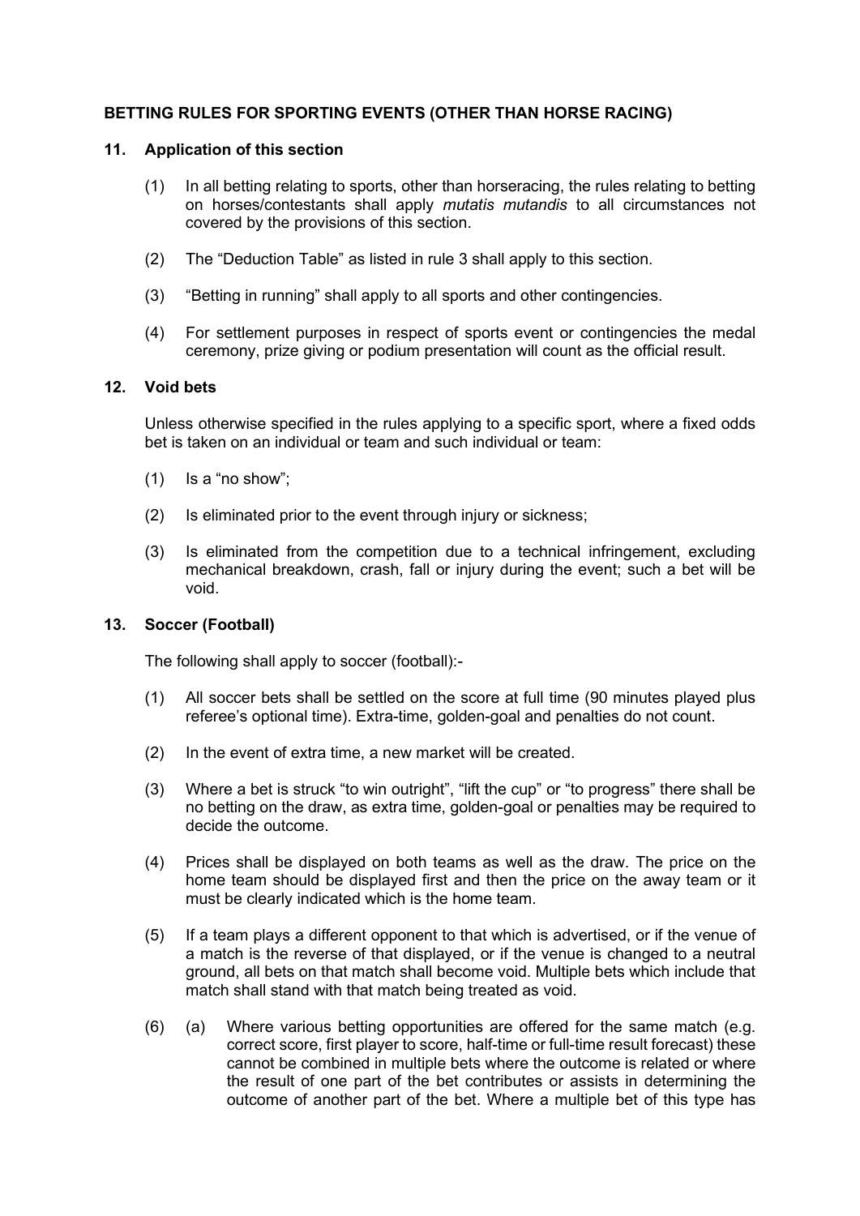**BETTING RULES FOR SPORTING EVENTS (OTHER THAN HORSE RACING)**

**11. Application of this section**

(1) In all betting relating to sports, other than horseracing, the rules relating to betting on horses/contestants shall apply *mutatis mutandis* to all circumstances not covered by the provisions of this section.

(2) The "Deduction Table" as listed in rule 3 shall apply to this section.

(3) "Betting in running" shall apply to all sports and other contingencies.

(4) For settlement purposes in respect of sports event or contingencies the medal ceremony, prize giving or podium presentation will count as the official result.

**12. Void bets**

Unless otherwise specified in the rules applying to a specific sport, where a fixed odds bet is taken on an individual or team and such individual or team:

(1) Is a "no show";

(2) Is eliminated prior to the event through injury or sickness;

(3) Is eliminated from the competition due to a technical infringement, excluding mechanical breakdown, crash, fall or injury during the event; such a bet will be void.

**13. Soccer (Football)**

The following shall apply to soccer (football):-

(1) All soccer bets shall be settled on the score at full time (90 minutes played plus referee's optional time). Extra-time, golden-goal and penalties do not count.

(2) In the event of extra time, a new market will be created.

(3) Where a bet is struck "to win outright", "lift the cup" or "to progress" there shall be no betting on the draw, as extra time, golden-goal or penalties may be required to decide the outcome.

(4) Prices shall be displayed on both teams as well as the draw. The price on the home team should be displayed first and then the price on the away team or it must be clearly indicated which is the home team.

(5) If a team plays a different opponent to that which is advertised, or if the venue of a match is the reverse of that displayed, or if the venue is changed to a neutral ground, all bets on that match shall become void. Multiple bets which include that match shall stand with that match being treated as void.

(6) (a) Where various betting opportunities are offered for the same match (e.g. correct score, first player to score, half-time or full-time result forecast) these cannot be combined in multiple bets where the outcome is related or where the result of one part of the bet contributes or assists in determining the outcome of another part of the bet. Where a multiple bet of this type has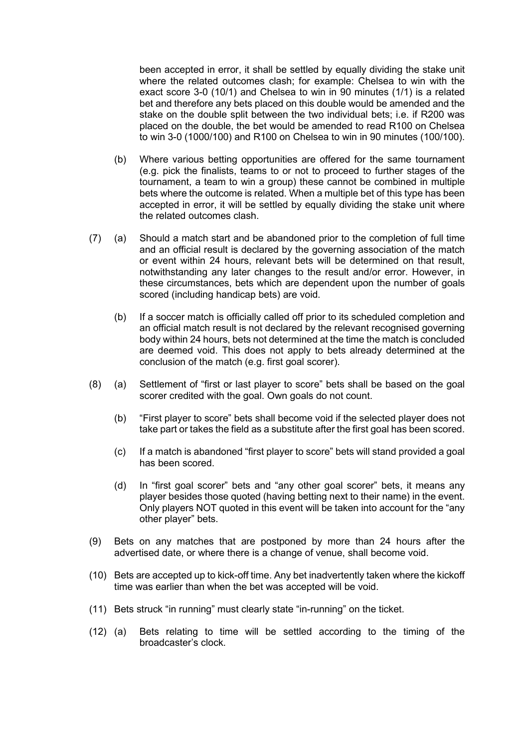been accepted in error, it shall be settled by equally dividing the stake unit where the related outcomes clash; for example: Chelsea to win with the exact score 3-0 (10/1) and Chelsea to win in 90 minutes (1/1) is a related bet and therefore any bets placed on this double would be amended and the stake on the double split between the two individual bets; i.e. if R200 was placed on the double, the bet would be amended to read R100 on Chelsea to win 3-0 (1000/100) and R100 on Chelsea to win in 90 minutes (100/100).

(b) Where various betting opportunities are offered for the same tournament (e.g. pick the finalists, teams to or not to proceed to further stages of the tournament, a team to win a group) these cannot be combined in multiple bets where the outcome is related. When a multiple bet of this type has been accepted in error, it will be settled by equally dividing the stake unit where the related outcomes clash.

(7) (a) Should a match start and be abandoned prior to the completion of full time and an official result is declared by the governing association of the match or event within 24 hours, relevant bets will be determined on that result, notwithstanding any later changes to the result and/or error. However, in these circumstances, bets which are dependent upon the number of goals scored (including handicap bets) are void.

(b) If a soccer match is officially called off prior to its scheduled completion and an official match result is not declared by the relevant recognised governing body within 24 hours, bets not determined at the time the match is concluded are deemed void. This does not apply to bets already determined at the conclusion of the match (e.g. first goal scorer).

(8) (a) Settlement of "first or last player to score" bets shall be based on the goal scorer credited with the goal. Own goals do not count.

(b) "First player to score" bets shall become void if the selected player does not take part or takes the field as a substitute after the first goal has been scored.

(c) If a match is abandoned "first player to score" bets will stand provided a goal has been scored.

(d) In "first goal scorer" bets and "any other goal scorer" bets, it means any player besides those quoted (having betting next to their name) in the event. Only players NOT quoted in this event will be taken into account for the "any other player" bets.

(9) Bets on any matches that are postponed by more than 24 hours after the advertised date, or where there is a change of venue, shall become void.

(10) Bets are accepted up to kick-off time. Any bet inadvertently taken where the kickoff time was earlier than when the bet was accepted will be void.

(11) Bets struck "in running" must clearly state "in-running" on the ticket.

(12) (a) Bets relating to time will be settled according to the timing of the broadcaster's clock.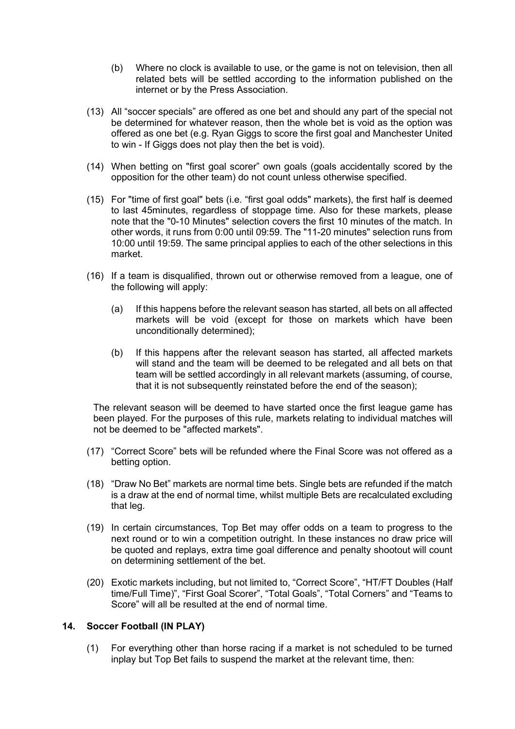(b) Where no clock is available to use, or the game is not on television, then all related bets will be settled according to the information published on the internet or by the Press Association.

(13) All "soccer specials" are offered as one bet and should any part of the special not be determined for whatever reason, then the whole bet is void as the option was offered as one bet (e.g. Ryan Giggs to score the first goal and Manchester United to win - If Giggs does not play then the bet is void).

(14) When betting on "first goal scorer" own goals (goals accidentally scored by the opposition for the other team) do not count unless otherwise specified.

(15) For "time of first goal" bets (i.e. "first goal odds" markets), the first half is deemed to last 45minutes, regardless of stoppage time. Also for these markets, please note that the "0-10 Minutes" selection covers the first 10 minutes of the match. In other words, it runs from 0:00 until 09:59. The "11-20 minutes" selection runs from 10:00 until 19:59. The same principal applies to each of the other selections in this market.

(16) If a team is disqualified, thrown out or otherwise removed from a league, one of the following will apply:

(a) If this happens before the relevant season has started, all bets on all affected markets will be void (except for those on markets which have been unconditionally determined);

(b) If this happens after the relevant season has started, all affected markets will stand and the team will be deemed to be relegated and all bets on that team will be settled accordingly in all relevant markets (assuming, of course, that it is not subsequently reinstated before the end of the season);

The relevant season will be deemed to have started once the first league game has been played. For the purposes of this rule, markets relating to individual matches will not be deemed to be "affected markets".

(17) "Correct Score" bets will be refunded where the Final Score was not offered as a betting option.

(18) "Draw No Bet" markets are normal time bets. Single bets are refunded if the match is a draw at the end of normal time, whilst multiple Bets are recalculated excluding that leg.

(19) In certain circumstances, Top Bet may offer odds on a team to progress to the next round or to win a competition outright. In these instances no draw price will be quoted and replays, extra time goal difference and penalty shootout will count on determining settlement of the bet.

(20) Exotic markets including, but not limited to, "Correct Score", "HT/FT Doubles (Half time/Full Time)", "First Goal Scorer", "Total Goals", "Total Corners" and "Teams to Score" will all be resulted at the end of normal time.

## 14. Soccer Football (IN PLAY)

(1) For everything other than horse racing if a market is not scheduled to be turned inplay but Top Bet fails to suspend the market at the relevant time, then: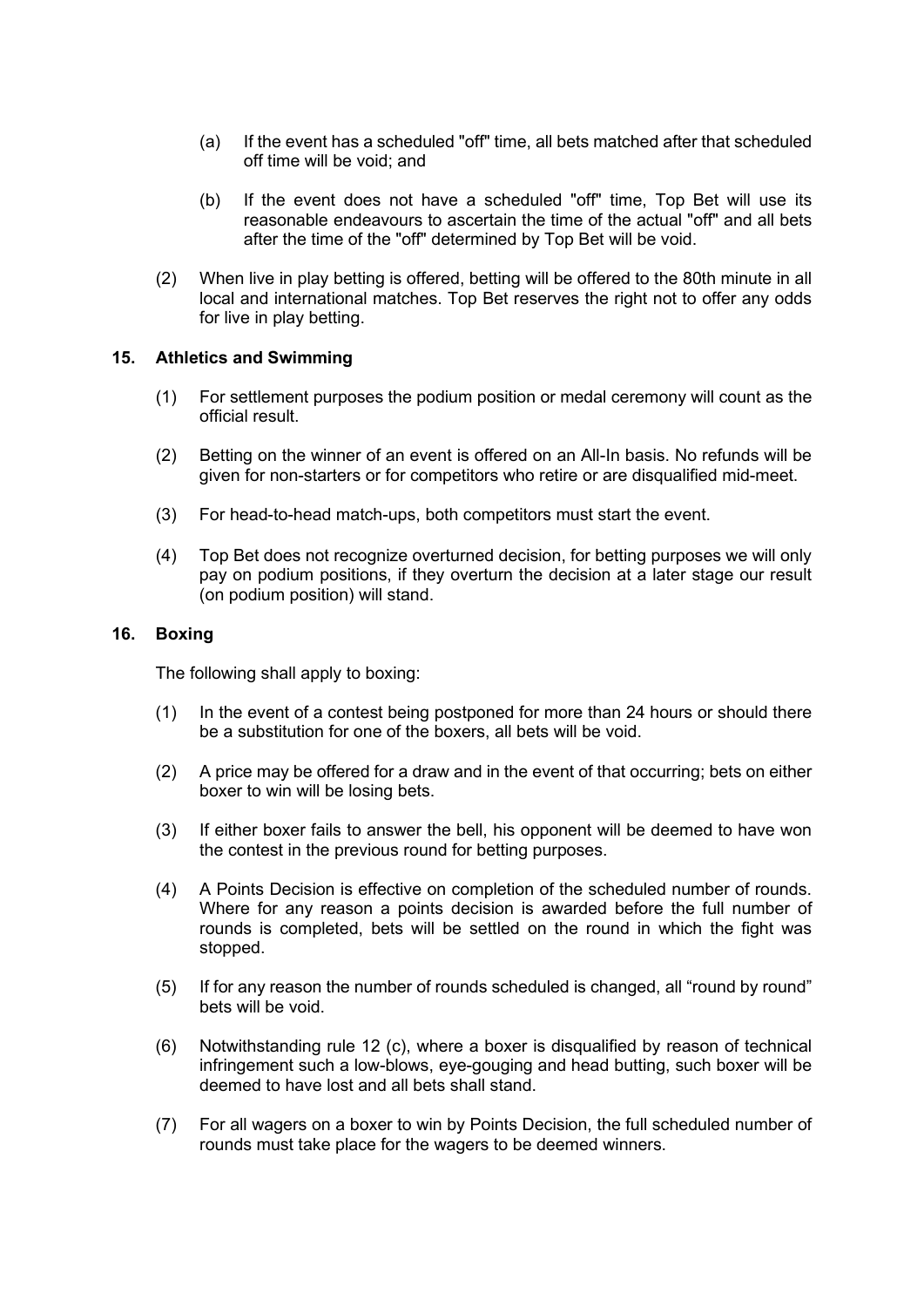(a) If the event has a scheduled "off" time, all bets matched after that scheduled off time will be void; and

(b) If the event does not have a scheduled "off" time, Top Bet will use its reasonable endeavours to ascertain the time of the actual "off" and all bets after the time of the "off" determined by Top Bet will be void.

(2) When live in play betting is offered, betting will be offered to the 80th minute in all local and international matches. Top Bet reserves the right not to offer any odds for live in play betting.

## 15. Athletics and Swimming

(1) For settlement purposes the podium position or medal ceremony will count as the official result.

(2) Betting on the winner of an event is offered on an All-In basis. No refunds will be given for non-starters or for competitors who retire or are disqualified mid-meet.

(3) For head-to-head match-ups, both competitors must start the event.

(4) Top Bet does not recognize overturned decision, for betting purposes we will only pay on podium positions, if they overturn the decision at a later stage our result (on podium position) will stand.

## 16. Boxing

The following shall apply to boxing:

(1) In the event of a contest being postponed for more than 24 hours or should there be a substitution for one of the boxers, all bets will be void.

(2) A price may be offered for a draw and in the event of that occurring; bets on either boxer to win will be losing bets.

(3) If either boxer fails to answer the bell, his opponent will be deemed to have won the contest in the previous round for betting purposes.

(4) A Points Decision is effective on completion of the scheduled number of rounds. Where for any reason a points decision is awarded before the full number of rounds is completed, bets will be settled on the round in which the fight was stopped.

(5) If for any reason the number of rounds scheduled is changed, all "round by round" bets will be void.

(6) Notwithstanding rule 12 (c), where a boxer is disqualified by reason of technical infringement such a low-blows, eye-gouging and head butting, such boxer will be deemed to have lost and all bets shall stand.

(7) For all wagers on a boxer to win by Points Decision, the full scheduled number of rounds must take place for the wagers to be deemed winners.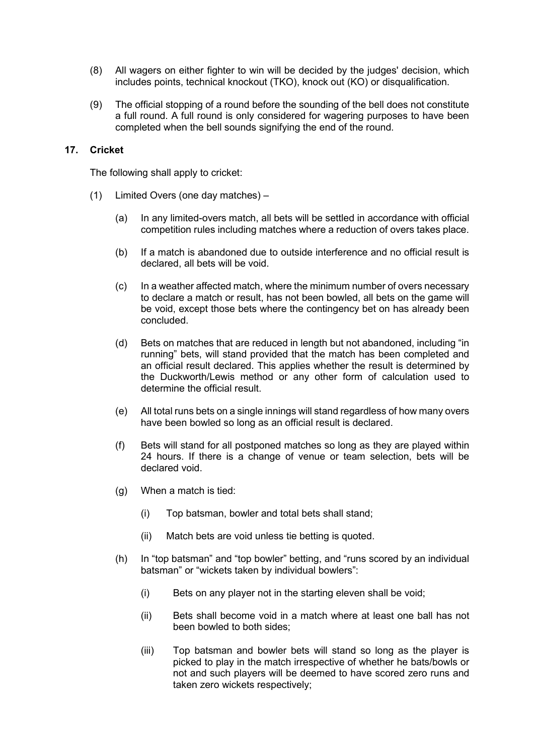(8) All wagers on either fighter to win will be decided by the judges' decision, which includes points, technical knockout (TKO), knock out (KO) or disqualification.

(9) The official stopping of a round before the sounding of the bell does not constitute a full round. A full round is only considered for wagering purposes to have been completed when the bell sounds signifying the end of the round.

## 17. Cricket

The following shall apply to cricket:

(1) Limited Overs (one day matches) –

  (a) In any limited-overs match, all bets will be settled in accordance with official competition rules including matches where a reduction of overs takes place.

  (b) If a match is abandoned due to outside interference and no official result is declared, all bets will be void.

  (c) In a weather affected match, where the minimum number of overs necessary to declare a match or result, has not been bowled, all bets on the game will be void, except those bets where the contingency bet on has already been concluded.

  (d) Bets on matches that are reduced in length but not abandoned, including "in running" bets, will stand provided that the match has been completed and an official result declared. This applies whether the result is determined by the Duckworth/Lewis method or any other form of calculation used to determine the official result.

  (e) All total runs bets on a single innings will stand regardless of how many overs have been bowled so long as an official result is declared.

  (f) Bets will stand for all postponed matches so long as they are played within 24 hours. If there is a change of venue or team selection, bets will be declared void.

  (g) When a match is tied:

    (i) Top batsman, bowler and total bets shall stand;

    (ii) Match bets are void unless tie betting is quoted.

  (h) In "top batsman" and "top bowler" betting, and "runs scored by an individual batsman" or "wickets taken by individual bowlers":

    (i) Bets on any player not in the starting eleven shall be void;

    (ii) Bets shall become void in a match where at least one ball has not been bowled to both sides;

    (iii) Top batsman and bowler bets will stand so long as the player is picked to play in the match irrespective of whether he bats/bowls or not and such players will be deemed to have scored zero runs and taken zero wickets respectively;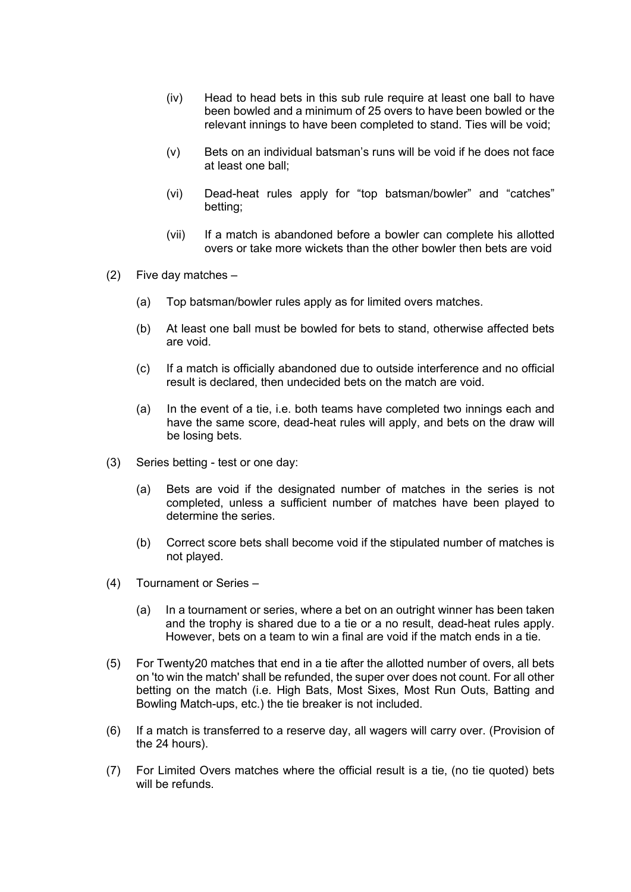(iv) Head to head bets in this sub rule require at least one ball to have been bowled and a minimum of 25 overs to have been bowled or the relevant innings to have been completed to stand. Ties will be void;

(v) Bets on an individual batsman's runs will be void if he does not face at least one ball;

(vi) Dead-heat rules apply for "top batsman/bowler" and "catches" betting;

(vii) If a match is abandoned before a bowler can complete his allotted overs or take more wickets than the other bowler then bets are void

(2) Five day matches –

(a) Top batsman/bowler rules apply as for limited overs matches.

(b) At least one ball must be bowled for bets to stand, otherwise affected bets are void.

(c) If a match is officially abandoned due to outside interference and no official result is declared, then undecided bets on the match are void.

(a) In the event of a tie, i.e. both teams have completed two innings each and have the same score, dead-heat rules will apply, and bets on the draw will be losing bets.

(3) Series betting - test or one day:

(a) Bets are void if the designated number of matches in the series is not completed, unless a sufficient number of matches have been played to determine the series.

(b) Correct score bets shall become void if the stipulated number of matches is not played.

(4) Tournament or Series –

(a) In a tournament or series, where a bet on an outright winner has been taken and the trophy is shared due to a tie or a no result, dead-heat rules apply. However, bets on a team to win a final are void if the match ends in a tie.

(5) For Twenty20 matches that end in a tie after the allotted number of overs, all bets on 'to win the match' shall be refunded, the super over does not count. For all other betting on the match (i.e. High Bats, Most Sixes, Most Run Outs, Batting and Bowling Match-ups, etc.) the tie breaker is not included.

(6) If a match is transferred to a reserve day, all wagers will carry over. (Provision of the 24 hours).

(7) For Limited Overs matches where the official result is a tie, (no tie quoted) bets will be refunds.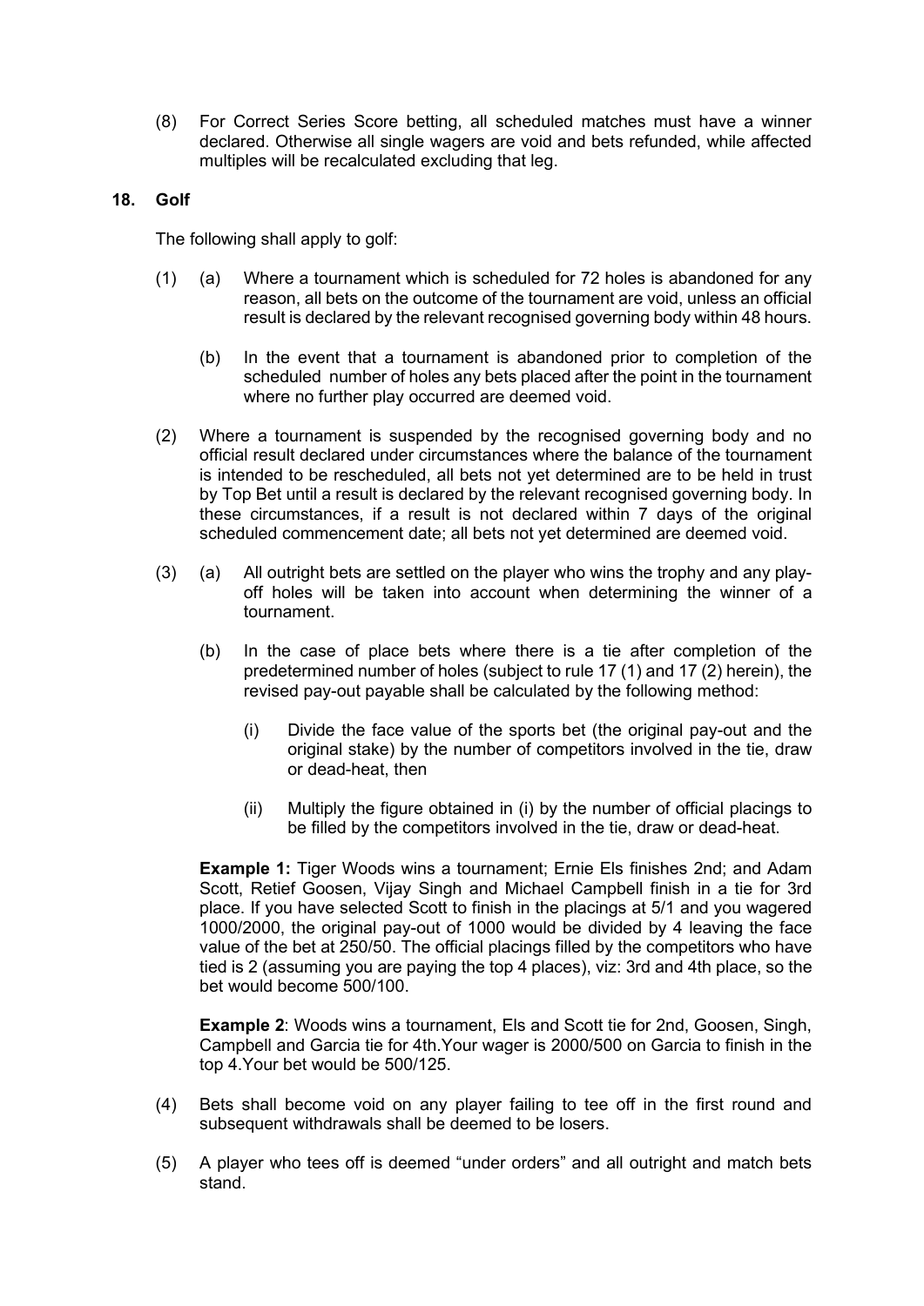(8) For Correct Series Score betting, all scheduled matches must have a winner declared. Otherwise all single wagers are void and bets refunded, while affected multiples will be recalculated excluding that leg.

## 18. Golf

The following shall apply to golf:

(1) (a) Where a tournament which is scheduled for 72 holes is abandoned for any reason, all bets on the outcome of the tournament are void, unless an official result is declared by the relevant recognised governing body within 48 hours.

(b) In the event that a tournament is abandoned prior to completion of the scheduled number of holes any bets placed after the point in the tournament where no further play occurred are deemed void.

(2) Where a tournament is suspended by the recognised governing body and no official result declared under circumstances where the balance of the tournament is intended to be rescheduled, all bets not yet determined are to be held in trust by Top Bet until a result is declared by the relevant recognised governing body. In these circumstances, if a result is not declared within 7 days of the original scheduled commencement date; all bets not yet determined are deemed void.

(3) (a) All outright bets are settled on the player who wins the trophy and any play-off holes will be taken into account when determining the winner of a tournament.

(b) In the case of place bets where there is a tie after completion of the predetermined number of holes (subject to rule 17 (1) and 17 (2) herein), the revised pay-out payable shall be calculated by the following method:

(i) Divide the face value of the sports bet (the original pay-out and the original stake) by the number of competitors involved in the tie, draw or dead-heat, then

(ii) Multiply the figure obtained in (i) by the number of official placings to be filled by the competitors involved in the tie, draw or dead-heat.

**Example 1:** Tiger Woods wins a tournament; Ernie Els finishes 2nd; and Adam Scott, Retief Goosen, Vijay Singh and Michael Campbell finish in a tie for 3rd place. If you have selected Scott to finish in the placings at 5/1 and you wagered 1000/2000, the original pay-out of 1000 would be divided by 4 leaving the face value of the bet at 250/50. The official placings filled by the competitors who have tied is 2 (assuming you are paying the top 4 places), viz: 3rd and 4th place, so the bet would become 500/100.

**Example 2**: Woods wins a tournament, Els and Scott tie for 2nd, Goosen, Singh, Campbell and Garcia tie for 4th.Your wager is 2000/500 on Garcia to finish in the top 4.Your bet would be 500/125.

(4) Bets shall become void on any player failing to tee off in the first round and subsequent withdrawals shall be deemed to be losers.

(5) A player who tees off is deemed "under orders" and all outright and match bets stand.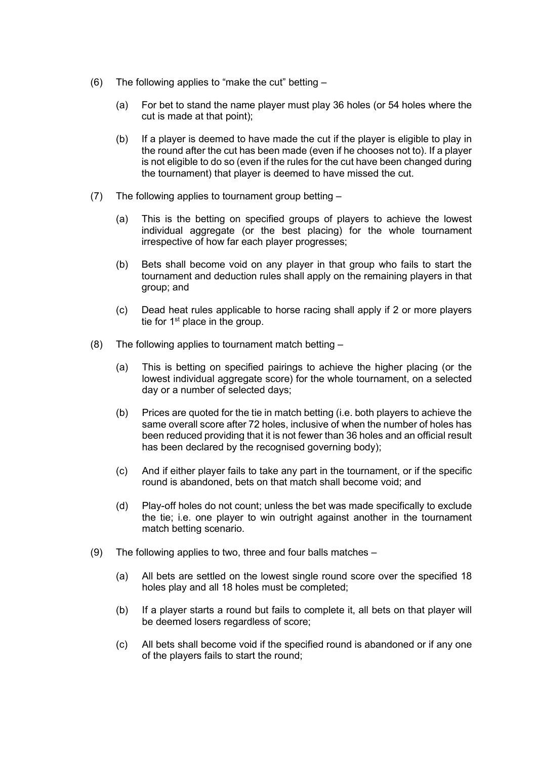(6) The following applies to "make the cut" betting –

  (a) For bet to stand the name player must play 36 holes (or 54 holes where the cut is made at that point);

  (b) If a player is deemed to have made the cut if the player is eligible to play in the round after the cut has been made (even if he chooses not to). If a player is not eligible to do so (even if the rules for the cut have been changed during the tournament) that player is deemed to have missed the cut.

(7) The following applies to tournament group betting –

  (a) This is the betting on specified groups of players to achieve the lowest individual aggregate (or the best placing) for the whole tournament irrespective of how far each player progresses;

  (b) Bets shall become void on any player in that group who fails to start the tournament and deduction rules shall apply on the remaining players in that group; and

  (c) Dead heat rules applicable to horse racing shall apply if 2 or more players tie for 1st place in the group.

(8) The following applies to tournament match betting –

  (a) This is betting on specified pairings to achieve the higher placing (or the lowest individual aggregate score) for the whole tournament, on a selected day or a number of selected days;

  (b) Prices are quoted for the tie in match betting (i.e. both players to achieve the same overall score after 72 holes, inclusive of when the number of holes has been reduced providing that it is not fewer than 36 holes and an official result has been declared by the recognised governing body);

  (c) And if either player fails to take any part in the tournament, or if the specific round is abandoned, bets on that match shall become void; and

  (d) Play-off holes do not count; unless the bet was made specifically to exclude the tie; i.e. one player to win outright against another in the tournament match betting scenario.

(9) The following applies to two, three and four balls matches –

  (a) All bets are settled on the lowest single round score over the specified 18 holes play and all 18 holes must be completed;

  (b) If a player starts a round but fails to complete it, all bets on that player will be deemed losers regardless of score;

  (c) All bets shall become void if the specified round is abandoned or if any one of the players fails to start the round;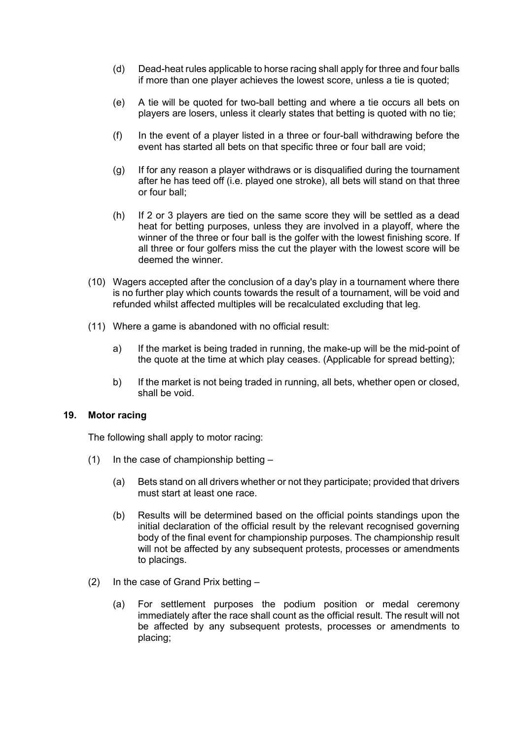(d) Dead-heat rules applicable to horse racing shall apply for three and four balls if more than one player achieves the lowest score, unless a tie is quoted;

(e) A tie will be quoted for two-ball betting and where a tie occurs all bets on players are losers, unless it clearly states that betting is quoted with no tie;

(f) In the event of a player listed in a three or four-ball withdrawing before the event has started all bets on that specific three or four ball are void;

(g) If for any reason a player withdraws or is disqualified during the tournament after he has teed off (i.e. played one stroke), all bets will stand on that three or four ball;

(h) If 2 or 3 players are tied on the same score they will be settled as a dead heat for betting purposes, unless they are involved in a playoff, where the winner of the three or four ball is the golfer with the lowest finishing score. If all three or four golfers miss the cut the player with the lowest score will be deemed the winner.

(10) Wagers accepted after the conclusion of a day's play in a tournament where there is no further play which counts towards the result of a tournament, will be void and refunded whilst affected multiples will be recalculated excluding that leg.

(11) Where a game is abandoned with no official result:

a) If the market is being traded in running, the make-up will be the mid-point of the quote at the time at which play ceases. (Applicable for spread betting);

b) If the market is not being traded in running, all bets, whether open or closed, shall be void.

## 19. Motor racing

The following shall apply to motor racing:

(1) In the case of championship betting –

(a) Bets stand on all drivers whether or not they participate; provided that drivers must start at least one race.

(b) Results will be determined based on the official points standings upon the initial declaration of the official result by the relevant recognised governing body of the final event for championship purposes. The championship result will not be affected by any subsequent protests, processes or amendments to placings.

(2) In the case of Grand Prix betting –

(a) For settlement purposes the podium position or medal ceremony immediately after the race shall count as the official result. The result will not be affected by any subsequent protests, processes or amendments to placing;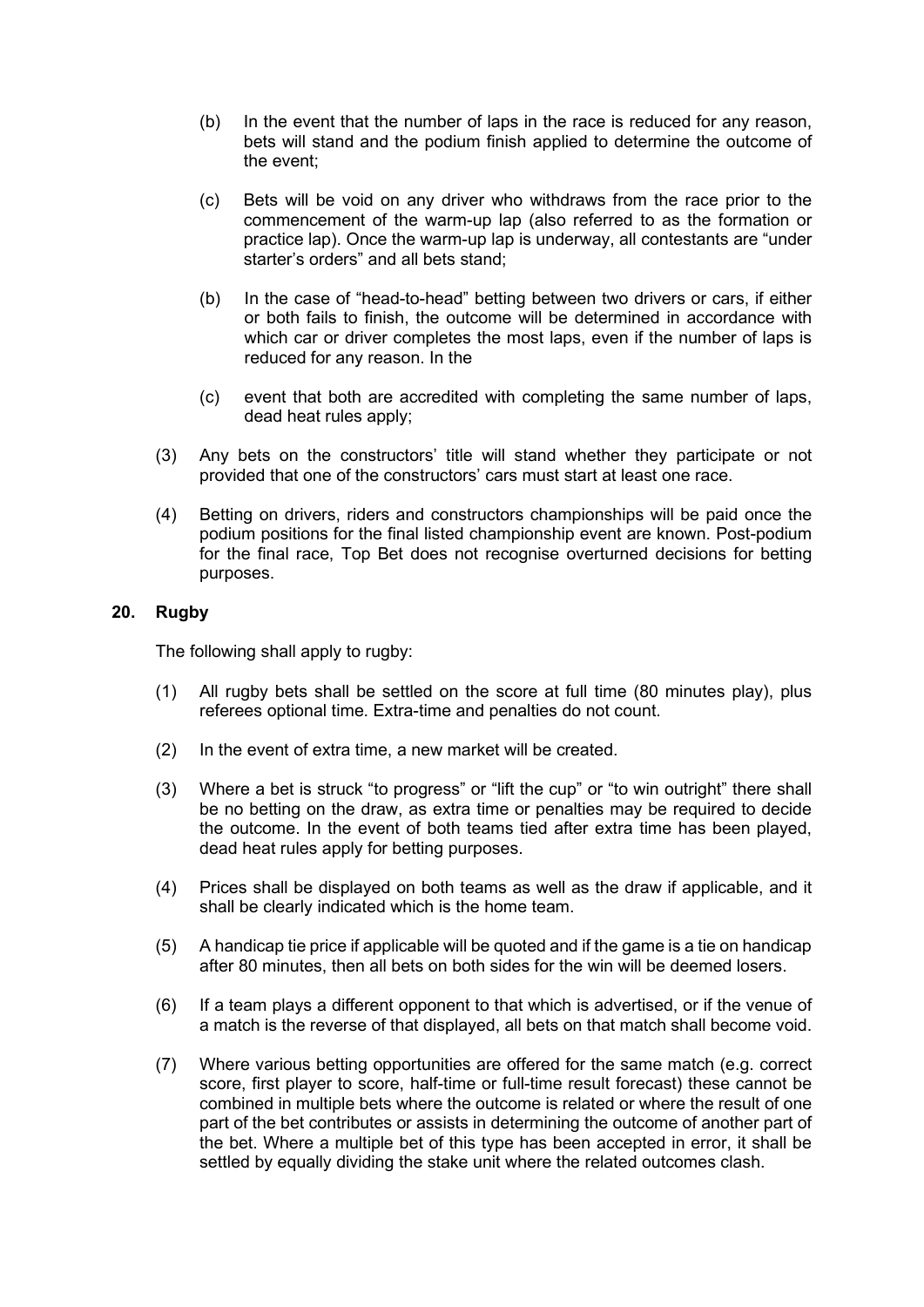(b) In the event that the number of laps in the race is reduced for any reason, bets will stand and the podium finish applied to determine the outcome of the event;

(c) Bets will be void on any driver who withdraws from the race prior to the commencement of the warm-up lap (also referred to as the formation or practice lap). Once the warm-up lap is underway, all contestants are "under starter's orders" and all bets stand;

(b) In the case of "head-to-head" betting between two drivers or cars, if either or both fails to finish, the outcome will be determined in accordance with which car or driver completes the most laps, even if the number of laps is reduced for any reason. In the

(c) event that both are accredited with completing the same number of laps, dead heat rules apply;

(3) Any bets on the constructors' title will stand whether they participate or not provided that one of the constructors' cars must start at least one race.

(4) Betting on drivers, riders and constructors championships will be paid once the podium positions for the final listed championship event are known. Post-podium for the final race, Top Bet does not recognise overturned decisions for betting purposes.

## 20. Rugby

The following shall apply to rugby:

(1) All rugby bets shall be settled on the score at full time (80 minutes play), plus referees optional time. Extra-time and penalties do not count.

(2) In the event of extra time, a new market will be created.

(3) Where a bet is struck "to progress" or "lift the cup" or "to win outright" there shall be no betting on the draw, as extra time or penalties may be required to decide the outcome. In the event of both teams tied after extra time has been played, dead heat rules apply for betting purposes.

(4) Prices shall be displayed on both teams as well as the draw if applicable, and it shall be clearly indicated which is the home team.

(5) A handicap tie price if applicable will be quoted and if the game is a tie on handicap after 80 minutes, then all bets on both sides for the win will be deemed losers.

(6) If a team plays a different opponent to that which is advertised, or if the venue of a match is the reverse of that displayed, all bets on that match shall become void.

(7) Where various betting opportunities are offered for the same match (e.g. correct score, first player to score, half-time or full-time result forecast) these cannot be combined in multiple bets where the outcome is related or where the result of one part of the bet contributes or assists in determining the outcome of another part of the bet. Where a multiple bet of this type has been accepted in error, it shall be settled by equally dividing the stake unit where the related outcomes clash.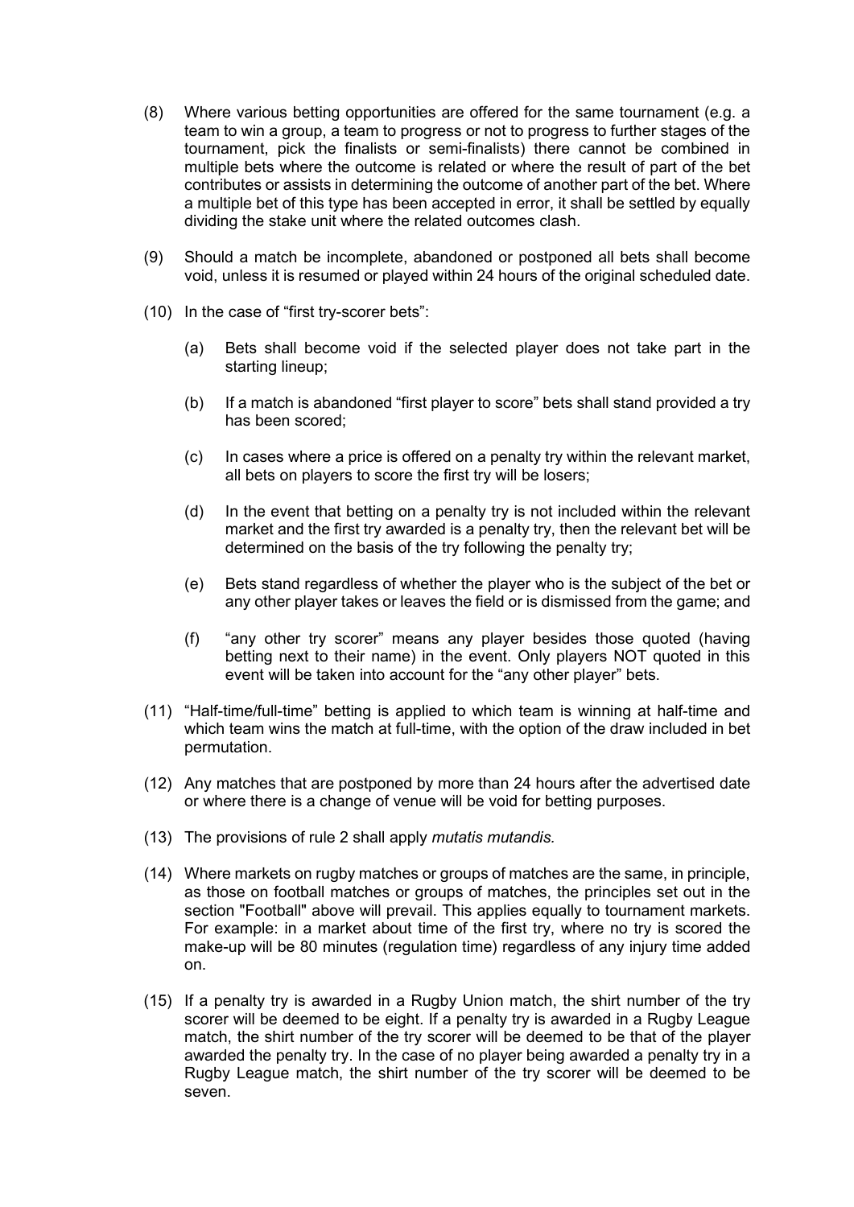(8) Where various betting opportunities are offered for the same tournament (e.g. a team to win a group, a team to progress or not to progress to further stages of the tournament, pick the finalists or semi-finalists) there cannot be combined in multiple bets where the outcome is related or where the result of part of the bet contributes or assists in determining the outcome of another part of the bet. Where a multiple bet of this type has been accepted in error, it shall be settled by equally dividing the stake unit where the related outcomes clash.

(9) Should a match be incomplete, abandoned or postponed all bets shall become void, unless it is resumed or played within 24 hours of the original scheduled date.

(10) In the case of "first try-scorer bets":

   (a) Bets shall become void if the selected player does not take part in the starting lineup;

   (b) If a match is abandoned "first player to score" bets shall stand provided a try has been scored;

   (c) In cases where a price is offered on a penalty try within the relevant market, all bets on players to score the first try will be losers;

   (d) In the event that betting on a penalty try is not included within the relevant market and the first try awarded is a penalty try, then the relevant bet will be determined on the basis of the try following the penalty try;

   (e) Bets stand regardless of whether the player who is the subject of the bet or any other player takes or leaves the field or is dismissed from the game; and

   (f) "any other try scorer" means any player besides those quoted (having betting next to their name) in the event. Only players NOT quoted in this event will be taken into account for the "any other player" bets.

(11) "Half-time/full-time" betting is applied to which team is winning at half-time and which team wins the match at full-time, with the option of the draw included in bet permutation.

(12) Any matches that are postponed by more than 24 hours after the advertised date or where there is a change of venue will be void for betting purposes.

(13) The provisions of rule 2 shall apply *mutatis mutandis.*

(14) Where markets on rugby matches or groups of matches are the same, in principle, as those on football matches or groups of matches, the principles set out in the section "Football" above will prevail. This applies equally to tournament markets. For example: in a market about time of the first try, where no try is scored the make-up will be 80 minutes (regulation time) regardless of any injury time added on.

(15) If a penalty try is awarded in a Rugby Union match, the shirt number of the try scorer will be deemed to be eight. If a penalty try is awarded in a Rugby League match, the shirt number of the try scorer will be deemed to be that of the player awarded the penalty try. In the case of no player being awarded a penalty try in a Rugby League match, the shirt number of the try scorer will be deemed to be seven.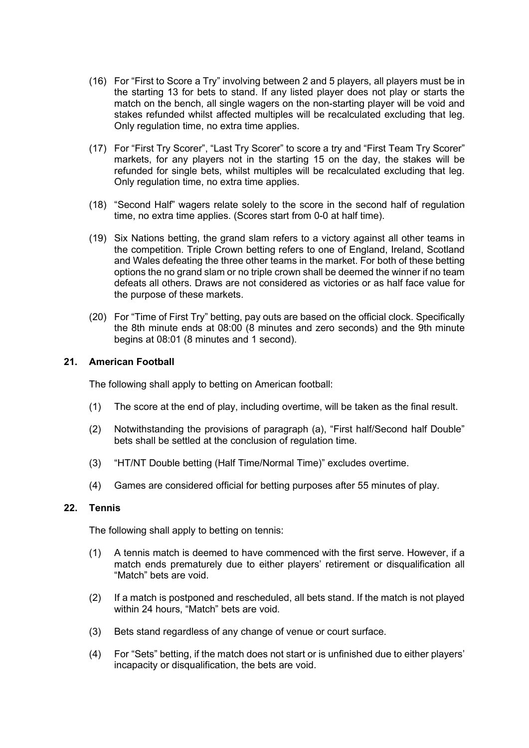(16) For "First to Score a Try" involving between 2 and 5 players, all players must be in the starting 13 for bets to stand. If any listed player does not play or starts the match on the bench, all single wagers on the non-starting player will be void and stakes refunded whilst affected multiples will be recalculated excluding that leg. Only regulation time, no extra time applies.

(17) For "First Try Scorer", "Last Try Scorer" to score a try and "First Team Try Scorer" markets, for any players not in the starting 15 on the day, the stakes will be refunded for single bets, whilst multiples will be recalculated excluding that leg. Only regulation time, no extra time applies.

(18) "Second Half" wagers relate solely to the score in the second half of regulation time, no extra time applies. (Scores start from 0-0 at half time).

(19) Six Nations betting, the grand slam refers to a victory against all other teams in the competition. Triple Crown betting refers to one of England, Ireland, Scotland and Wales defeating the three other teams in the market. For both of these betting options the no grand slam or no triple crown shall be deemed the winner if no team defeats all others. Draws are not considered as victories or as half face value for the purpose of these markets.

(20) For "Time of First Try" betting, pay outs are based on the official clock. Specifically the 8th minute ends at 08:00 (8 minutes and zero seconds) and the 9th minute begins at 08:01 (8 minutes and 1 second).

## 21. American Football

The following shall apply to betting on American football:

(1) The score at the end of play, including overtime, will be taken as the final result.

(2) Notwithstanding the provisions of paragraph (a), "First half/Second half Double" bets shall be settled at the conclusion of regulation time.

(3) "HT/NT Double betting (Half Time/Normal Time)" excludes overtime.

(4) Games are considered official for betting purposes after 55 minutes of play.

## 22. Tennis

The following shall apply to betting on tennis:

(1) A tennis match is deemed to have commenced with the first serve. However, if a match ends prematurely due to either players' retirement or disqualification all "Match" bets are void.

(2) If a match is postponed and rescheduled, all bets stand. If the match is not played within 24 hours, "Match" bets are void.

(3) Bets stand regardless of any change of venue or court surface.

(4) For "Sets" betting, if the match does not start or is unfinished due to either players' incapacity or disqualification, the bets are void.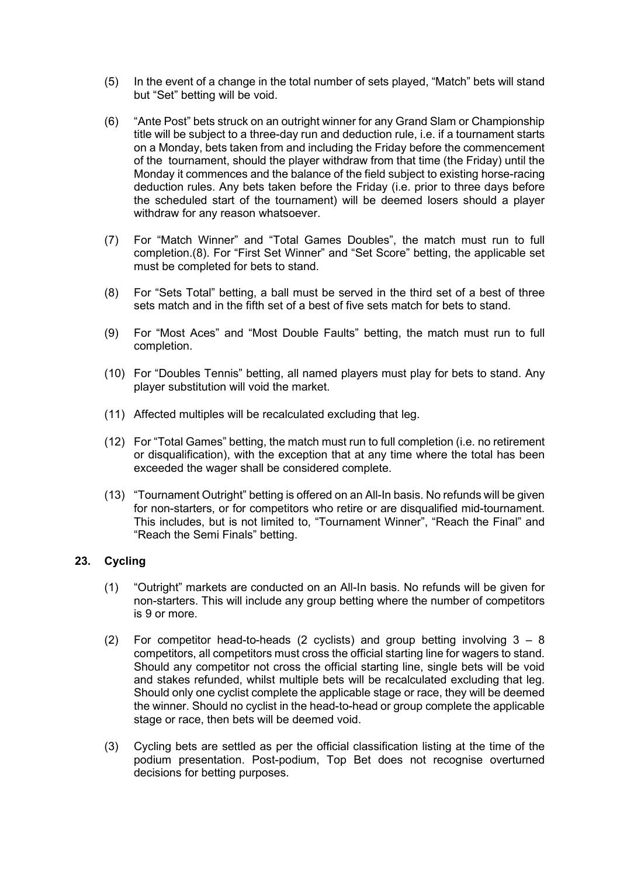(5) In the event of a change in the total number of sets played, “Match” bets will stand but “Set” betting will be void.

(6) “Ante Post” bets struck on an outright winner for any Grand Slam or Championship title will be subject to a three-day run and deduction rule, i.e. if a tournament starts on a Monday, bets taken from and including the Friday before the commencement of the tournament, should the player withdraw from that time (the Friday) until the Monday it commences and the balance of the field subject to existing horse-racing deduction rules. Any bets taken before the Friday (i.e. prior to three days before the scheduled start of the tournament) will be deemed losers should a player withdraw for any reason whatsoever.

(7) For “Match Winner” and “Total Games Doubles”, the match must run to full completion.(8). For “First Set Winner” and “Set Score” betting, the applicable set must be completed for bets to stand.

(8) For “Sets Total” betting, a ball must be served in the third set of a best of three sets match and in the fifth set of a best of five sets match for bets to stand.

(9) For “Most Aces” and “Most Double Faults” betting, the match must run to full completion.

(10) For “Doubles Tennis” betting, all named players must play for bets to stand. Any player substitution will void the market.

(11) Affected multiples will be recalculated excluding that leg.

(12) For “Total Games” betting, the match must run to full completion (i.e. no retirement or disqualification), with the exception that at any time where the total has been exceeded the wager shall be considered complete.

(13) “Tournament Outright” betting is offered on an All-In basis. No refunds will be given for non-starters, or for competitors who retire or are disqualified mid-tournament. This includes, but is not limited to, “Tournament Winner”, “Reach the Final” and “Reach the Semi Finals” betting.

## 23. Cycling

(1) “Outright” markets are conducted on an All-In basis. No refunds will be given for non-starters. This will include any group betting where the number of competitors is 9 or more.

(2) For competitor head-to-heads (2 cyclists) and group betting involving 3 – 8 competitors, all competitors must cross the official starting line for wagers to stand. Should any competitor not cross the official starting line, single bets will be void and stakes refunded, whilst multiple bets will be recalculated excluding that leg. Should only one cyclist complete the applicable stage or race, they will be deemed the winner. Should no cyclist in the head-to-head or group complete the applicable stage or race, then bets will be deemed void.

(3) Cycling bets are settled as per the official classification listing at the time of the podium presentation. Post-podium, Top Bet does not recognise overturned decisions for betting purposes.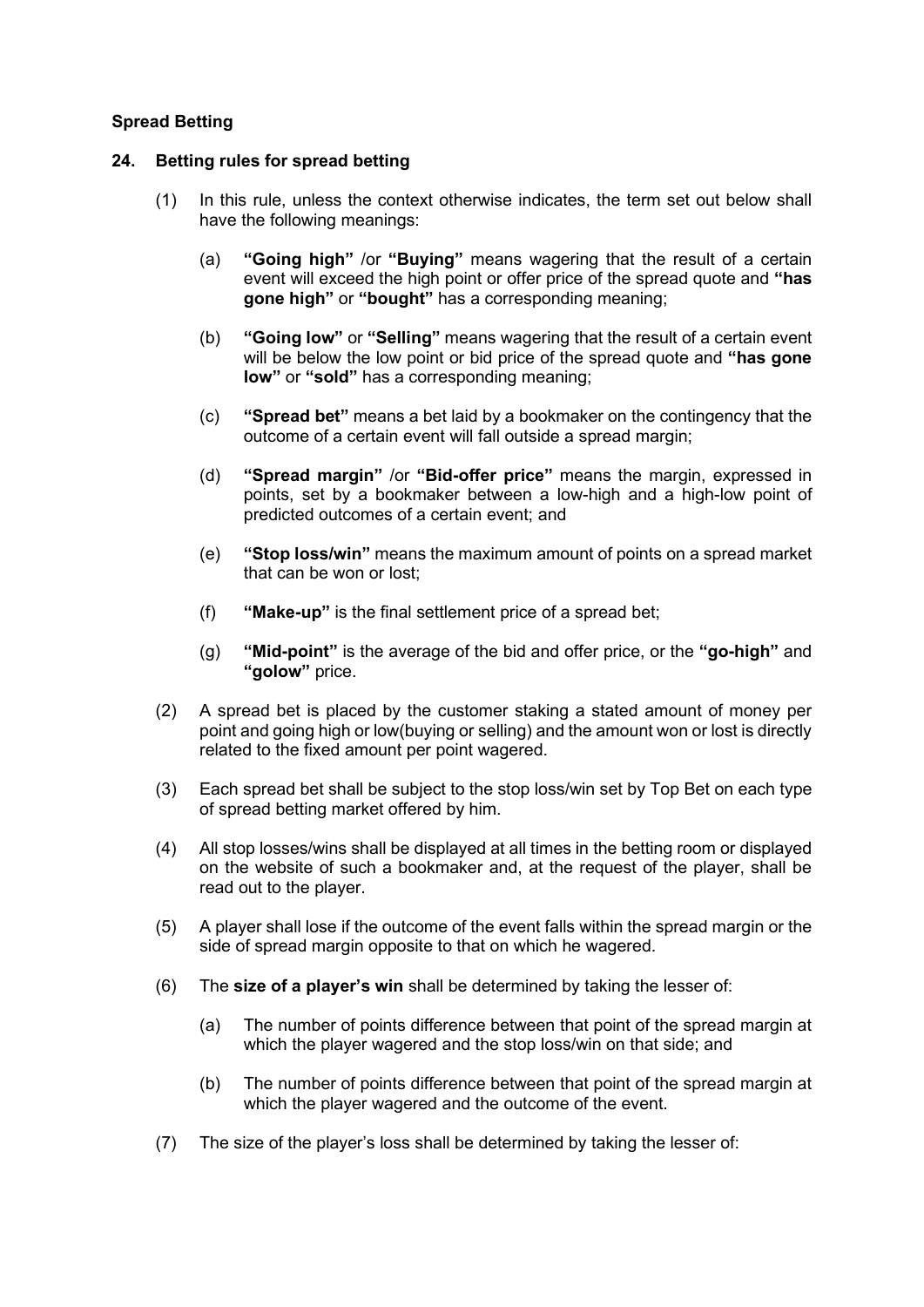**Spread Betting**

**24. Betting rules for spread betting**

(1) In this rule, unless the context otherwise indicates, the term set out below shall have the following meanings:

(a) **"Going high"** /or **"Buying"** means wagering that the result of a certain event will exceed the high point or offer price of the spread quote and **"has gone high"** or **"bought"** has a corresponding meaning;

(b) **"Going low"** or **"Selling"** means wagering that the result of a certain event will be below the low point or bid price of the spread quote and **"has gone low"** or **"sold"** has a corresponding meaning;

(c) **"Spread bet"** means a bet laid by a bookmaker on the contingency that the outcome of a certain event will fall outside a spread margin;

(d) **"Spread margin"** /or **"Bid-offer price"** means the margin, expressed in points, set by a bookmaker between a low-high and a high-low point of predicted outcomes of a certain event; and

(e) **"Stop loss/win"** means the maximum amount of points on a spread market that can be won or lost;

(f) **"Make-up"** is the final settlement price of a spread bet;

(g) **"Mid-point"** is the average of the bid and offer price, or the **"go-high"** and **"golow"** price.

(2) A spread bet is placed by the customer staking a stated amount of money per point and going high or low(buying or selling) and the amount won or lost is directly related to the fixed amount per point wagered.

(3) Each spread bet shall be subject to the stop loss/win set by Top Bet on each type of spread betting market offered by him.

(4) All stop losses/wins shall be displayed at all times in the betting room or displayed on the website of such a bookmaker and, at the request of the player, shall be read out to the player.

(5) A player shall lose if the outcome of the event falls within the spread margin or the side of spread margin opposite to that on which he wagered.

(6) The **size of a player's win** shall be determined by taking the lesser of:

(a) The number of points difference between that point of the spread margin at which the player wagered and the stop loss/win on that side; and

(b) The number of points difference between that point of the spread margin at which the player wagered and the outcome of the event.

(7) The size of the player's loss shall be determined by taking the lesser of: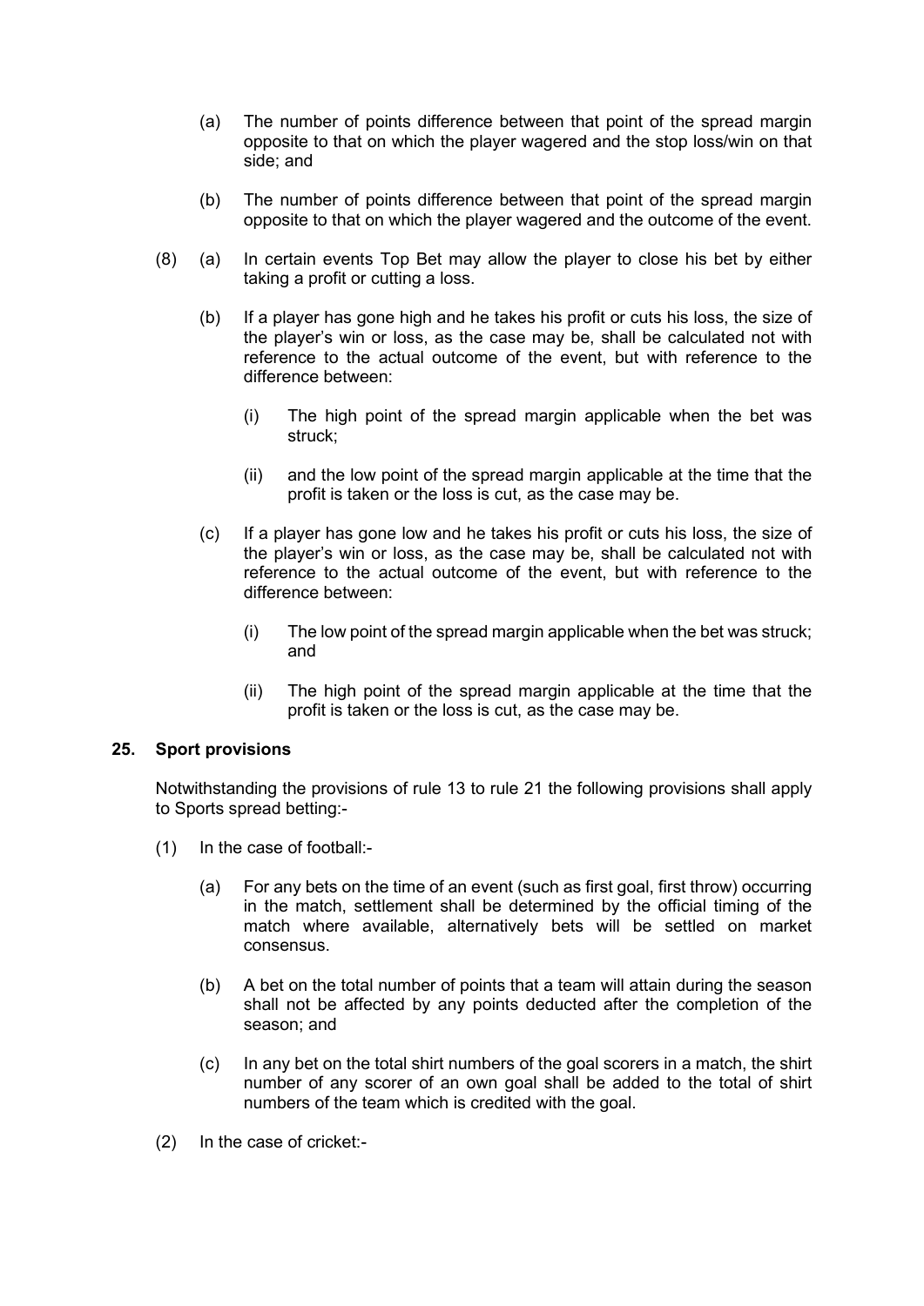(a) The number of points difference between that point of the spread margin opposite to that on which the player wagered and the stop loss/win on that side; and

(b) The number of points difference between that point of the spread margin opposite to that on which the player wagered and the outcome of the event.

(8) (a) In certain events Top Bet may allow the player to close his bet by either taking a profit or cutting a loss.

(b) If a player has gone high and he takes his profit or cuts his loss, the size of the player's win or loss, as the case may be, shall be calculated not with reference to the actual outcome of the event, but with reference to the difference between:

(i) The high point of the spread margin applicable when the bet was struck;

(ii) and the low point of the spread margin applicable at the time that the profit is taken or the loss is cut, as the case may be.

(c) If a player has gone low and he takes his profit or cuts his loss, the size of the player's win or loss, as the case may be, shall be calculated not with reference to the actual outcome of the event, but with reference to the difference between:

(i) The low point of the spread margin applicable when the bet was struck; and

(ii) The high point of the spread margin applicable at the time that the profit is taken or the loss is cut, as the case may be.

**25. Sport provisions**

Notwithstanding the provisions of rule 13 to rule 21 the following provisions shall apply to Sports spread betting:-

(1) In the case of football:-

(a) For any bets on the time of an event (such as first goal, first throw) occurring in the match, settlement shall be determined by the official timing of the match where available, alternatively bets will be settled on market consensus.

(b) A bet on the total number of points that a team will attain during the season shall not be affected by any points deducted after the completion of the season; and

(c) In any bet on the total shirt numbers of the goal scorers in a match, the shirt number of any scorer of an own goal shall be added to the total of shirt numbers of the team which is credited with the goal.

(2) In the case of cricket:-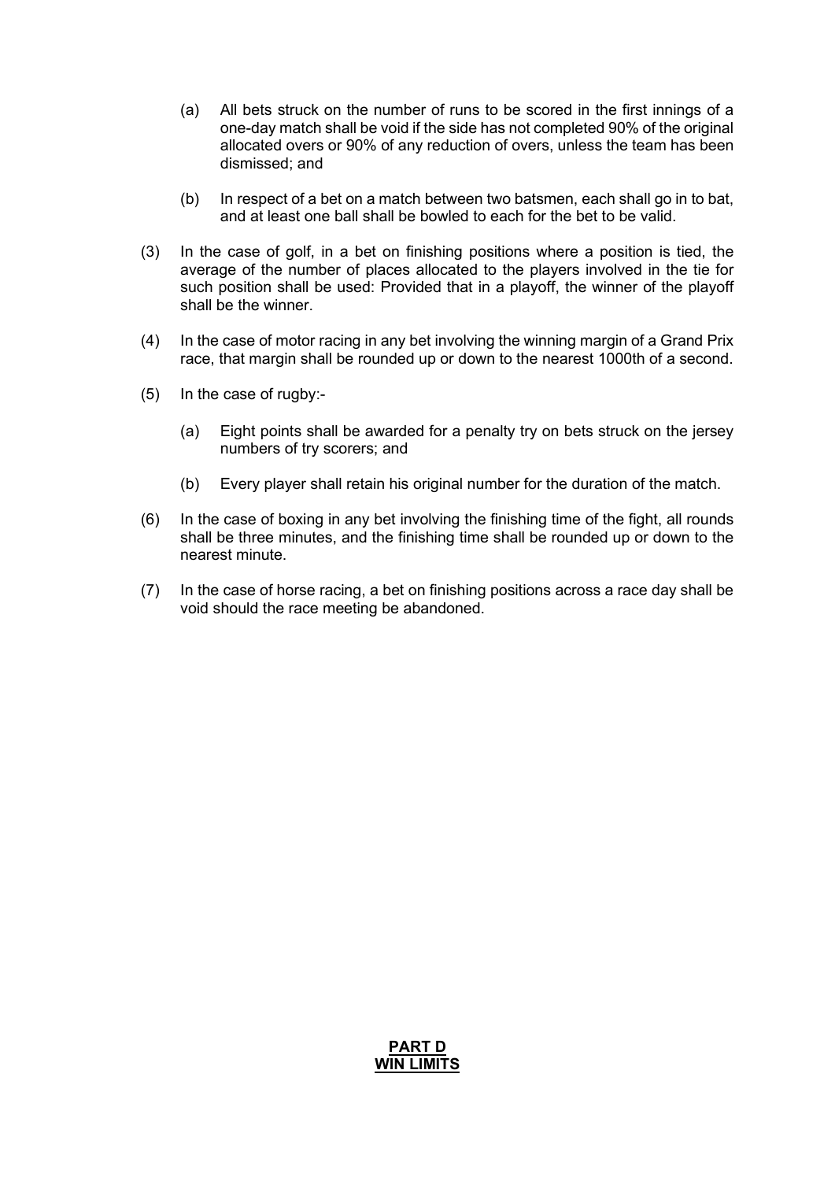(a) All bets struck on the number of runs to be scored in the first innings of a one-day match shall be void if the side has not completed 90% of the original allocated overs or 90% of any reduction of overs, unless the team has been dismissed; and

(b) In respect of a bet on a match between two batsmen, each shall go in to bat, and at least one ball shall be bowled to each for the bet to be valid.

(3) In the case of golf, in a bet on finishing positions where a position is tied, the average of the number of places allocated to the players involved in the tie for such position shall be used: Provided that in a playoff, the winner of the playoff shall be the winner.

(4) In the case of motor racing in any bet involving the winning margin of a Grand Prix race, that margin shall be rounded up or down to the nearest 1000th of a second.

(5) In the case of rugby:-

(a) Eight points shall be awarded for a penalty try on bets struck on the jersey numbers of try scorers; and

(b) Every player shall retain his original number for the duration of the match.

(6) In the case of boxing in any bet involving the finishing time of the fight, all rounds shall be three minutes, and the finishing time shall be rounded up or down to the nearest minute.

(7) In the case of horse racing, a bet on finishing positions across a race day shall be void should the race meeting be abandoned.

## PART D
## WIN LIMITS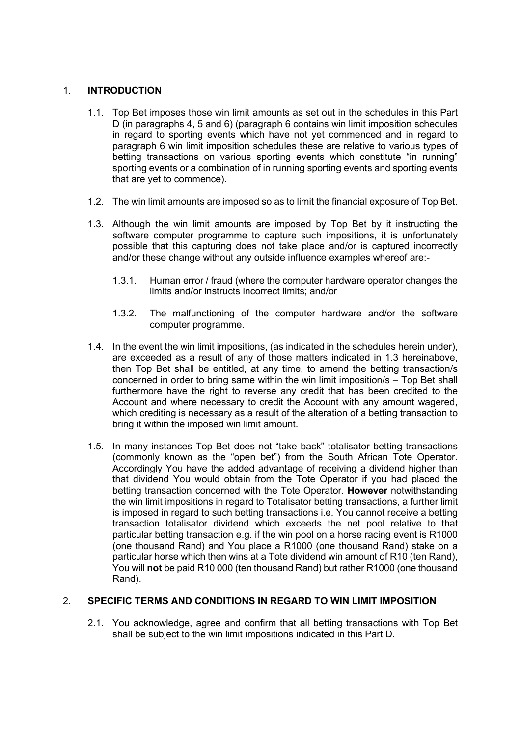## 1. INTRODUCTION

1.1. Top Bet imposes those win limit amounts as set out in the schedules in this Part D (in paragraphs 4, 5 and 6) (paragraph 6 contains win limit imposition schedules in regard to sporting events which have not yet commenced and in regard to paragraph 6 win limit imposition schedules these are relative to various types of betting transactions on various sporting events which constitute "in running" sporting events or a combination of in running sporting events and sporting events that are yet to commence).

1.2. The win limit amounts are imposed so as to limit the financial exposure of Top Bet.

1.3. Although the win limit amounts are imposed by Top Bet by it instructing the software computer programme to capture such impositions, it is unfortunately possible that this capturing does not take place and/or is captured incorrectly and/or these change without any outside influence examples whereof are:-

1.3.1. Human error / fraud (where the computer hardware operator changes the limits and/or instructs incorrect limits; and/or

1.3.2. The malfunctioning of the computer hardware and/or the software computer programme.

1.4. In the event the win limit impositions, (as indicated in the schedules herein under), are exceeded as a result of any of those matters indicated in 1.3 hereinabove, then Top Bet shall be entitled, at any time, to amend the betting transaction/s concerned in order to bring same within the win limit imposition/s – Top Bet shall furthermore have the right to reverse any credit that has been credited to the Account and where necessary to credit the Account with any amount wagered, which crediting is necessary as a result of the alteration of a betting transaction to bring it within the imposed win limit amount.

1.5. In many instances Top Bet does not "take back" totalisator betting transactions (commonly known as the "open bet") from the South African Tote Operator. Accordingly You have the added advantage of receiving a dividend higher than that dividend You would obtain from the Tote Operator if you had placed the betting transaction concerned with the Tote Operator. **However** notwithstanding the win limit impositions in regard to Totalisator betting transactions, a further limit is imposed in regard to such betting transactions i.e. You cannot receive a betting transaction totalisator dividend which exceeds the net pool relative to that particular betting transaction e.g. if the win pool on a horse racing event is R1000 (one thousand Rand) and You place a R1000 (one thousand Rand) stake on a particular horse which then wins at a Tote dividend win amount of R10 (ten Rand), You will **not** be paid R10 000 (ten thousand Rand) but rather R1000 (one thousand Rand).

## 2. SPECIFIC TERMS AND CONDITIONS IN REGARD TO WIN LIMIT IMPOSITION

2.1. You acknowledge, agree and confirm that all betting transactions with Top Bet shall be subject to the win limit impositions indicated in this Part D.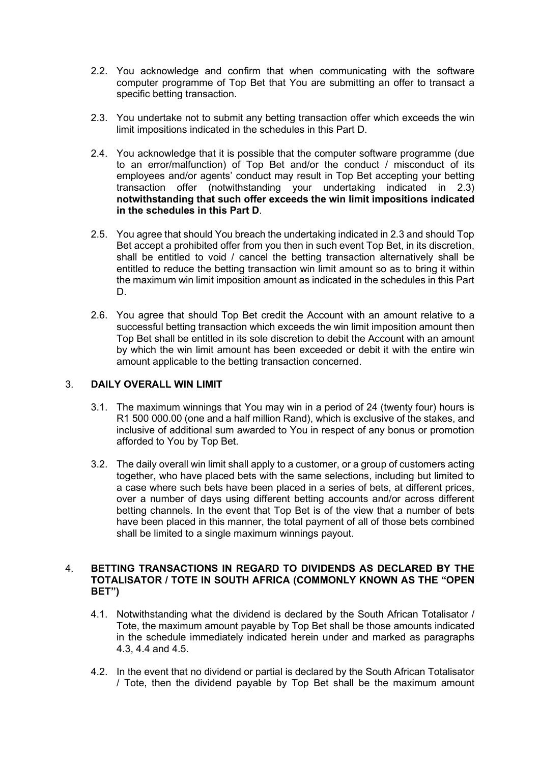2.2. You acknowledge and confirm that when communicating with the software computer programme of Top Bet that You are submitting an offer to transact a specific betting transaction.

2.3. You undertake not to submit any betting transaction offer which exceeds the win limit impositions indicated in the schedules in this Part D.

2.4. You acknowledge that it is possible that the computer software programme (due to an error/malfunction) of Top Bet and/or the conduct / misconduct of its employees and/or agents' conduct may result in Top Bet accepting your betting transaction offer (notwithstanding your undertaking indicated in 2.3) **notwithstanding that such offer exceeds the win limit impositions indicated in the schedules in this Part D**.

2.5. You agree that should You breach the undertaking indicated in 2.3 and should Top Bet accept a prohibited offer from you then in such event Top Bet, in its discretion, shall be entitled to void / cancel the betting transaction alternatively shall be entitled to reduce the betting transaction win limit amount so as to bring it within the maximum win limit imposition amount as indicated in the schedules in this Part D.

2.6. You agree that should Top Bet credit the Account with an amount relative to a successful betting transaction which exceeds the win limit imposition amount then Top Bet shall be entitled in its sole discretion to debit the Account with an amount by which the win limit amount has been exceeded or debit it with the entire win amount applicable to the betting transaction concerned.

## 3. DAILY OVERALL WIN LIMIT

3.1. The maximum winnings that You may win in a period of 24 (twenty four) hours is R1 500 000.00 (one and a half million Rand), which is exclusive of the stakes, and inclusive of additional sum awarded to You in respect of any bonus or promotion afforded to You by Top Bet.

3.2. The daily overall win limit shall apply to a customer, or a group of customers acting together, who have placed bets with the same selections, including but limited to a case where such bets have been placed in a series of bets, at different prices, over a number of days using different betting accounts and/or across different betting channels. In the event that Top Bet is of the view that a number of bets have been placed in this manner, the total payment of all of those bets combined shall be limited to a single maximum winnings payout.

## 4. BETTING TRANSACTIONS IN REGARD TO DIVIDENDS AS DECLARED BY THE TOTALISATOR / TOTE IN SOUTH AFRICA (COMMONLY KNOWN AS THE "OPEN BET")

4.1. Notwithstanding what the dividend is declared by the South African Totalisator / Tote, the maximum amount payable by Top Bet shall be those amounts indicated in the schedule immediately indicated herein under and marked as paragraphs 4.3, 4.4 and 4.5.

4.2. In the event that no dividend or partial is declared by the South African Totalisator / Tote, then the dividend payable by Top Bet shall be the maximum amount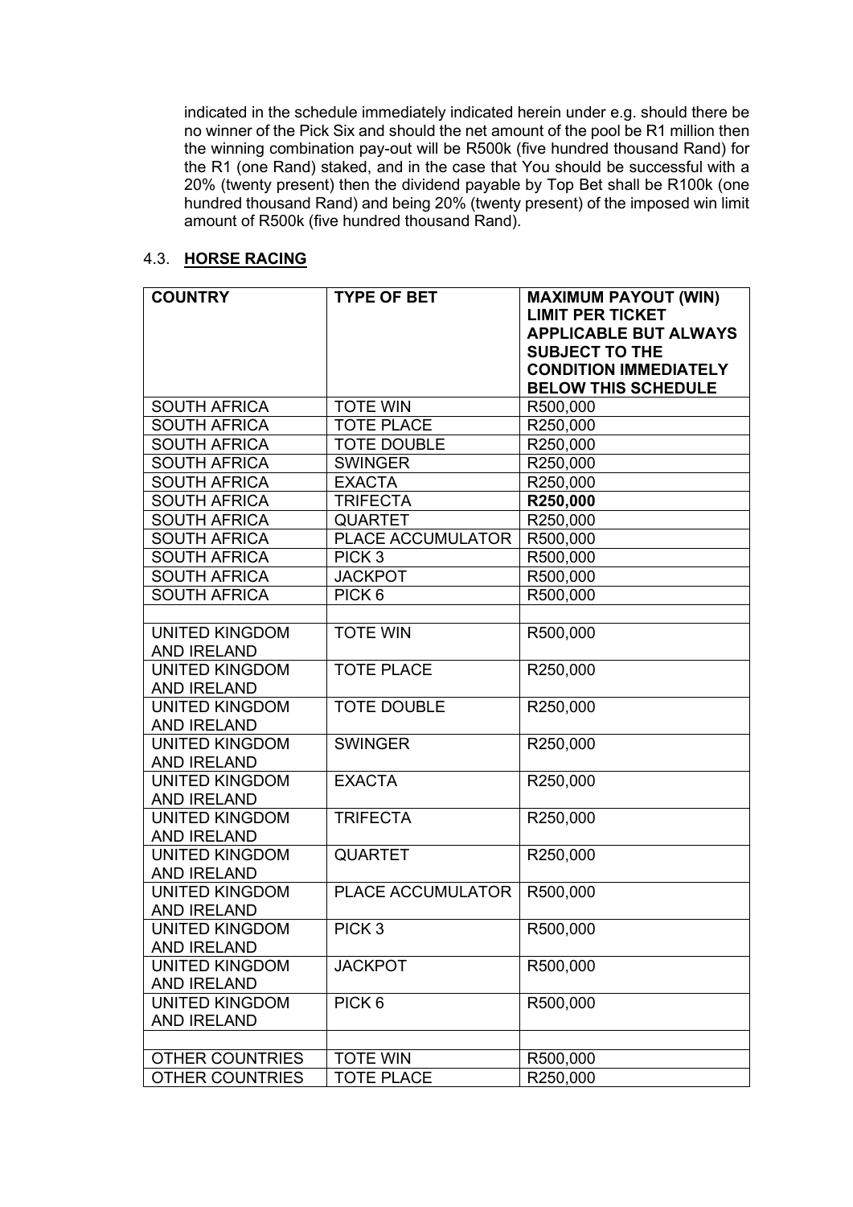indicated in the schedule immediately indicated herein under e.g. should there be no winner of the Pick Six and should the net amount of the pool be R1 million then the winning combination pay-out will be R500k (five hundred thousand Rand) for the R1 (one Rand) staked, and in the case that You should be successful with a 20% (twenty present) then the dividend payable by Top Bet shall be R100k (one hundred thousand Rand) and being 20% (twenty present) of the imposed win limit amount of R500k (five hundred thousand Rand).

### 4.3. **HORSE RACING**

| COUNTRY | TYPE OF BET | MAXIMUM PAYOUT (WIN) LIMIT PER TICKET APPLICABLE BUT ALWAYS SUBJECT TO THE CONDITION IMMEDIATELY BELOW THIS SCHEDULE |
|---|---|---|
| SOUTH AFRICA | TOTE WIN | R500,000 |
| SOUTH AFRICA | TOTE PLACE | R250,000 |
| SOUTH AFRICA | TOTE DOUBLE | R250,000 |
| SOUTH AFRICA | SWINGER | R250,000 |
| SOUTH AFRICA | EXACTA | R250,000 |
| SOUTH AFRICA | TRIFECTA | **R250,000** |
| SOUTH AFRICA | QUARTET | R250,000 |
| SOUTH AFRICA | PLACE ACCUMULATOR | R500,000 |
| SOUTH AFRICA | PICK 3 | R500,000 |
| SOUTH AFRICA | JACKPOT | R500,000 |
| SOUTH AFRICA | PICK 6 | R500,000 |
| | | |
| UNITED KINGDOM AND IRELAND | TOTE WIN | R500,000 |
| UNITED KINGDOM AND IRELAND | TOTE PLACE | R250,000 |
| UNITED KINGDOM AND IRELAND | TOTE DOUBLE | R250,000 |
| UNITED KINGDOM AND IRELAND | SWINGER | R250,000 |
| UNITED KINGDOM AND IRELAND | EXACTA | R250,000 |
| UNITED KINGDOM AND IRELAND | TRIFECTA | R250,000 |
| UNITED KINGDOM AND IRELAND | QUARTET | R250,000 |
| UNITED KINGDOM AND IRELAND | PLACE ACCUMULATOR | R500,000 |
| UNITED KINGDOM AND IRELAND | PICK 3 | R500,000 |
| UNITED KINGDOM AND IRELAND | JACKPOT | R500,000 |
| UNITED KINGDOM AND IRELAND | PICK 6 | R500,000 |
| | | |
| OTHER COUNTRIES | TOTE WIN | R500,000 |
| OTHER COUNTRIES | TOTE PLACE | R250,000 |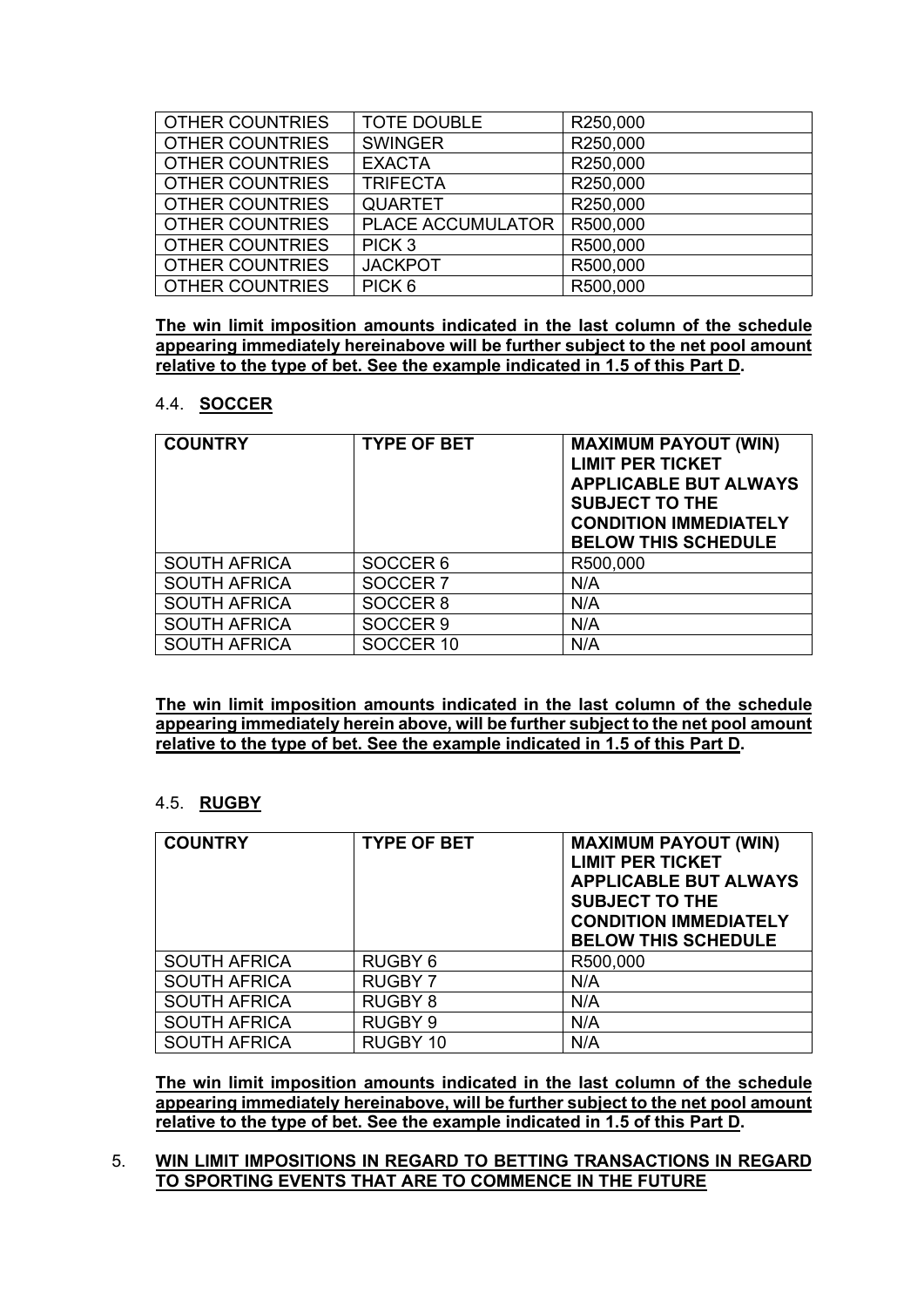| OTHER COUNTRIES | TOTE DOUBLE | R250,000 |
|---|---|---|
| OTHER COUNTRIES | SWINGER | R250,000 |
| OTHER COUNTRIES | EXACTA | R250,000 |
| OTHER COUNTRIES | TRIFECTA | R250,000 |
| OTHER COUNTRIES | QUARTET | R250,000 |
| OTHER COUNTRIES | PLACE ACCUMULATOR | R500,000 |
| OTHER COUNTRIES | PICK 3 | R500,000 |
| OTHER COUNTRIES | JACKPOT | R500,000 |
| OTHER COUNTRIES | PICK 6 | R500,000 |

**The win limit imposition amounts indicated in the last column of the schedule appearing immediately hereinabove will be further subject to the net pool amount relative to the type of bet. See the example indicated in 1.5 of this Part D.**

4.4. **SOCCER**

| COUNTRY | TYPE OF BET | MAXIMUM PAYOUT (WIN) LIMIT PER TICKET APPLICABLE BUT ALWAYS SUBJECT TO THE CONDITION IMMEDIATELY BELOW THIS SCHEDULE |
|---|---|---|
| SOUTH AFRICA | SOCCER 6 | R500,000 |
| SOUTH AFRICA | SOCCER 7 | N/A |
| SOUTH AFRICA | SOCCER 8 | N/A |
| SOUTH AFRICA | SOCCER 9 | N/A |
| SOUTH AFRICA | SOCCER 10 | N/A |

**The win limit imposition amounts indicated in the last column of the schedule appearing immediately herein above, will be further subject to the net pool amount relative to the type of bet. See the example indicated in 1.5 of this Part D.**

4.5. **RUGBY**

| COUNTRY | TYPE OF BET | MAXIMUM PAYOUT (WIN) LIMIT PER TICKET APPLICABLE BUT ALWAYS SUBJECT TO THE CONDITION IMMEDIATELY BELOW THIS SCHEDULE |
|---|---|---|
| SOUTH AFRICA | RUGBY 6 | R500,000 |
| SOUTH AFRICA | RUGBY 7 | N/A |
| SOUTH AFRICA | RUGBY 8 | N/A |
| SOUTH AFRICA | RUGBY 9 | N/A |
| SOUTH AFRICA | RUGBY 10 | N/A |

**The win limit imposition amounts indicated in the last column of the schedule appearing immediately hereinabove, will be further subject to the net pool amount relative to the type of bet. See the example indicated in 1.5 of this Part D.**

5. **WIN LIMIT IMPOSITIONS IN REGARD TO BETTING TRANSACTIONS IN REGARD TO SPORTING EVENTS THAT ARE TO COMMENCE IN THE FUTURE**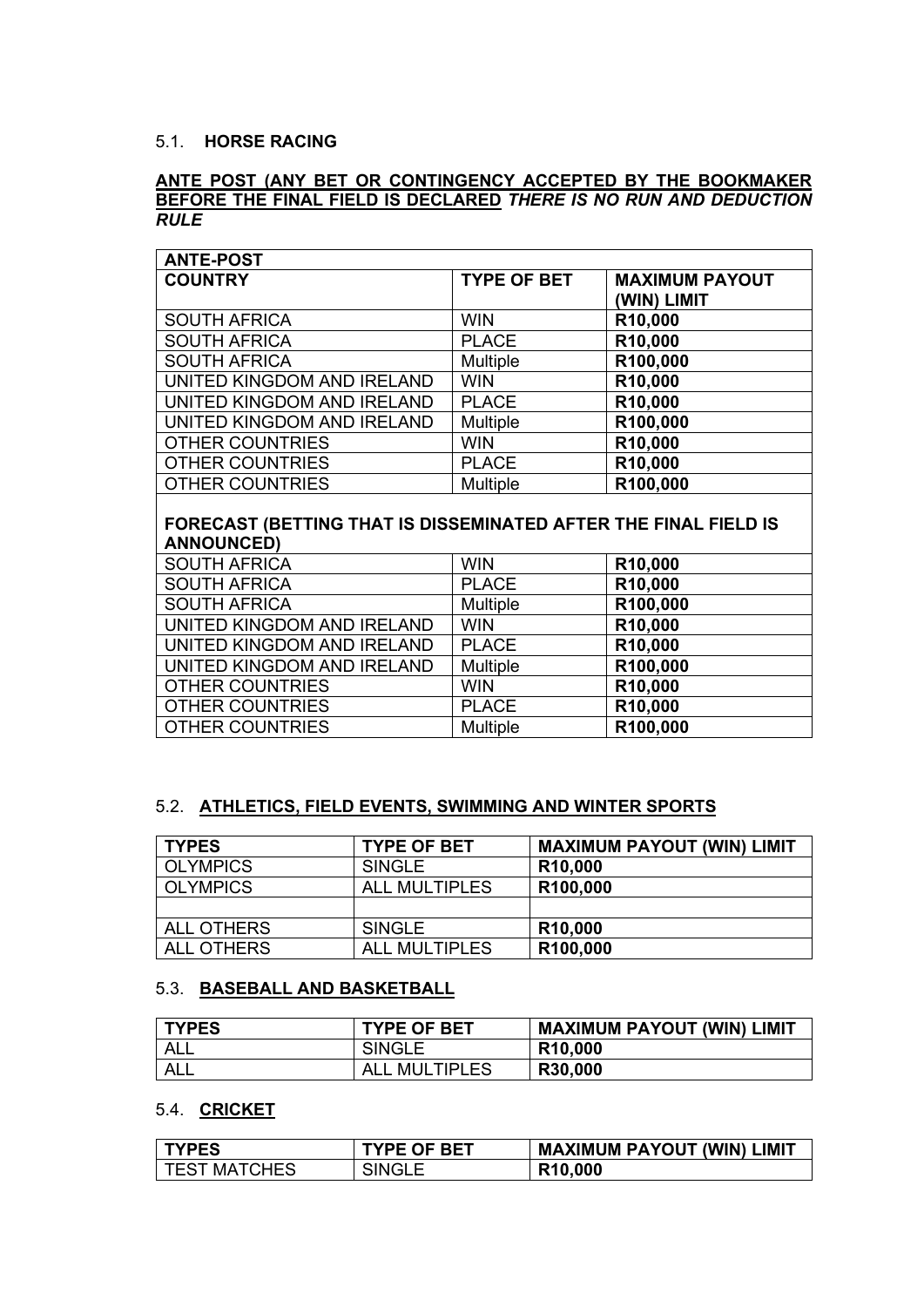### 5.1. **HORSE RACING**

**<u>ANTE POST (ANY BET OR CONTINGENCY ACCEPTED BY THE BOOKMAKER BEFORE THE FINAL FIELD IS DECLARED</u>** ***THERE IS NO RUN AND DEDUCTION RULE***

| **ANTE-POST** | | |
|---|---|---|
| **COUNTRY** | **TYPE OF BET** | **MAXIMUM PAYOUT (WIN) LIMIT** |
| SOUTH AFRICA | WIN | **R10,000** |
| SOUTH AFRICA | PLACE | **R10,000** |
| SOUTH AFRICA | Multiple | **R100,000** |
| UNITED KINGDOM AND IRELAND | WIN | **R10,000** |
| UNITED KINGDOM AND IRELAND | PLACE | **R10,000** |
| UNITED KINGDOM AND IRELAND | Multiple | **R100,000** |
| OTHER COUNTRIES | WIN | **R10,000** |
| OTHER COUNTRIES | PLACE | **R10,000** |
| OTHER COUNTRIES | Multiple | **R100,000** |
| **FORECAST (BETTING THAT IS DISSEMINATED AFTER THE FINAL FIELD IS ANNOUNCED)** | | |
| SOUTH AFRICA | WIN | **R10,000** |
| SOUTH AFRICA | PLACE | **R10,000** |
| SOUTH AFRICA | Multiple | **R100,000** |
| UNITED KINGDOM AND IRELAND | WIN | **R10,000** |
| UNITED KINGDOM AND IRELAND | PLACE | **R10,000** |
| UNITED KINGDOM AND IRELAND | Multiple | **R100,000** |
| OTHER COUNTRIES | WIN | **R10,000** |
| OTHER COUNTRIES | PLACE | **R10,000** |
| OTHER COUNTRIES | Multiple | **R100,000** |

### 5.2. **<u>ATHLETICS, FIELD EVENTS, SWIMMING AND WINTER SPORTS</u>**

| **TYPES** | **TYPE OF BET** | **MAXIMUM PAYOUT (WIN) LIMIT** |
|---|---|---|
| OLYMPICS | SINGLE | **R10,000** |
| OLYMPICS | ALL MULTIPLES | **R100,000** |
| | | |
| ALL OTHERS | SINGLE | **R10,000** |
| ALL OTHERS | ALL MULTIPLES | **R100,000** |

### 5.3. **<u>BASEBALL AND BASKETBALL</u>**

| **TYPES** | **TYPE OF BET** | **MAXIMUM PAYOUT (WIN) LIMIT** |
|---|---|---|
| ALL | SINGLE | **R10,000** |
| ALL | ALL MULTIPLES | **R30,000** |

### 5.4. **<u>CRICKET</u>**

| **TYPES** | **TYPE OF BET** | **MAXIMUM PAYOUT (WIN) LIMIT** |
|---|---|---|
| TEST MATCHES | SINGLE | **R10,000** |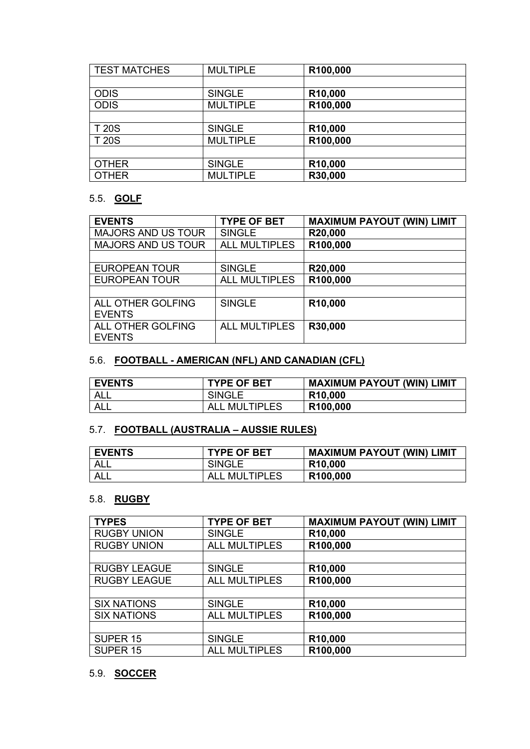| TEST MATCHES | MULTIPLE | **R100,000** |
|---|---|---|
| | | |
| ODIS | SINGLE | **R10,000** |
| ODIS | MULTIPLE | **R100,000** |
| | | |
| T 20S | SINGLE | **R10,000** |
| T 20S | MULTIPLE | **R100,000** |
| | | |
| OTHER | SINGLE | **R10,000** |
| OTHER | MULTIPLE | **R30,000** |

### 5.5. **GOLF**

| EVENTS | TYPE OF BET | MAXIMUM PAYOUT (WIN) LIMIT |
|---|---|---|
| MAJORS AND US TOUR | SINGLE | **R20,000** |
| MAJORS AND US TOUR | ALL MULTIPLES | **R100,000** |
| | | |
| EUROPEAN TOUR | SINGLE | **R20,000** |
| EUROPEAN TOUR | ALL MULTIPLES | **R100,000** |
| | | |
| ALL OTHER GOLFING EVENTS | SINGLE | **R10,000** |
| ALL OTHER GOLFING EVENTS | ALL MULTIPLES | **R30,000** |

### 5.6. **FOOTBALL - AMERICAN (NFL) AND CANADIAN (CFL)**

| EVENTS | TYPE OF BET | MAXIMUM PAYOUT (WIN) LIMIT |
|---|---|---|
| ALL | SINGLE | **R10,000** |
| ALL | ALL MULTIPLES | **R100,000** |

### 5.7. **FOOTBALL (AUSTRALIA – AUSSIE RULES)**

| EVENTS | TYPE OF BET | MAXIMUM PAYOUT (WIN) LIMIT |
|---|---|---|
| ALL | SINGLE | **R10,000** |
| ALL | ALL MULTIPLES | **R100,000** |

### 5.8. **RUGBY**

| TYPES | TYPE OF BET | MAXIMUM PAYOUT (WIN) LIMIT |
|---|---|---|
| RUGBY UNION | SINGLE | **R10,000** |
| RUGBY UNION | ALL MULTIPLES | **R100,000** |
| | | |
| RUGBY LEAGUE | SINGLE | **R10,000** |
| RUGBY LEAGUE | ALL MULTIPLES | **R100,000** |
| | | |
| SIX NATIONS | SINGLE | **R10,000** |
| SIX NATIONS | ALL MULTIPLES | **R100,000** |
| | | |
| SUPER 15 | SINGLE | **R10,000** |
| SUPER 15 | ALL MULTIPLES | **R100,000** |

### 5.9. **SOCCER**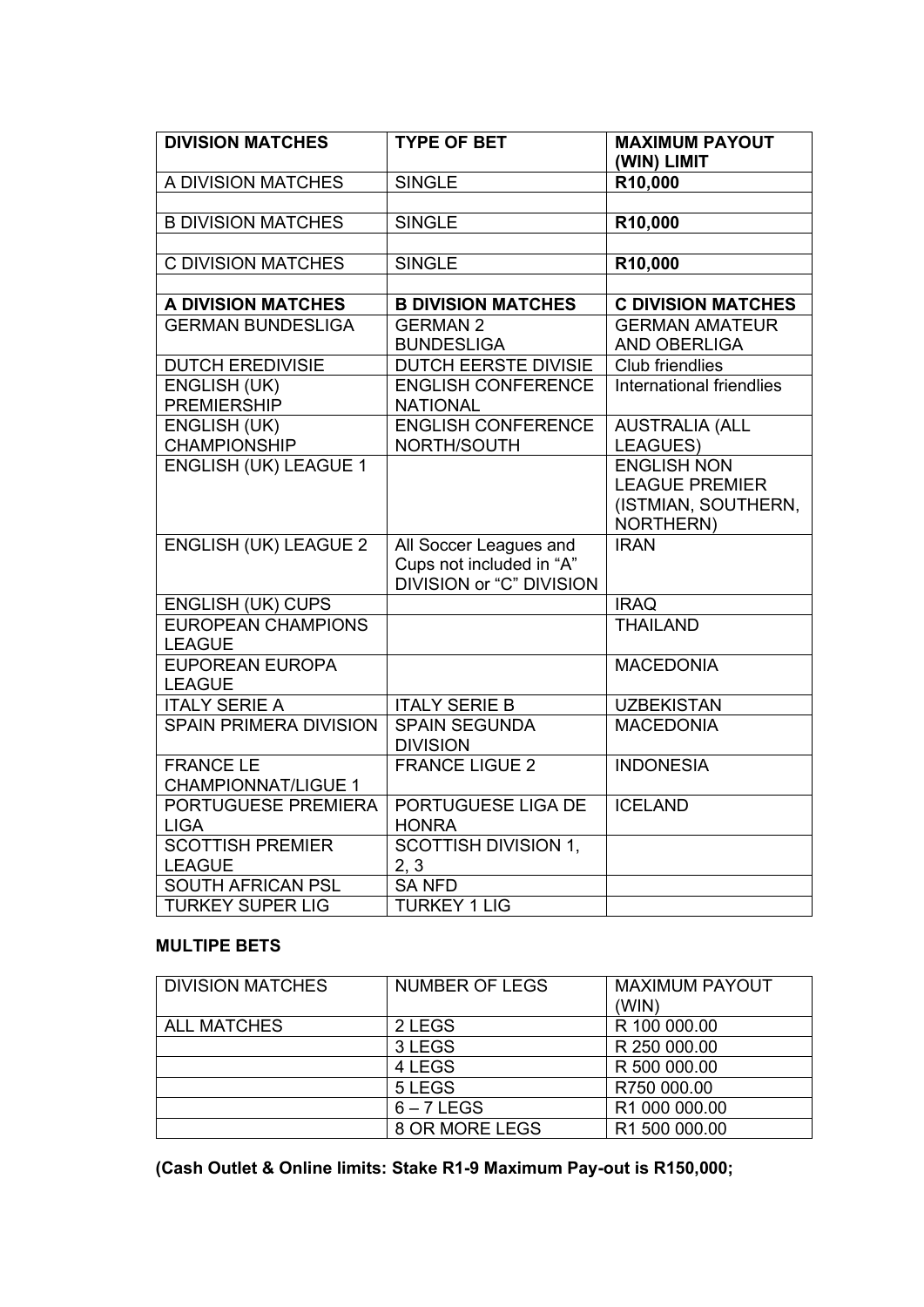| DIVISION MATCHES | TYPE OF BET | MAXIMUM PAYOUT (WIN) LIMIT |
|---|---|---|
| A DIVISION MATCHES | SINGLE | **R10,000** |
| | | |
| B DIVISION MATCHES | SINGLE | **R10,000** |
| | | |
| C DIVISION MATCHES | SINGLE | **R10,000** |
| | | |
| **A DIVISION MATCHES** | **B DIVISION MATCHES** | **C DIVISION MATCHES** |
| GERMAN BUNDESLIGA | GERMAN 2 BUNDESLIGA | GERMAN AMATEUR AND OBERLIGA |
| DUTCH EREDIVISIE | DUTCH EERSTE DIVISIE | Club friendlies |
| ENGLISH (UK) PREMIERSHIP | ENGLISH CONFERENCE NATIONAL | International friendlies |
| ENGLISH (UK) CHAMPIONSHIP | ENGLISH CONFERENCE NORTH/SOUTH | AUSTRALIA (ALL LEAGUES) |
| ENGLISH (UK) LEAGUE 1 | | ENGLISH NON LEAGUE PREMIER (ISTMIAN, SOUTHERN, NORTHERN) |
| ENGLISH (UK) LEAGUE 2 | All Soccer Leagues and Cups not included in "A" DIVISION or "C" DIVISION | IRAN |
| ENGLISH (UK) CUPS | | IRAQ |
| EUROPEAN CHAMPIONS LEAGUE | | THAILAND |
| EUPOREAN EUROPA LEAGUE | | MACEDONIA |
| ITALY SERIE A | ITALY SERIE B | UZBEKISTAN |
| SPAIN PRIMERA DIVISION | SPAIN SEGUNDA DIVISION | MACEDONIA |
| FRANCE LE CHAMPIONNAT/LIGUE 1 | FRANCE LIGUE 2 | INDONESIA |
| PORTUGUESE PREMIERA LIGA | PORTUGUESE LIGA DE HONRA | ICELAND |
| SCOTTISH PREMIER LEAGUE | SCOTTISH DIVISION 1, 2, 3 | |
| SOUTH AFRICAN PSL | SA NFD | |
| TURKEY SUPER LIG | TURKEY 1 LIG | |

**MULTIPE BETS**

| DIVISION MATCHES | NUMBER OF LEGS | MAXIMUM PAYOUT (WIN) |
|---|---|---|
| ALL MATCHES | 2 LEGS | R 100 000.00 |
| | 3 LEGS | R 250 000.00 |
| | 4 LEGS | R 500 000.00 |
| | 5 LEGS | R750 000.00 |
| | 6 – 7 LEGS | R1 000 000.00 |
| | 8 OR MORE LEGS | R1 500 000.00 |

**(Cash Outlet & Online limits: Stake R1-9 Maximum Pay-out is R150,000;**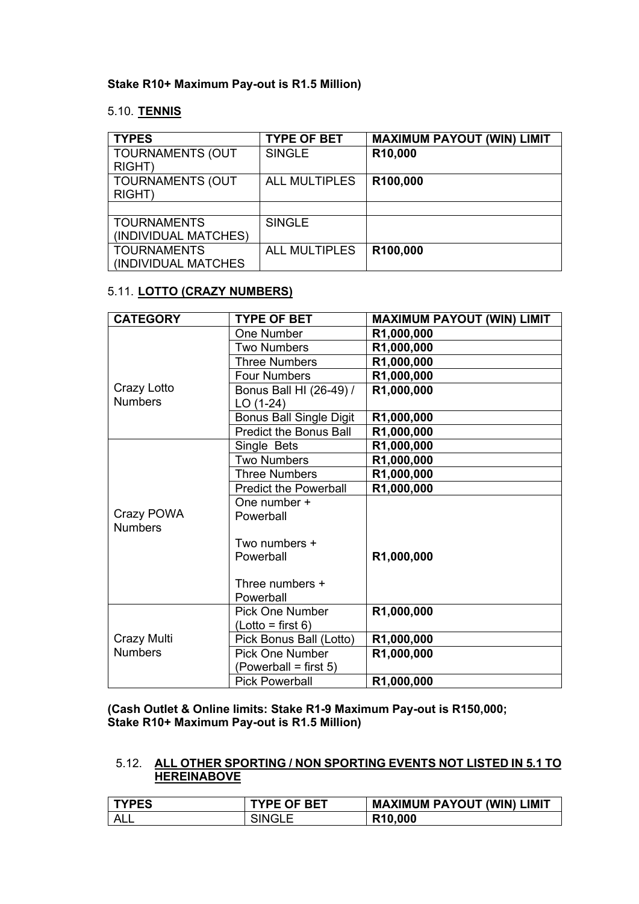**Stake R10+ Maximum Pay-out is R1.5 Million)**

### 5.10. **TENNIS**

| TYPES | TYPE OF BET | MAXIMUM PAYOUT (WIN) LIMIT |
|---|---|---|
| TOURNAMENTS (OUT RIGHT) | SINGLE | **R10,000** |
| TOURNAMENTS (OUT RIGHT) | ALL MULTIPLES | **R100,000** |
| | | |
| TOURNAMENTS (INDIVIDUAL MATCHES) | SINGLE | |
| TOURNAMENTS (INDIVIDUAL MATCHES | ALL MULTIPLES | **R100,000** |

### 5.11. **LOTTO (CRAZY NUMBERS)**

| CATEGORY | TYPE OF BET | MAXIMUM PAYOUT (WIN) LIMIT |
|---|---|---|
| Crazy Lotto Numbers | One Number | **R1,000,000** |
| | Two Numbers | **R1,000,000** |
| | Three Numbers | **R1,000,000** |
| | Four Numbers | **R1,000,000** |
| | Bonus Ball HI (26-49) / LO (1-24) | **R1,000,000** |
| | Bonus Ball Single Digit | **R1,000,000** |
| | Predict the Bonus Ball | **R1,000,000** |
| Crazy POWA Numbers | Single Bets | **R1,000,000** |
| | Two Numbers | **R1,000,000** |
| | Three Numbers | **R1,000,000** |
| | Predict the Powerball | **R1,000,000** |
| | One number + Powerball<br><br>Two numbers + Powerball<br><br>Three numbers + Powerball | **R1,000,000** |
| Crazy Multi Numbers | Pick One Number (Lotto = first 6) | **R1,000,000** |
| | Pick Bonus Ball (Lotto) | **R1,000,000** |
| | Pick One Number (Powerball = first 5) | **R1,000,000** |
| | Pick Powerball | **R1,000,000** |

**(Cash Outlet & Online limits: Stake R1-9 Maximum Pay-out is R150,000; Stake R10+ Maximum Pay-out is R1.5 Million)**

### 5.12. **ALL OTHER SPORTING / NON SPORTING EVENTS NOT LISTED IN 5.1 TO HEREINABOVE**

| TYPES | TYPE OF BET | MAXIMUM PAYOUT (WIN) LIMIT |
|---|---|---|
| ALL | SINGLE | **R10,000** |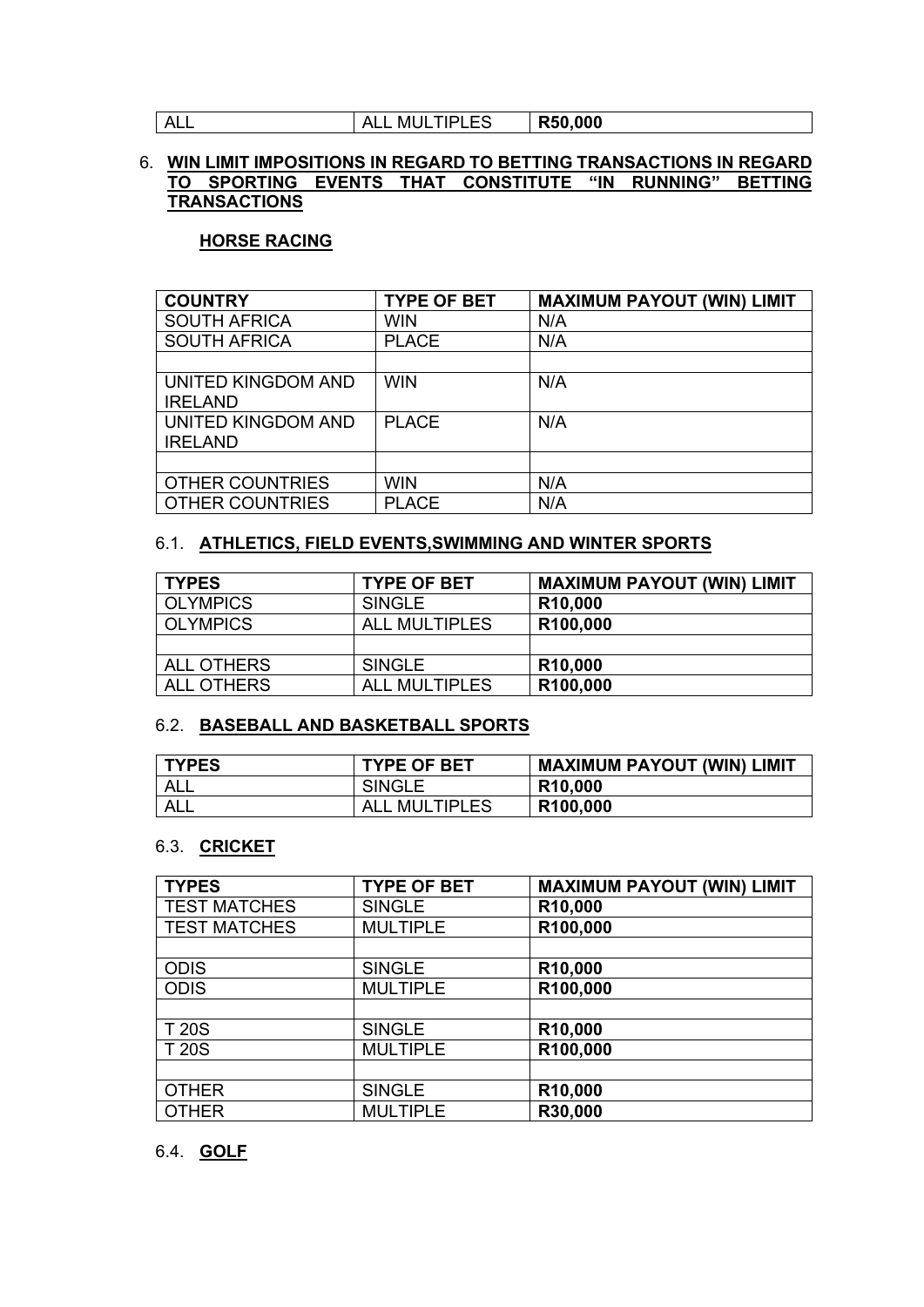| ALL | ALL MULTIPLES | **R50,000** |
|---|---|---|

6. **WIN LIMIT IMPOSITIONS IN REGARD TO BETTING TRANSACTIONS IN REGARD TO SPORTING EVENTS THAT CONSTITUTE "IN RUNNING" BETTING TRANSACTIONS**

**HORSE RACING**

| COUNTRY | TYPE OF BET | MAXIMUM PAYOUT (WIN) LIMIT |
|---|---|---|
| SOUTH AFRICA | WIN | N/A |
| SOUTH AFRICA | PLACE | N/A |
| | | |
| UNITED KINGDOM AND IRELAND | WIN | N/A |
| UNITED KINGDOM AND IRELAND | PLACE | N/A |
| | | |
| OTHER COUNTRIES | WIN | N/A |
| OTHER COUNTRIES | PLACE | N/A |

6.1. **ATHLETICS, FIELD EVENTS,SWIMMING AND WINTER SPORTS**

| TYPES | TYPE OF BET | MAXIMUM PAYOUT (WIN) LIMIT |
|---|---|---|
| OLYMPICS | SINGLE | **R10,000** |
| OLYMPICS | ALL MULTIPLES | **R100,000** |
| | | |
| ALL OTHERS | SINGLE | **R10,000** |
| ALL OTHERS | ALL MULTIPLES | **R100,000** |

6.2. **BASEBALL AND BASKETBALL SPORTS**

| TYPES | TYPE OF BET | MAXIMUM PAYOUT (WIN) LIMIT |
|---|---|---|
| ALL | SINGLE | **R10,000** |
| ALL | ALL MULTIPLES | **R100,000** |

6.3. **CRICKET**

| TYPES | TYPE OF BET | MAXIMUM PAYOUT (WIN) LIMIT |
|---|---|---|
| TEST MATCHES | SINGLE | **R10,000** |
| TEST MATCHES | MULTIPLE | **R100,000** |
| | | |
| ODIS | SINGLE | **R10,000** |
| ODIS | MULTIPLE | **R100,000** |
| | | |
| T 20S | SINGLE | **R10,000** |
| T 20S | MULTIPLE | **R100,000** |
| | | |
| OTHER | SINGLE | **R10,000** |
| OTHER | MULTIPLE | **R30,000** |

6.4. **GOLF**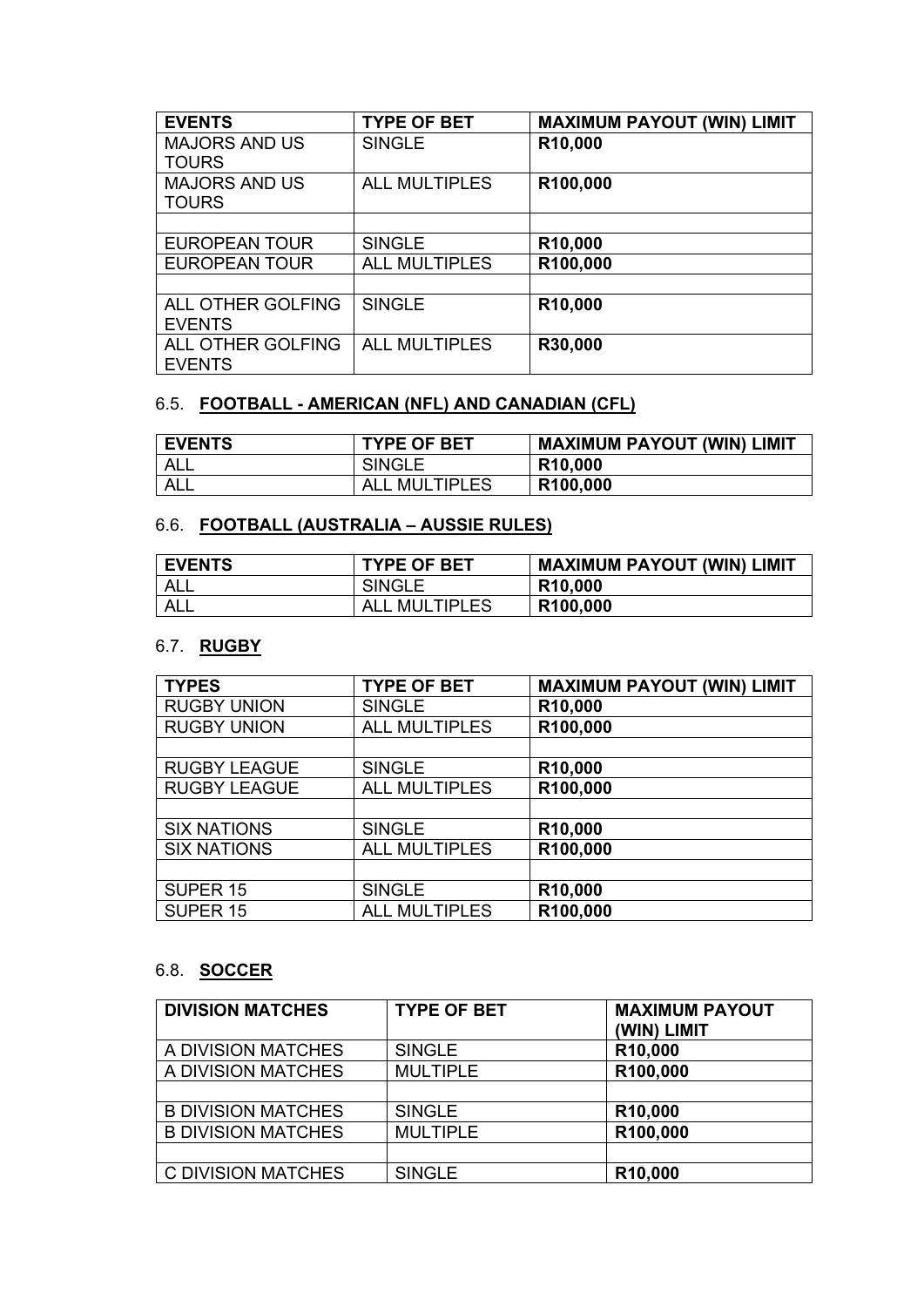| EVENTS | TYPE OF BET | MAXIMUM PAYOUT (WIN) LIMIT |
| --- | --- | --- |
| MAJORS AND US TOURS | SINGLE | **R10,000** |
| MAJORS AND US TOURS | ALL MULTIPLES | **R100,000** |
| | | |
| EUROPEAN TOUR | SINGLE | **R10,000** |
| EUROPEAN TOUR | ALL MULTIPLES | **R100,000** |
| | | |
| ALL OTHER GOLFING EVENTS | SINGLE | **R10,000** |
| ALL OTHER GOLFING EVENTS | ALL MULTIPLES | **R30,000** |

### 6.5. FOOTBALL - AMERICAN (NFL) AND CANADIAN (CFL)

| EVENTS | TYPE OF BET | MAXIMUM PAYOUT (WIN) LIMIT |
| --- | --- | --- |
| ALL | SINGLE | **R10,000** |
| ALL | ALL MULTIPLES | **R100,000** |

### 6.6. FOOTBALL (AUSTRALIA – AUSSIE RULES)

| EVENTS | TYPE OF BET | MAXIMUM PAYOUT (WIN) LIMIT |
| --- | --- | --- |
| ALL | SINGLE | **R10,000** |
| ALL | ALL MULTIPLES | **R100,000** |

### 6.7. RUGBY

| TYPES | TYPE OF BET | MAXIMUM PAYOUT (WIN) LIMIT |
| --- | --- | --- |
| RUGBY UNION | SINGLE | **R10,000** |
| RUGBY UNION | ALL MULTIPLES | **R100,000** |
| | | |
| RUGBY LEAGUE | SINGLE | **R10,000** |
| RUGBY LEAGUE | ALL MULTIPLES | **R100,000** |
| | | |
| SIX NATIONS | SINGLE | **R10,000** |
| SIX NATIONS | ALL MULTIPLES | **R100,000** |
| | | |
| SUPER 15 | SINGLE | **R10,000** |
| SUPER 15 | ALL MULTIPLES | **R100,000** |

### 6.8. SOCCER

| DIVISION MATCHES | TYPE OF BET | MAXIMUM PAYOUT (WIN) LIMIT |
| --- | --- | --- |
| A DIVISION MATCHES | SINGLE | **R10,000** |
| A DIVISION MATCHES | MULTIPLE | **R100,000** |
| | | |
| B DIVISION MATCHES | SINGLE | **R10,000** |
| B DIVISION MATCHES | MULTIPLE | **R100,000** |
| | | |
| C DIVISION MATCHES | SINGLE | **R10,000** |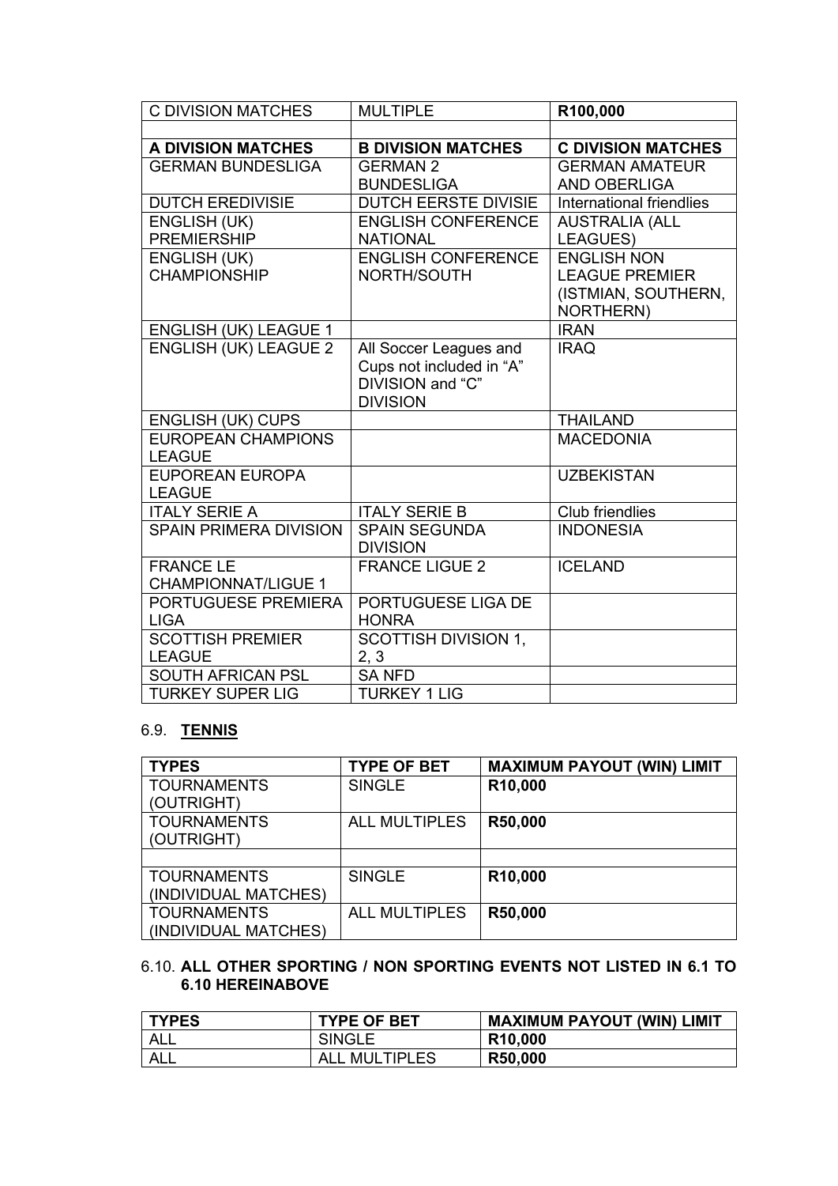| | | |
|---|---|---|
| C DIVISION MATCHES | MULTIPLE | **R100,000** |
| | | |
| **A DIVISION MATCHES** | **B DIVISION MATCHES** | **C DIVISION MATCHES** |
| GERMAN BUNDESLIGA | GERMAN 2 BUNDESLIGA | GERMAN AMATEUR AND OBERLIGA |
| DUTCH EREDIVISIE | DUTCH EERSTE DIVISIE | International friendlies |
| ENGLISH (UK) PREMIERSHIP | ENGLISH CONFERENCE NATIONAL | AUSTRALIA (ALL LEAGUES) |
| ENGLISH (UK) CHAMPIONSHIP | ENGLISH CONFERENCE NORTH/SOUTH | ENGLISH NON LEAGUE PREMIER (ISTMIAN, SOUTHERN, NORTHERN) |
| ENGLISH (UK) LEAGUE 1 | | IRAN |
| ENGLISH (UK) LEAGUE 2 | All Soccer Leagues and Cups not included in "A" DIVISION and "C" DIVISION | IRAQ |
| ENGLISH (UK) CUPS | | THAILAND |
| EUROPEAN CHAMPIONS LEAGUE | | MACEDONIA |
| EUPOREAN EUROPA LEAGUE | | UZBEKISTAN |
| ITALY SERIE A | ITALY SERIE B | Club friendlies |
| SPAIN PRIMERA DIVISION | SPAIN SEGUNDA DIVISION | INDONESIA |
| FRANCE LE CHAMPIONNAT/LIGUE 1 | FRANCE LIGUE 2 | ICELAND |
| PORTUGUESE PREMIERA LIGA | PORTUGUESE LIGA DE HONRA | |
| SCOTTISH PREMIER LEAGUE | SCOTTISH DIVISION 1, 2, 3 | |
| SOUTH AFRICAN PSL | SA NFD | |
| TURKEY SUPER LIG | TURKEY 1 LIG | |

### 6.9. **TENNIS**

| **TYPES** | **TYPE OF BET** | **MAXIMUM PAYOUT (WIN) LIMIT** |
|---|---|---|
| TOURNAMENTS (OUTRIGHT) | SINGLE | **R10,000** |
| TOURNAMENTS (OUTRIGHT) | ALL MULTIPLES | **R50,000** |
| | | |
| TOURNAMENTS (INDIVIDUAL MATCHES) | SINGLE | **R10,000** |
| TOURNAMENTS (INDIVIDUAL MATCHES) | ALL MULTIPLES | **R50,000** |

### 6.10. **ALL OTHER SPORTING / NON SPORTING EVENTS NOT LISTED IN 6.1 TO 6.10 HEREINABOVE**

| **TYPES** | **TYPE OF BET** | **MAXIMUM PAYOUT (WIN) LIMIT** |
|---|---|---|
| ALL | SINGLE | **R10,000** |
| ALL | ALL MULTIPLES | **R50,000** |